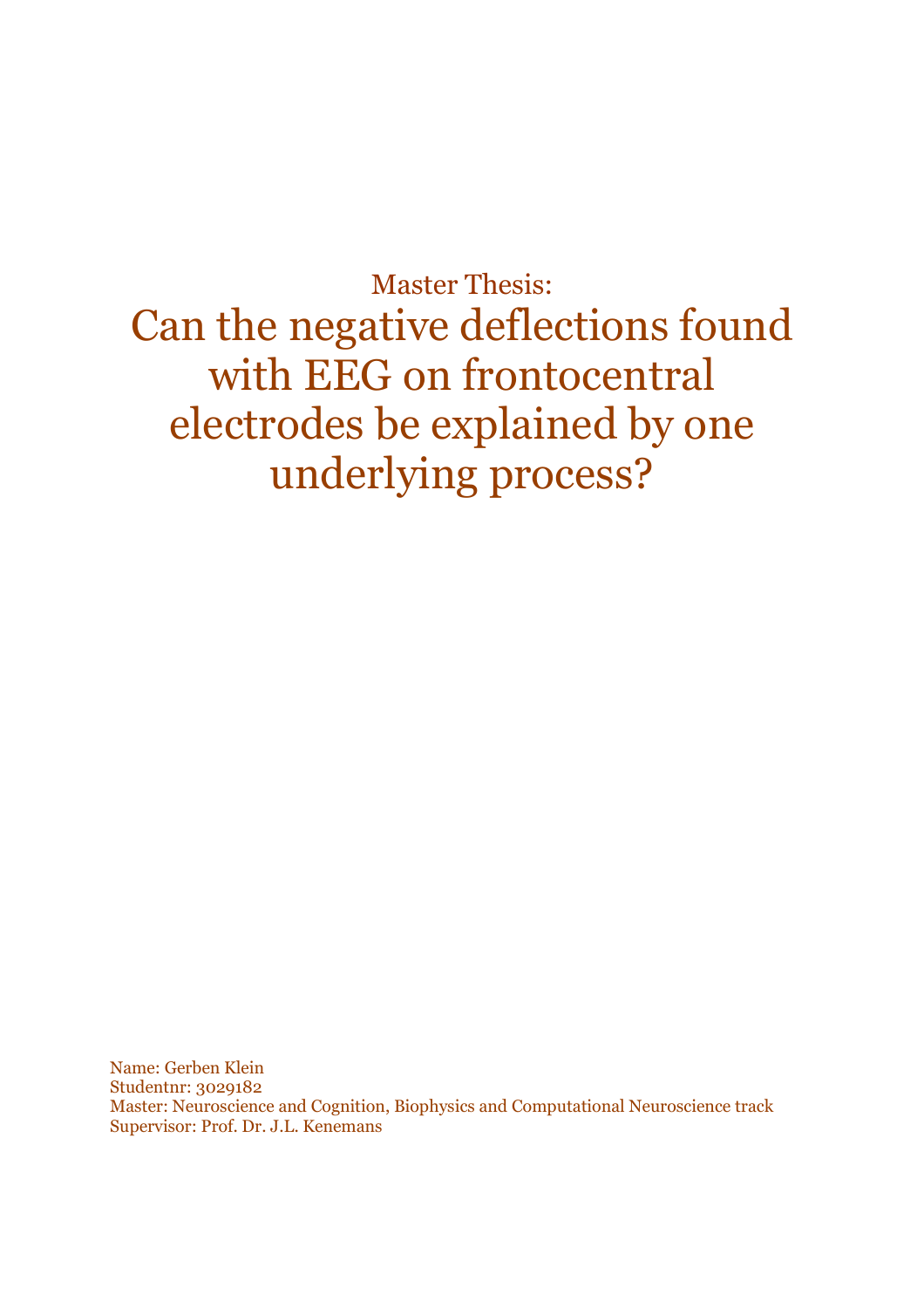Master Thesis:

# Can the negative deflections found with EEG on frontocentral electrodes be explained by one underlying process?

Name: Gerben Klein
Studentnr: 3029182
Master: Neuroscience and Cognition, Biophysics and Computational Neuroscience track
Supervisor: Prof. Dr. J.L. Kenemans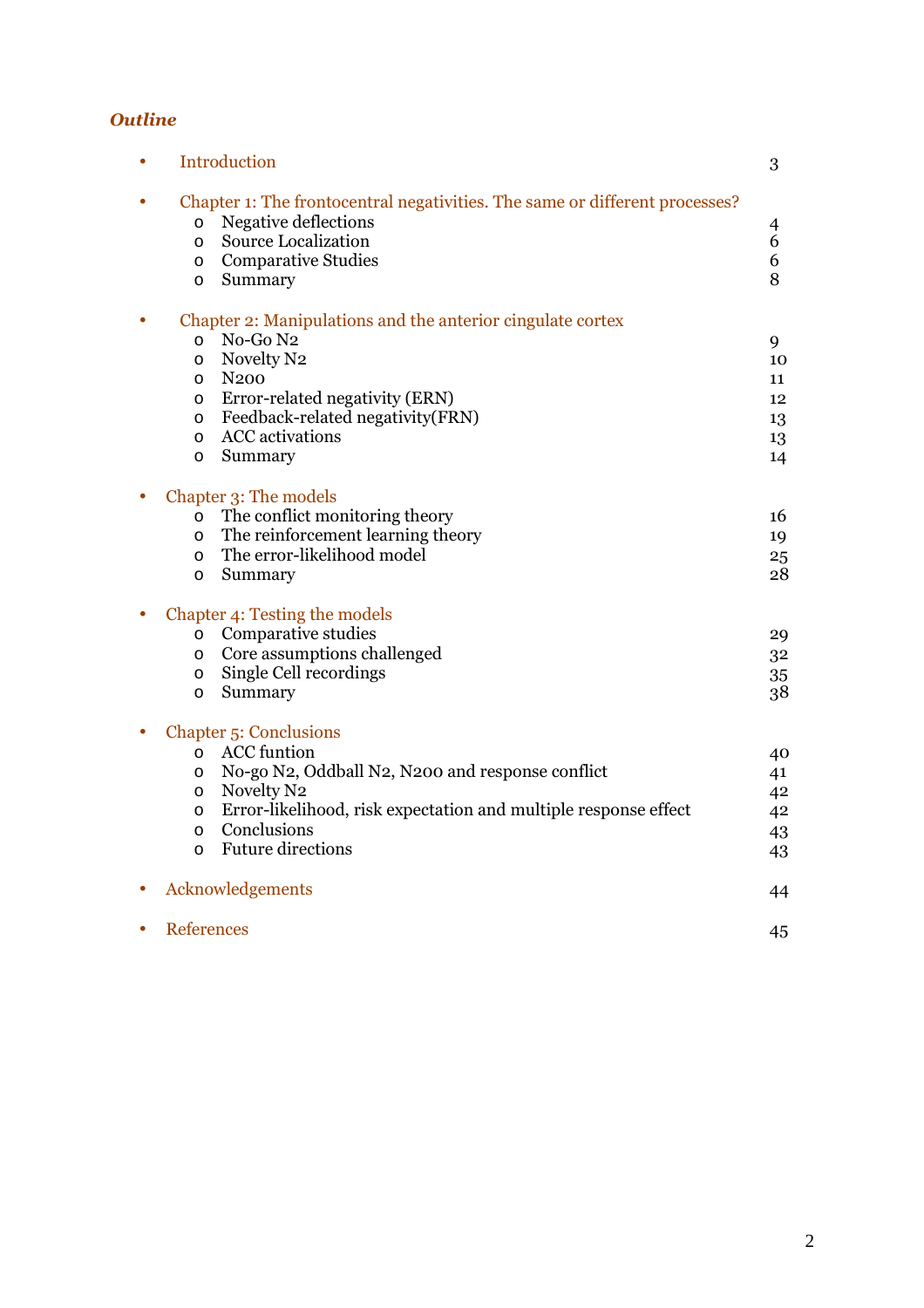## *Outline*

- Introduction 3

- Chapter 1: The frontocentral negativities. The same or different processes?
  - Negative deflections 4
  - Source Localization 6
  - Comparative Studies 6
  - Summary 8

- Chapter 2: Manipulations and the anterior cingulate cortex
  - No-Go N2 9
  - Novelty N2 10
  - N200 11
  - Error-related negativity (ERN) 12
  - Feedback-related negativity(FRN) 13
  - ACC activations 13
  - Summary 14

- Chapter 3: The models
  - The conflict monitoring theory 16
  - The reinforcement learning theory 19
  - The error-likelihood model 25
  - Summary 28

- Chapter 4: Testing the models
  - Comparative studies 29
  - Core assumptions challenged 32
  - Single Cell recordings 35
  - Summary 38

- Chapter 5: Conclusions
  - ACC funtion 40
  - No-go N2, Oddball N2, N200 and response conflict 41
  - Novelty N2 42
  - Error-likelihood, risk expectation and multiple response effect 42
  - Conclusions 43
  - Future directions 43

- Acknowledgements 44

- References 45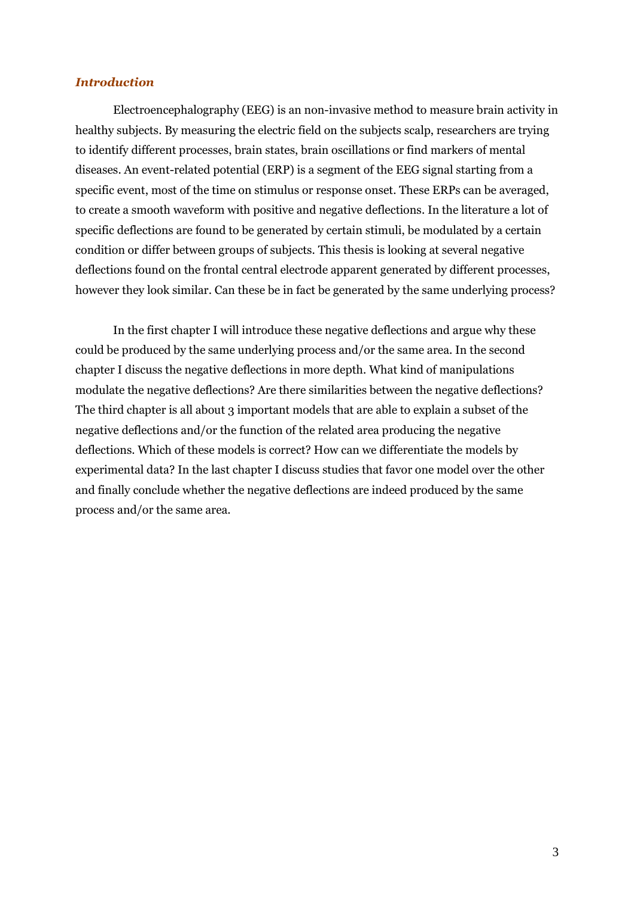***Introduction***

Electroencephalography (EEG) is an non-invasive method to measure brain activity in healthy subjects. By measuring the electric field on the subjects scalp, researchers are trying to identify different processes, brain states, brain oscillations or find markers of mental diseases. An event-related potential (ERP) is a segment of the EEG signal starting from a specific event, most of the time on stimulus or response onset. These ERPs can be averaged, to create a smooth waveform with positive and negative deflections. In the literature a lot of specific deflections are found to be generated by certain stimuli, be modulated by a certain condition or differ between groups of subjects. This thesis is looking at several negative deflections found on the frontal central electrode apparent generated by different processes, however they look similar. Can these be in fact be generated by the same underlying process?

In the first chapter I will introduce these negative deflections and argue why these could be produced by the same underlying process and/or the same area. In the second chapter I discuss the negative deflections in more depth. What kind of manipulations modulate the negative deflections? Are there similarities between the negative deflections? The third chapter is all about 3 important models that are able to explain a subset of the negative deflections and/or the function of the related area producing the negative deflections. Which of these models is correct? How can we differentiate the models by experimental data? In the last chapter I discuss studies that favor one model over the other and finally conclude whether the negative deflections are indeed produced by the same process and/or the same area.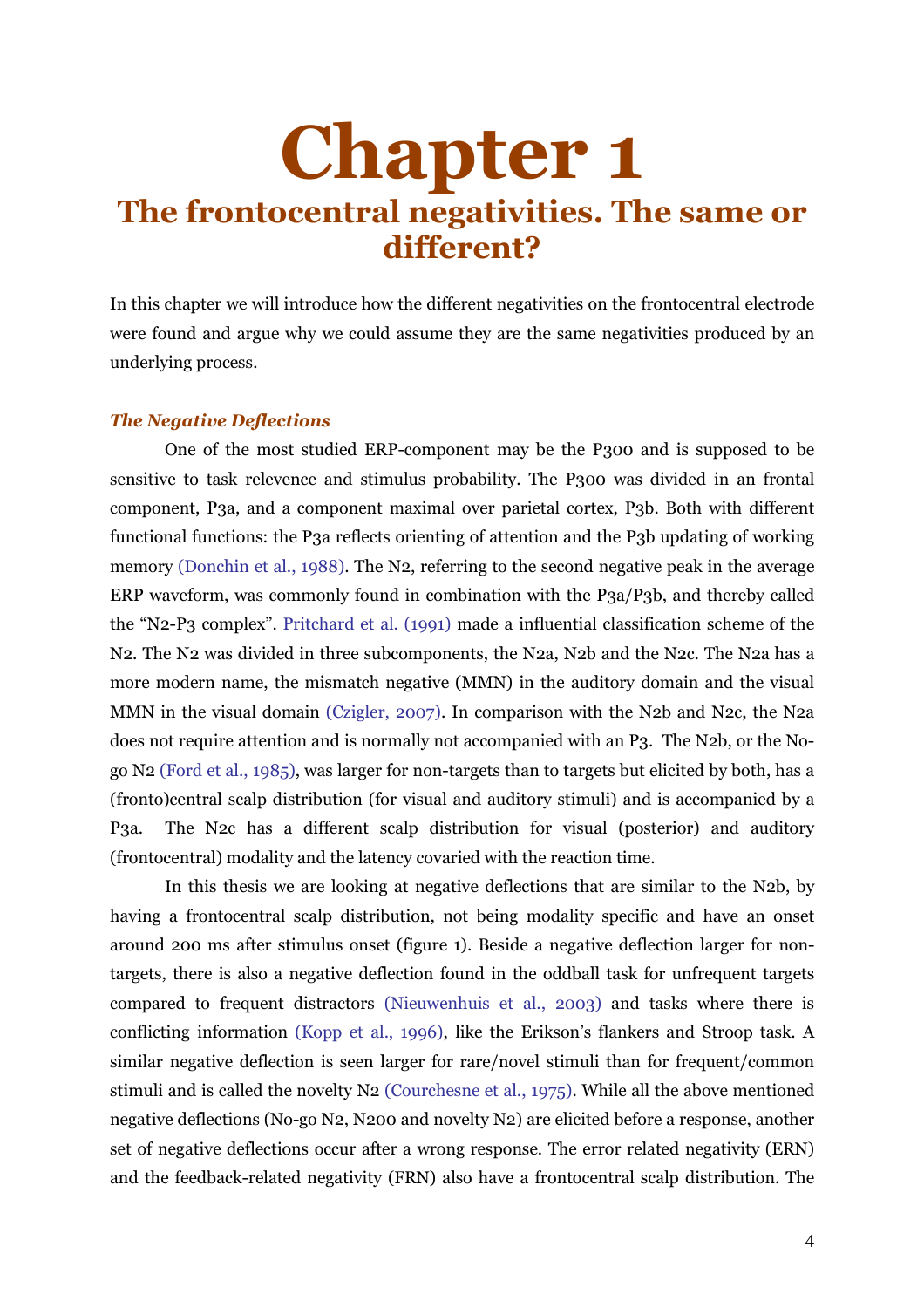# Chapter 1

## The frontocentral negativities. The same or different?

In this chapter we will introduce how the different negativities on the frontocentral electrode were found and argue why we could assume they are the same negativities produced by an underlying process.

### *The Negative Deflections*

One of the most studied ERP-component may be the P300 and is supposed to be sensitive to task relevence and stimulus probability. The P300 was divided in an frontal component, P3a, and a component maximal over parietal cortex, P3b. Both with different functional functions: the P3a reflects orienting of attention and the P3b updating of working memory (Donchin et al., 1988). The N2, referring to the second negative peak in the average ERP waveform, was commonly found in combination with the P3a/P3b, and thereby called the "N2-P3 complex". Pritchard et al. (1991) made a influential classification scheme of the N2. The N2 was divided in three subcomponents, the N2a, N2b and the N2c. The N2a has a more modern name, the mismatch negative (MMN) in the auditory domain and the visual MMN in the visual domain (Czigler, 2007). In comparison with the N2b and N2c, the N2a does not require attention and is normally not accompanied with an P3. The N2b, or the No-go N2 (Ford et al., 1985), was larger for non-targets than to targets but elicited by both, has a (fronto)central scalp distribution (for visual and auditory stimuli) and is accompanied by a P3a. The N2c has a different scalp distribution for visual (posterior) and auditory (frontocentral) modality and the latency covaried with the reaction time.

In this thesis we are looking at negative deflections that are similar to the N2b, by having a frontocentral scalp distribution, not being modality specific and have an onset around 200 ms after stimulus onset (figure 1). Beside a negative deflection larger for non-targets, there is also a negative deflection found in the oddball task for unfrequent targets compared to frequent distractors (Nieuwenhuis et al., 2003) and tasks where there is conflicting information (Kopp et al., 1996), like the Erikson's flankers and Stroop task. A similar negative deflection is seen larger for rare/novel stimuli than for frequent/common stimuli and is called the novelty N2 (Courchesne et al., 1975). While all the above mentioned negative deflections (No-go N2, N200 and novelty N2) are elicited before a response, another set of negative deflections occur after a wrong response. The error related negativity (ERN) and the feedback-related negativity (FRN) also have a frontocentral scalp distribution. The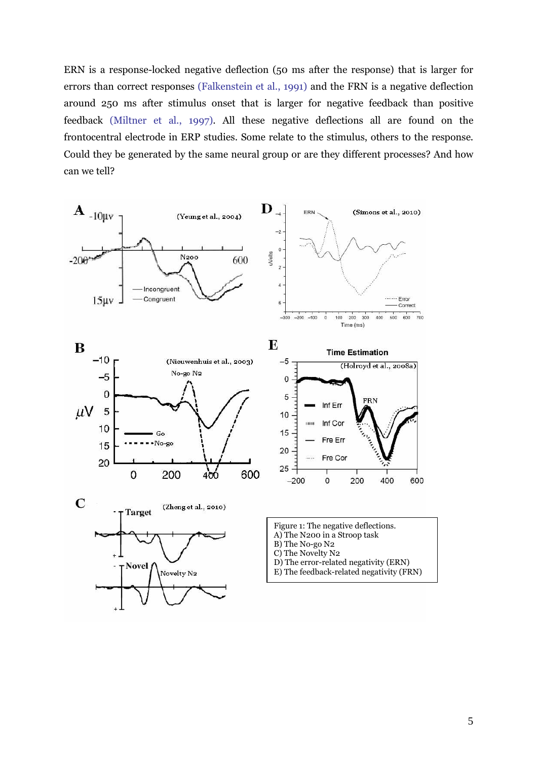ERN is a response-locked negative deflection (50 ms after the response) that is larger for errors than correct responses (Falkenstein et al., 1991) and the FRN is a negative deflection around 250 ms after stimulus onset that is larger for negative feedback than positive feedback (Miltner et al., 1997). All these negative deflections all are found on the frontocentral electrode in ERP studies. Some relate to the stimulus, others to the response. Could they be generated by the same neural group or are they different processes? And how can we tell?

Figure 1: The negative deflections.
A) The N200 in a Stroop task
B) The No-go N2
C) The Novelty N2
D) The error-related negativity (ERN)
E) The feedback-related negativity (FRN)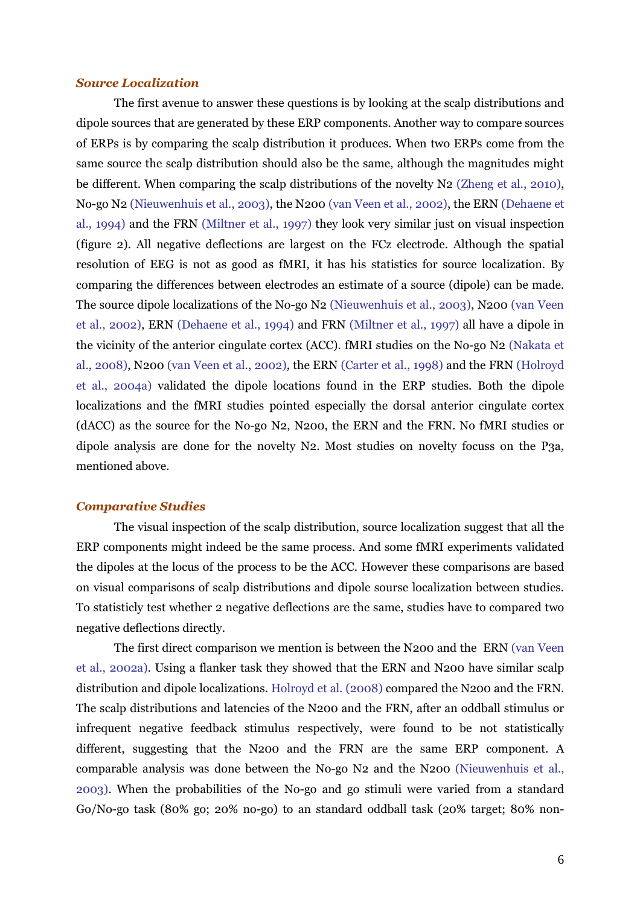### *Source Localization*

The first avenue to answer these questions is by looking at the scalp distributions and dipole sources that are generated by these ERP components. Another way to compare sources of ERPs is by comparing the scalp distribution it produces. When two ERPs come from the same source the scalp distribution should also be the same, although the magnitudes might be different. When comparing the scalp distributions of the novelty N2 (Zheng et al., 2010), No-go N2 (Nieuwenhuis et al., 2003), the N200 (van Veen et al., 2002), the ERN (Dehaene et al., 1994) and the FRN (Miltner et al., 1997) they look very similar just on visual inspection (figure 2). All negative deflections are largest on the FCz electrode. Although the spatial resolution of EEG is not as good as fMRI, it has his statistics for source localization. By comparing the differences between electrodes an estimate of a source (dipole) can be made. The source dipole localizations of the No-go N2 (Nieuwenhuis et al., 2003), N200 (van Veen et al., 2002), ERN (Dehaene et al., 1994) and FRN (Miltner et al., 1997) all have a dipole in the vicinity of the anterior cingulate cortex (ACC). fMRI studies on the No-go N2 (Nakata et al., 2008), N200 (van Veen et al., 2002), the ERN (Carter et al., 1998) and the FRN (Holroyd et al., 2004a) validated the dipole locations found in the ERP studies. Both the dipole localizations and the fMRI studies pointed especially the dorsal anterior cingulate cortex (dACC) as the source for the No-go N2, N200, the ERN and the FRN. No fMRI studies or dipole analysis are done for the novelty N2. Most studies on novelty focuss on the P3a, mentioned above.

### *Comparative Studies*

The visual inspection of the scalp distribution, source localization suggest that all the ERP components might indeed be the same process. And some fMRI experiments validated the dipoles at the locus of the process to be the ACC. However these comparisons are based on visual comparisons of scalp distributions and dipole sourse localization between studies. To statisticly test whether 2 negative deflections are the same, studies have to compared two negative deflections directly.

The first direct comparison we mention is between the N200 and the ERN (van Veen et al., 2002a). Using a flanker task they showed that the ERN and N200 have similar scalp distribution and dipole localizations. Holroyd et al. (2008) compared the N200 and the FRN. The scalp distributions and latencies of the N200 and the FRN, after an oddball stimulus or infrequent negative feedback stimulus respectively, were found to be not statistically different, suggesting that the N200 and the FRN are the same ERP component. A comparable analysis was done between the No-go N2 and the N200 (Nieuwenhuis et al., 2003). When the probabilities of the No-go and go stimuli were varied from a standard Go/No-go task (80% go; 20% no-go) to an standard oddball task (20% target; 80% non-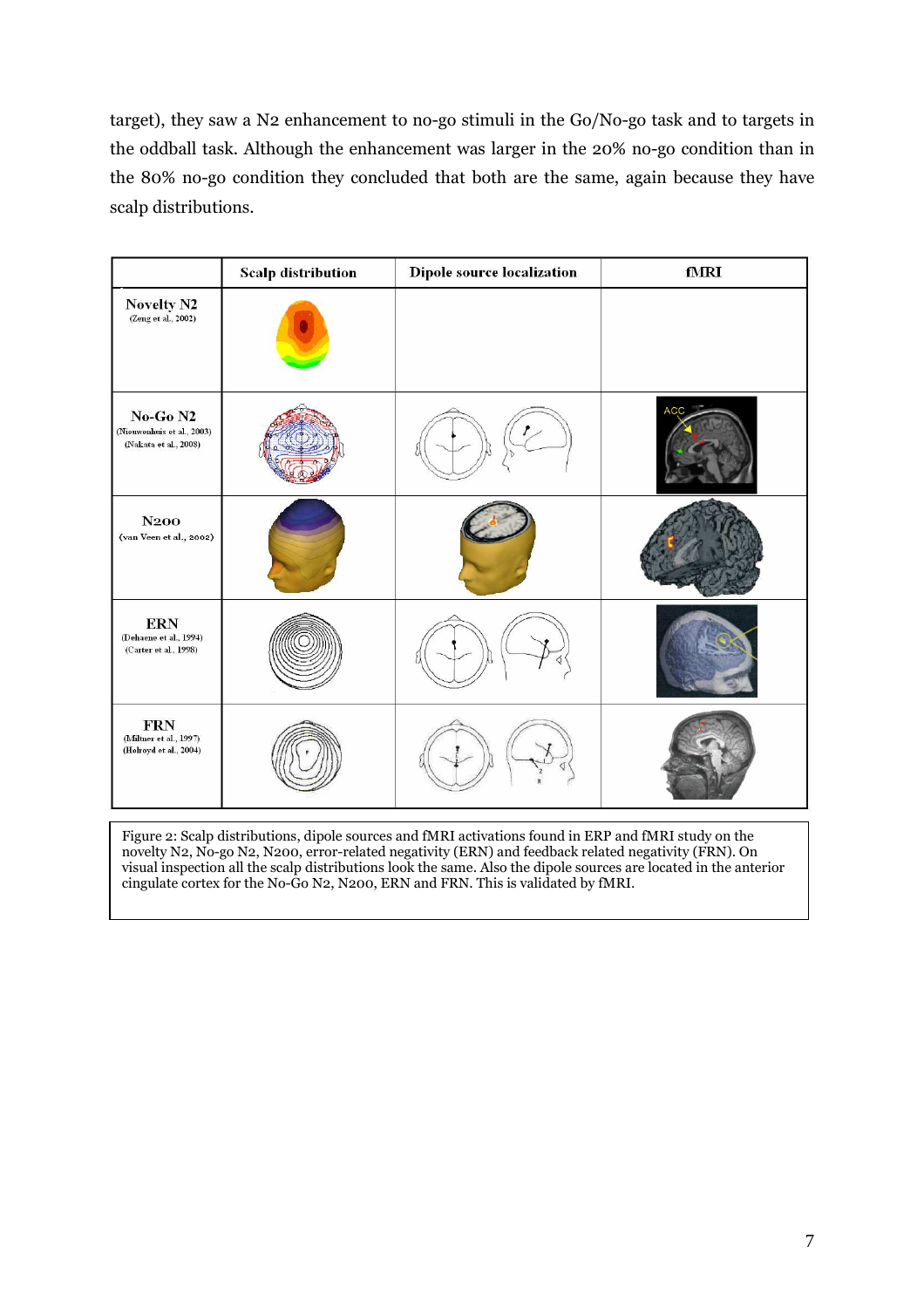target), they saw a N2 enhancement to no-go stimuli in the Go/No-go task and to targets in the oddball task. Although the enhancement was larger in the 20% no-go condition than in the 80% no-go condition they concluded that both are the same, again because they have scalp distributions.

| | Scalp distribution | Dipole source localization | fMRI |
|---|---|---|---|
| **Novelty N2** (Zeng et al., 2002) | | | |
| **No-Go N2** (Nieuwenhuis et al., 2003) (Nakata et al., 2008) | | | ACC |
| **N200** (van Veen et al., 2002) | | | |
| **ERN** (Dehaene et al., 1994) (Carter et al., 1998) | | | |
| **FRN** (Miltner et al., 1997) (Holroyd et al., 2004) | | | |

Figure 2: Scalp distributions, dipole sources and fMRI activations found in ERP and fMRI study on the novelty N2, No-go N2, N200, error-related negativity (ERN) and feedback related negativity (FRN). On visual inspection all the scalp distributions look the same. Also the dipole sources are located in the anterior cingulate cortex for the No-Go N2, N200, ERN and FRN. This is validated by fMRI.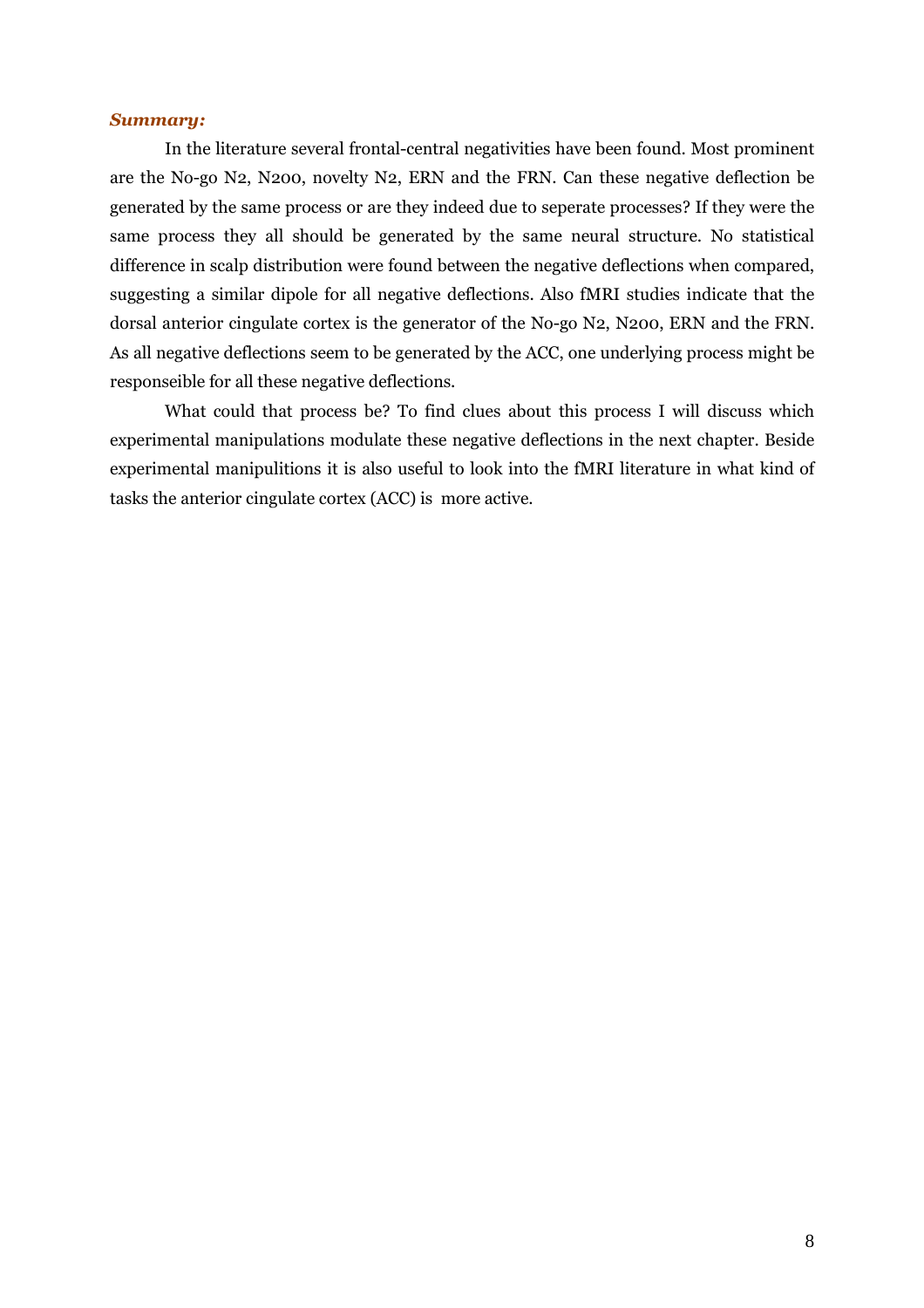***Summary:***

In the literature several frontal-central negativities have been found. Most prominent are the No-go N2, N200, novelty N2, ERN and the FRN. Can these negative deflection be generated by the same process or are they indeed due to seperate processes? If they were the same process they all should be generated by the same neural structure. No statistical difference in scalp distribution were found between the negative deflections when compared, suggesting a similar dipole for all negative deflections. Also fMRI studies indicate that the dorsal anterior cingulate cortex is the generator of the No-go N2, N200, ERN and the FRN. As all negative deflections seem to be generated by the ACC, one underlying process might be responseible for all these negative deflections.

What could that process be? To find clues about this process I will discuss which experimental manipulations modulate these negative deflections in the next chapter. Beside experimental manipulitions it is also useful to look into the fMRI literature in what kind of tasks the anterior cingulate cortex (ACC) is more active.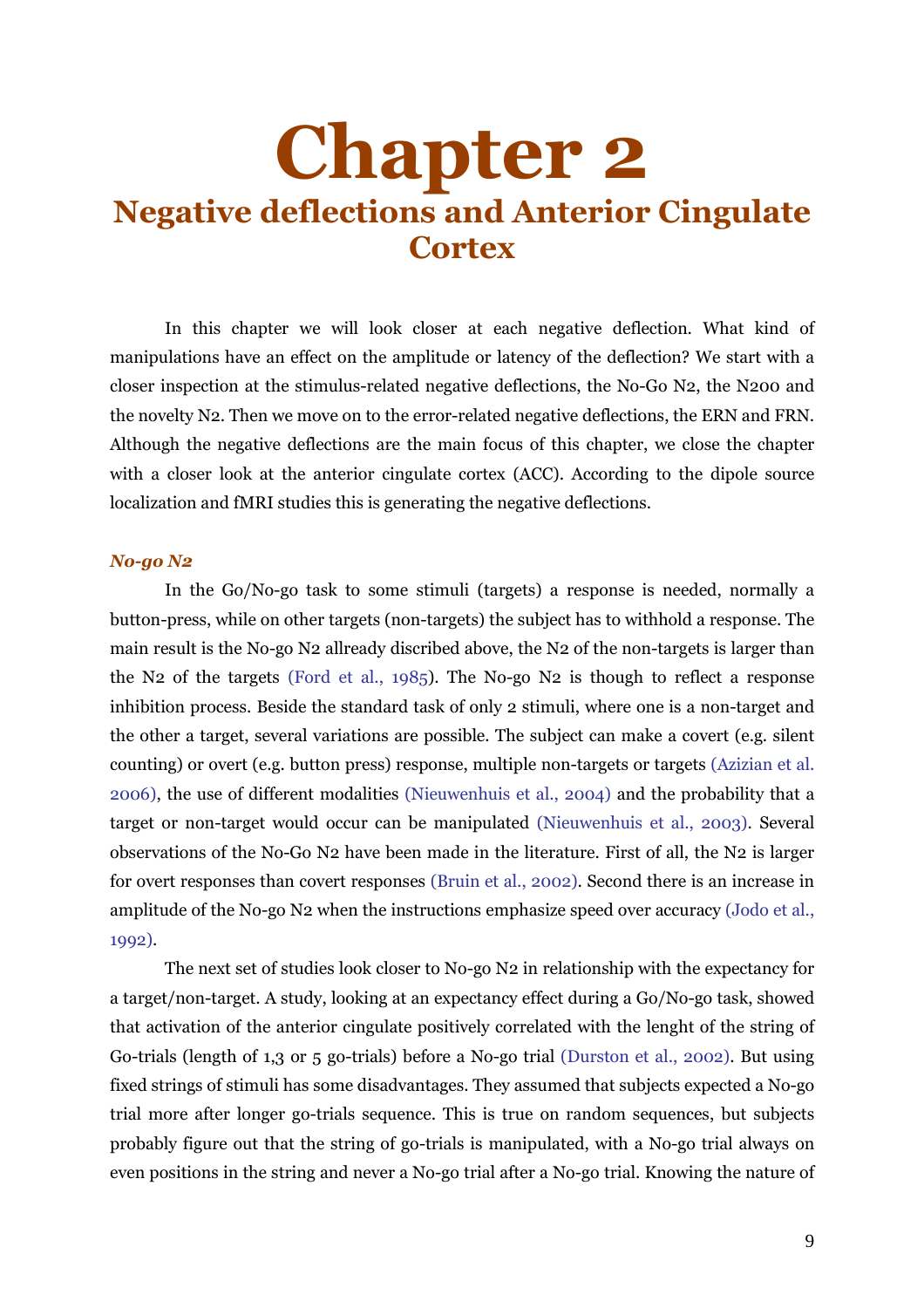# Chapter 2
## Negative deflections and Anterior Cingulate Cortex

In this chapter we will look closer at each negative deflection. What kind of manipulations have an effect on the amplitude or latency of the deflection? We start with a closer inspection at the stimulus-related negative deflections, the No-Go N2, the N200 and the novelty N2. Then we move on to the error-related negative deflections, the ERN and FRN. Although the negative deflections are the main focus of this chapter, we close the chapter with a closer look at the anterior cingulate cortex (ACC). According to the dipole source localization and fMRI studies this is generating the negative deflections.

### *No-go N2*

In the Go/No-go task to some stimuli (targets) a response is needed, normally a button-press, while on other targets (non-targets) the subject has to withhold a response. The main result is the No-go N2 allready discribed above, the N2 of the non-targets is larger than the N2 of the targets (Ford et al., 1985). The No-go N2 is though to reflect a response inhibition process. Beside the standard task of only 2 stimuli, where one is a non-target and the other a target, several variations are possible. The subject can make a covert (e.g. silent counting) or overt (e.g. button press) response, multiple non-targets or targets (Azizian et al. 2006), the use of different modalities (Nieuwenhuis et al., 2004) and the probability that a target or non-target would occur can be manipulated (Nieuwenhuis et al., 2003). Several observations of the No-Go N2 have been made in the literature. First of all, the N2 is larger for overt responses than covert responses (Bruin et al., 2002). Second there is an increase in amplitude of the No-go N2 when the instructions emphasize speed over accuracy (Jodo et al., 1992).

The next set of studies look closer to No-go N2 in relationship with the expectancy for a target/non-target. A study, looking at an expectancy effect during a Go/No-go task, showed that activation of the anterior cingulate positively correlated with the lenght of the string of Go-trials (length of 1,3 or 5 go-trials) before a No-go trial (Durston et al., 2002). But using fixed strings of stimuli has some disadvantages. They assumed that subjects expected a No-go trial more after longer go-trials sequence. This is true on random sequences, but subjects probably figure out that the string of go-trials is manipulated, with a No-go trial always on even positions in the string and never a No-go trial after a No-go trial. Knowing the nature of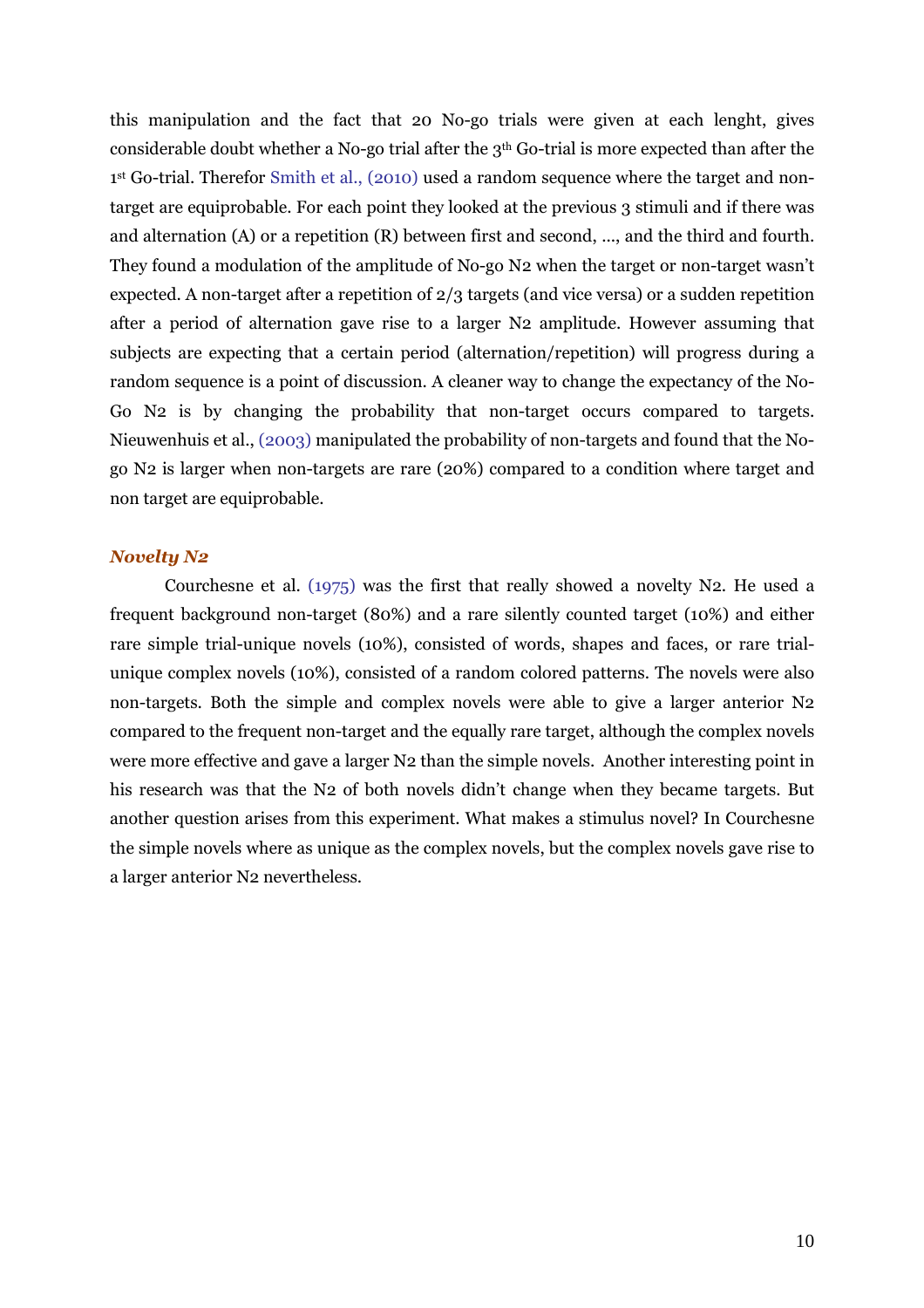this manipulation and the fact that 20 No-go trials were given at each lenght, gives considerable doubt whether a No-go trial after the 3th Go-trial is more expected than after the 1st Go-trial. Therefor Smith et al., (2010) used a random sequence where the target and non-target are equiprobable. For each point they looked at the previous 3 stimuli and if there was and alternation (A) or a repetition (R) between first and second, ..., and the third and fourth. They found a modulation of the amplitude of No-go N2 when the target or non-target wasn't expected. A non-target after a repetition of 2/3 targets (and vice versa) or a sudden repetition after a period of alternation gave rise to a larger N2 amplitude. However assuming that subjects are expecting that a certain period (alternation/repetition) will progress during a random sequence is a point of discussion. A cleaner way to change the expectancy of the No-Go N2 is by changing the probability that non-target occurs compared to targets. Nieuwenhuis et al., (2003) manipulated the probability of non-targets and found that the No-go N2 is larger when non-targets are rare (20%) compared to a condition where target and non target are equiprobable.

### *Novelty N2*

Courchesne et al. (1975) was the first that really showed a novelty N2. He used a frequent background non-target (80%) and a rare silently counted target (10%) and either rare simple trial-unique novels (10%), consisted of words, shapes and faces, or rare trial-unique complex novels (10%), consisted of a random colored patterns. The novels were also non-targets. Both the simple and complex novels were able to give a larger anterior N2 compared to the frequent non-target and the equally rare target, although the complex novels were more effective and gave a larger N2 than the simple novels. Another interesting point in his research was that the N2 of both novels didn't change when they became targets. But another question arises from this experiment. What makes a stimulus novel? In Courchesne the simple novels where as unique as the complex novels, but the complex novels gave rise to a larger anterior N2 nevertheless.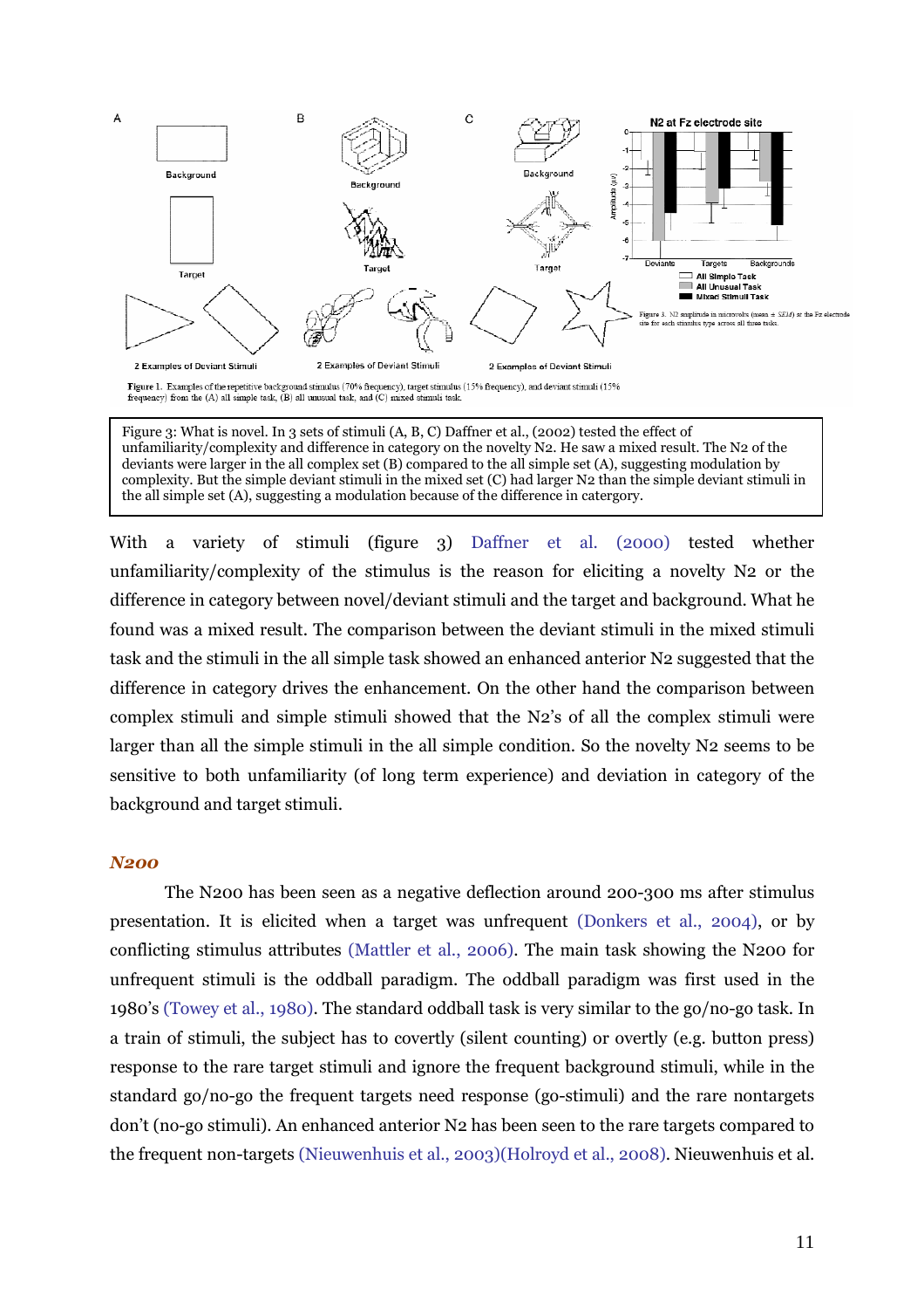Figure 3: What is novel. In 3 sets of stimuli (A, B, C) Daffner et al., (2002) tested the effect of unfamiliarity/complexity and difference in category on the novelty N2. He saw a mixed result. The N2 of the deviants were larger in the all complex set (B) compared to the all simple set (A), suggesting modulation by complexity. But the simple deviant stimuli in the mixed set (C) had larger N2 than the simple deviant stimuli in the all simple set (A), suggesting a modulation because of the difference in catergory.

With a variety of stimuli (figure 3) Daffner et al. (2000) tested whether unfamiliarity/complexity of the stimulus is the reason for eliciting a novelty N2 or the difference in category between novel/deviant stimuli and the target and background. What he found was a mixed result. The comparison between the deviant stimuli in the mixed stimuli task and the stimuli in the all simple task showed an enhanced anterior N2 suggested that the difference in category drives the enhancement. On the other hand the comparison between complex stimuli and simple stimuli showed that the N2's of all the complex stimuli were larger than all the simple stimuli in the all simple condition. So the novelty N2 seems to be sensitive to both unfamiliarity (of long term experience) and deviation in category of the background and target stimuli.

### *N200*

The N200 has been seen as a negative deflection around 200-300 ms after stimulus presentation. It is elicited when a target was unfrequent (Donkers et al., 2004), or by conflicting stimulus attributes (Mattler et al., 2006). The main task showing the N200 for unfrequent stimuli is the oddball paradigm. The oddball paradigm was first used in the 1980's (Towey et al., 1980). The standard oddball task is very similar to the go/no-go task. In a train of stimuli, the subject has to covertly (silent counting) or overtly (e.g. button press) response to the rare target stimuli and ignore the frequent background stimuli, while in the standard go/no-go the frequent targets need response (go-stimuli) and the rare nontargets don't (no-go stimuli). An enhanced anterior N2 has been seen to the rare targets compared to the frequent non-targets (Nieuwenhuis et al., 2003)(Holroyd et al., 2008). Nieuwenhuis et al.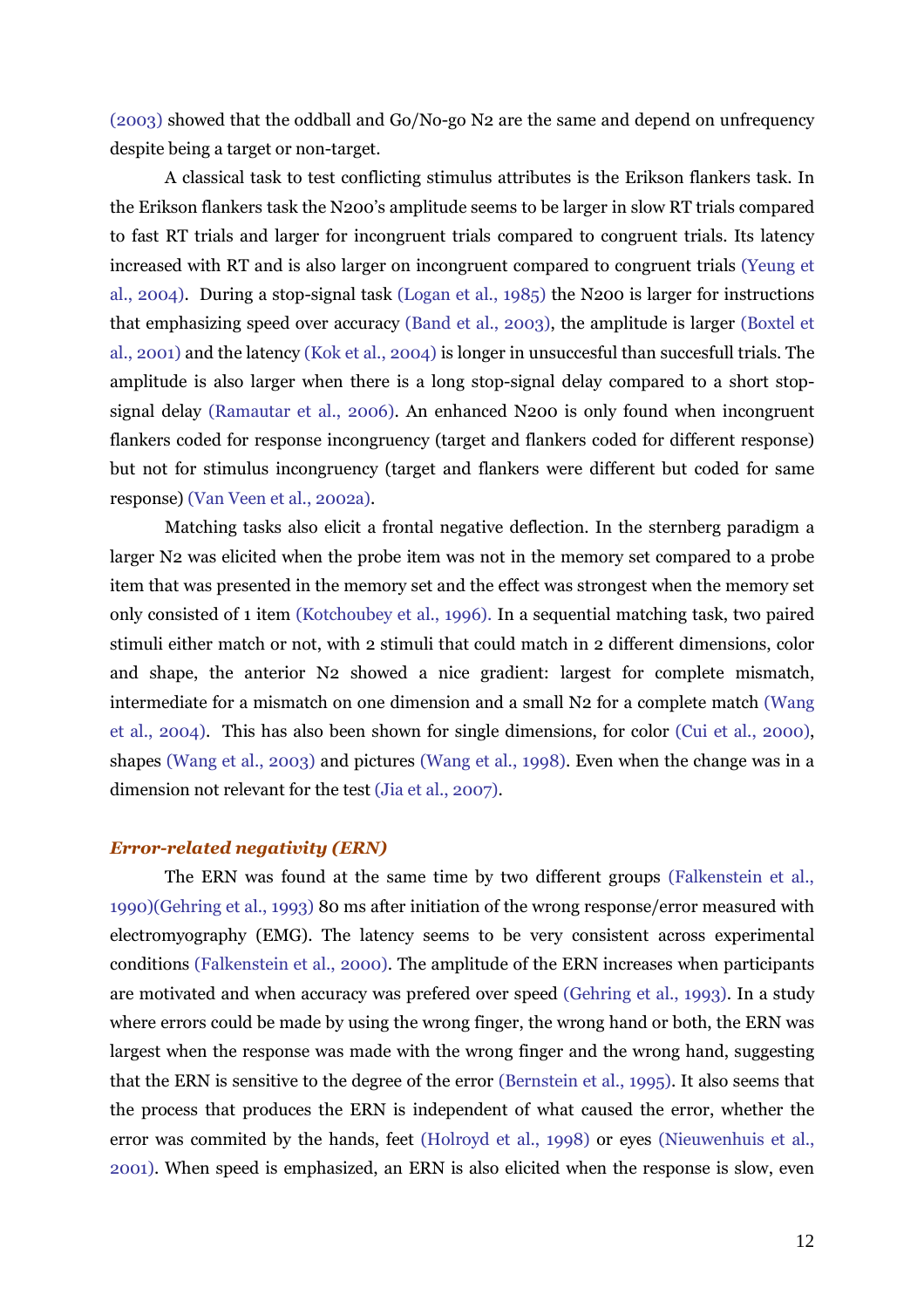(2003) showed that the oddball and Go/No-go N2 are the same and depend on unfrequency despite being a target or non-target.

A classical task to test conflicting stimulus attributes is the Erikson flankers task. In the Erikson flankers task the N200's amplitude seems to be larger in slow RT trials compared to fast RT trials and larger for incongruent trials compared to congruent trials. Its latency increased with RT and is also larger on incongruent compared to congruent trials (Yeung et al., 2004). During a stop-signal task (Logan et al., 1985) the N200 is larger for instructions that emphasizing speed over accuracy (Band et al., 2003), the amplitude is larger (Boxtel et al., 2001) and the latency (Kok et al., 2004) is longer in unsuccesful than succesfull trials. The amplitude is also larger when there is a long stop-signal delay compared to a short stop-signal delay (Ramautar et al., 2006). An enhanced N200 is only found when incongruent flankers coded for response incongruency (target and flankers coded for different response) but not for stimulus incongruency (target and flankers were different but coded for same response) (Van Veen et al., 2002a).

Matching tasks also elicit a frontal negative deflection. In the sternberg paradigm a larger N2 was elicited when the probe item was not in the memory set compared to a probe item that was presented in the memory set and the effect was strongest when the memory set only consisted of 1 item (Kotchoubey et al., 1996). In a sequential matching task, two paired stimuli either match or not, with 2 stimuli that could match in 2 different dimensions, color and shape, the anterior N2 showed a nice gradient: largest for complete mismatch, intermediate for a mismatch on one dimension and a small N2 for a complete match (Wang et al., 2004). This has also been shown for single dimensions, for color (Cui et al., 2000), shapes (Wang et al., 2003) and pictures (Wang et al., 1998). Even when the change was in a dimension not relevant for the test (Jia et al., 2007).

### *Error-related negativity (ERN)*

The ERN was found at the same time by two different groups (Falkenstein et al., 1990)(Gehring et al., 1993) 80 ms after initiation of the wrong response/error measured with electromyography (EMG). The latency seems to be very consistent across experimental conditions (Falkenstein et al., 2000). The amplitude of the ERN increases when participants are motivated and when accuracy was prefered over speed (Gehring et al., 1993). In a study where errors could be made by using the wrong finger, the wrong hand or both, the ERN was largest when the response was made with the wrong finger and the wrong hand, suggesting that the ERN is sensitive to the degree of the error (Bernstein et al., 1995). It also seems that the process that produces the ERN is independent of what caused the error, whether the error was commited by the hands, feet (Holroyd et al., 1998) or eyes (Nieuwenhuis et al., 2001). When speed is emphasized, an ERN is also elicited when the response is slow, even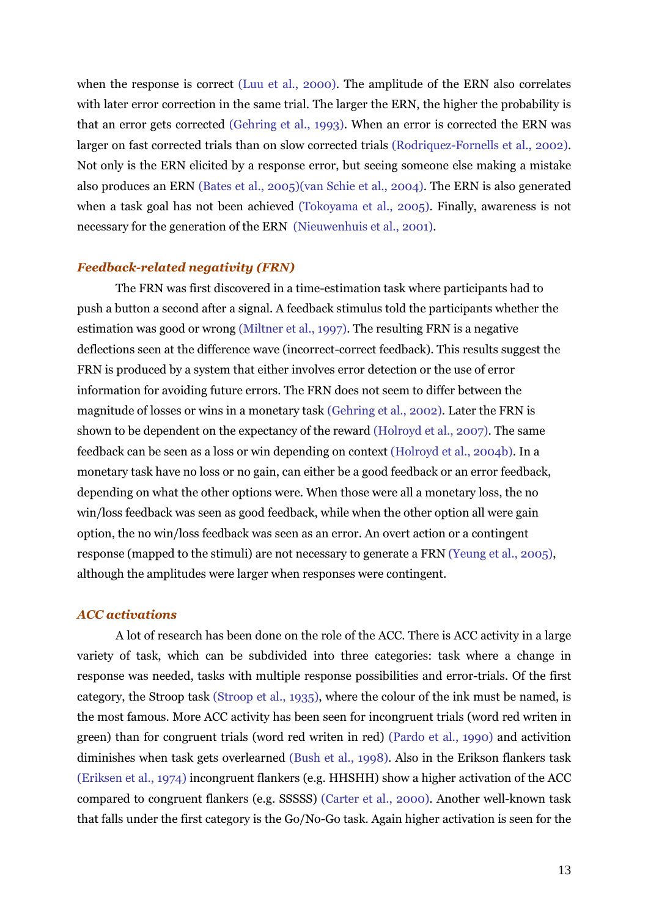when the response is correct (Luu et al., 2000). The amplitude of the ERN also correlates with later error correction in the same trial. The larger the ERN, the higher the probability is that an error gets corrected (Gehring et al., 1993). When an error is corrected the ERN was larger on fast corrected trials than on slow corrected trials (Rodriquez-Fornells et al., 2002). Not only is the ERN elicited by a response error, but seeing someone else making a mistake also produces an ERN (Bates et al., 2005)(van Schie et al., 2004). The ERN is also generated when a task goal has not been achieved (Tokoyama et al., 2005). Finally, awareness is not necessary for the generation of the ERN (Nieuwenhuis et al., 2001).

### *Feedback-related negativity (FRN)*

The FRN was first discovered in a time-estimation task where participants had to push a button a second after a signal. A feedback stimulus told the participants whether the estimation was good or wrong (Miltner et al., 1997). The resulting FRN is a negative deflections seen at the difference wave (incorrect-correct feedback). This results suggest the FRN is produced by a system that either involves error detection or the use of error information for avoiding future errors. The FRN does not seem to differ between the magnitude of losses or wins in a monetary task (Gehring et al., 2002). Later the FRN is shown to be dependent on the expectancy of the reward (Holroyd et al., 2007). The same feedback can be seen as a loss or win depending on context (Holroyd et al., 2004b). In a monetary task have no loss or no gain, can either be a good feedback or an error feedback, depending on what the other options were. When those were all a monetary loss, the no win/loss feedback was seen as good feedback, while when the other option all were gain option, the no win/loss feedback was seen as an error. An overt action or a contingent response (mapped to the stimuli) are not necessary to generate a FRN (Yeung et al., 2005), although the amplitudes were larger when responses were contingent.

### *ACC activations*

A lot of research has been done on the role of the ACC. There is ACC activity in a large variety of task, which can be subdivided into three categories: task where a change in response was needed, tasks with multiple response possibilities and error-trials. Of the first category, the Stroop task (Stroop et al., 1935), where the colour of the ink must be named, is the most famous. More ACC activity has been seen for incongruent trials (word red writen in green) than for congruent trials (word red writen in red) (Pardo et al., 1990) and activition diminishes when task gets overlearned (Bush et al., 1998). Also in the Erikson flankers task (Eriksen et al., 1974) incongruent flankers (e.g. HHSHH) show a higher activation of the ACC compared to congruent flankers (e.g. SSSSS) (Carter et al., 2000). Another well-known task that falls under the first category is the Go/No-Go task. Again higher activation is seen for the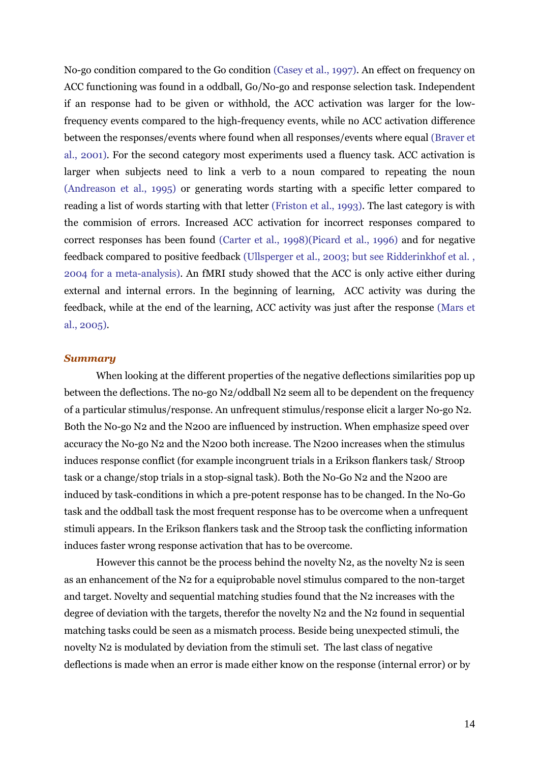No-go condition compared to the Go condition (Casey et al., 1997). An effect on frequency on ACC functioning was found in a oddball, Go/No-go and response selection task. Independent if an response had to be given or withhold, the ACC activation was larger for the low-frequency events compared to the high-frequency events, while no ACC activation difference between the responses/events where found when all responses/events where equal (Braver et al., 2001). For the second category most experiments used a fluency task. ACC activation is larger when subjects need to link a verb to a noun compared to repeating the noun (Andreason et al., 1995) or generating words starting with a specific letter compared to reading a list of words starting with that letter (Friston et al., 1993). The last category is with the commision of errors. Increased ACC activation for incorrect responses compared to correct responses has been found (Carter et al., 1998)(Picard et al., 1996) and for negative feedback compared to positive feedback (Ullsperger et al., 2003; but see Ridderinkhof et al. , 2004 for a meta-analysis). An fMRI study showed that the ACC is only active either during external and internal errors. In the beginning of learning, ACC activity was during the feedback, while at the end of the learning, ACC activity was just after the response (Mars et al., 2005).

### *Summary*

When looking at the different properties of the negative deflections similarities pop up between the deflections. The no-go N2/oddball N2 seem all to be dependent on the frequency of a particular stimulus/response. An unfrequent stimulus/response elicit a larger No-go N2. Both the No-go N2 and the N200 are influenced by instruction. When emphasize speed over accuracy the No-go N2 and the N200 both increase. The N200 increases when the stimulus induces response conflict (for example incongruent trials in a Erikson flankers task/ Stroop task or a change/stop trials in a stop-signal task). Both the No-Go N2 and the N200 are induced by task-conditions in which a pre-potent response has to be changed. In the No-Go task and the oddball task the most frequent response has to be overcome when a unfrequent stimuli appears. In the Erikson flankers task and the Stroop task the conflicting information induces faster wrong response activation that has to be overcome.

However this cannot be the process behind the novelty N2, as the novelty N2 is seen as an enhancement of the N2 for a equiprobable novel stimulus compared to the non-target and target. Novelty and sequential matching studies found that the N2 increases with the degree of deviation with the targets, therefor the novelty N2 and the N2 found in sequential matching tasks could be seen as a mismatch process. Beside being unexpected stimuli, the novelty N2 is modulated by deviation from the stimuli set. The last class of negative deflections is made when an error is made either know on the response (internal error) or by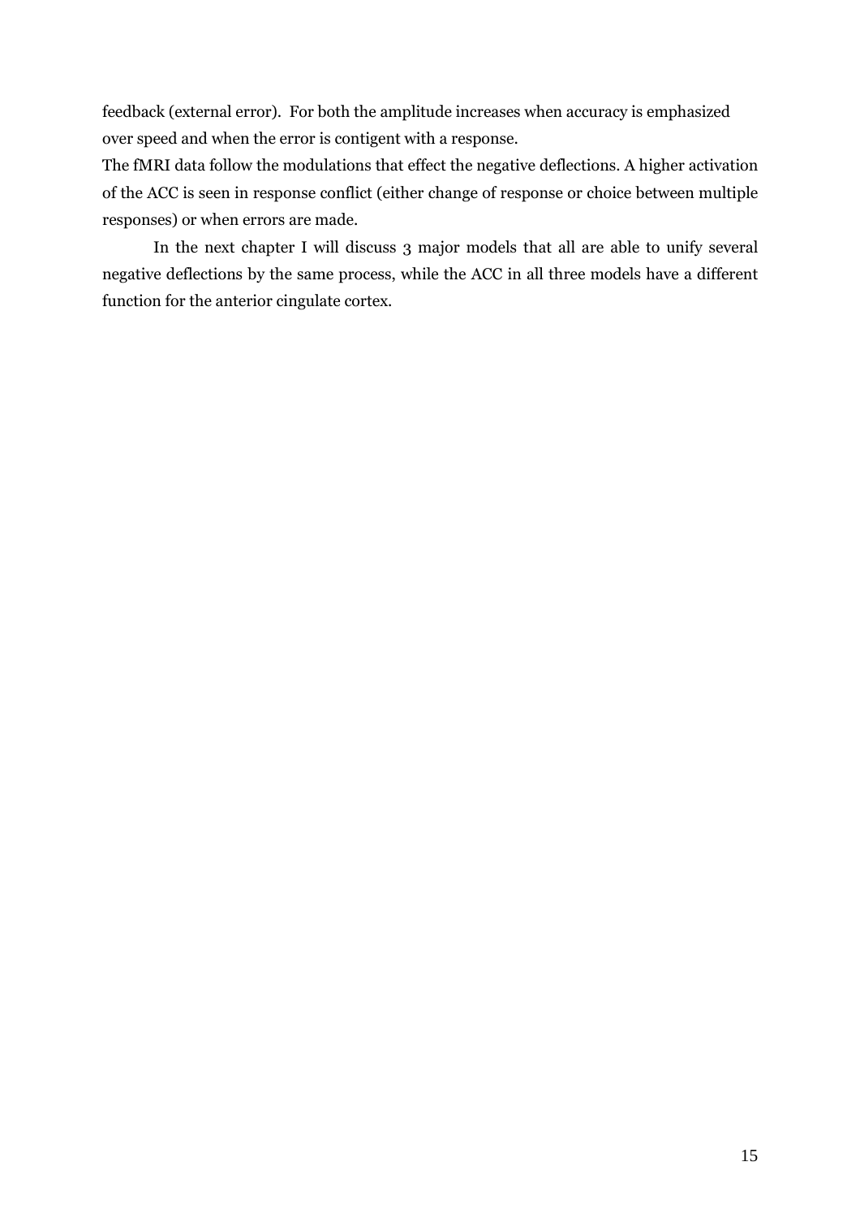feedback (external error). For both the amplitude increases when accuracy is emphasized over speed and when the error is contigent with a response.

The fMRI data follow the modulations that effect the negative deflections. A higher activation of the ACC is seen in response conflict (either change of response or choice between multiple responses) or when errors are made.

In the next chapter I will discuss 3 major models that all are able to unify several negative deflections by the same process, while the ACC in all three models have a different function for the anterior cingulate cortex.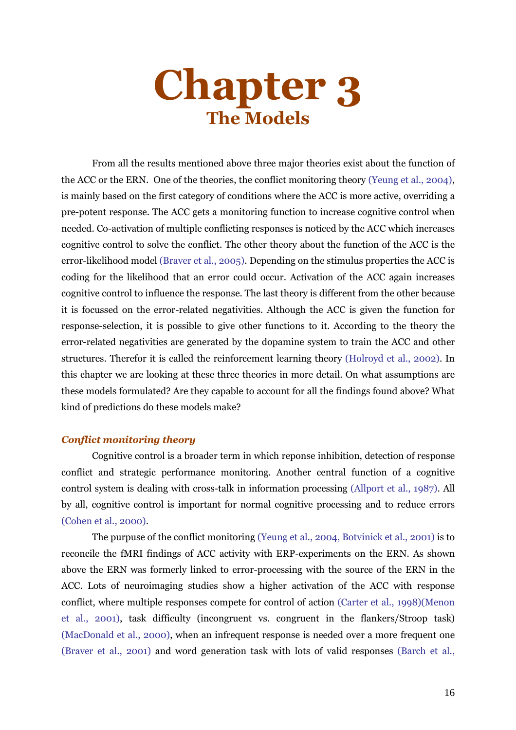# Chapter 3
## The Models

From all the results mentioned above three major theories exist about the function of the ACC or the ERN. One of the theories, the conflict monitoring theory (Yeung et al., 2004), is mainly based on the first category of conditions where the ACC is more active, overriding a pre-potent response. The ACC gets a monitoring function to increase cognitive control when needed. Co-activation of multiple conflicting responses is noticed by the ACC which increases cognitive control to solve the conflict. The other theory about the function of the ACC is the error-likelihood model (Braver et al., 2005). Depending on the stimulus properties the ACC is coding for the likelihood that an error could occur. Activation of the ACC again increases cognitive control to influence the response. The last theory is different from the other because it is focussed on the error-related negativities. Although the ACC is given the function for response-selection, it is possible to give other functions to it. According to the theory the error-related negativities are generated by the dopamine system to train the ACC and other structures. Therefor it is called the reinforcement learning theory (Holroyd et al., 2002). In this chapter we are looking at these three theories in more detail. On what assumptions are these models formulated? Are they capable to account for all the findings found above? What kind of predictions do these models make?

### *Conflict monitoring theory*

Cognitive control is a broader term in which reponse inhibition, detection of response conflict and strategic performance monitoring. Another central function of a cognitive control system is dealing with cross-talk in information processing (Allport et al., 1987). All by all, cognitive control is important for normal cognitive processing and to reduce errors (Cohen et al., 2000).

The purpuse of the conflict monitoring (Yeung et al., 2004, Botvinick et al., 2001) is to reconcile the fMRI findings of ACC activity with ERP-experiments on the ERN. As shown above the ERN was formerly linked to error-processing with the source of the ERN in the ACC. Lots of neuroimaging studies show a higher activation of the ACC with response conflict, where multiple responses compete for control of action (Carter et al., 1998)(Menon et al., 2001), task difficulty (incongruent vs. congruent in the flankers/Stroop task) (MacDonald et al., 2000), when an infrequent response is needed over a more frequent one (Braver et al., 2001) and word generation task with lots of valid responses (Barch et al.,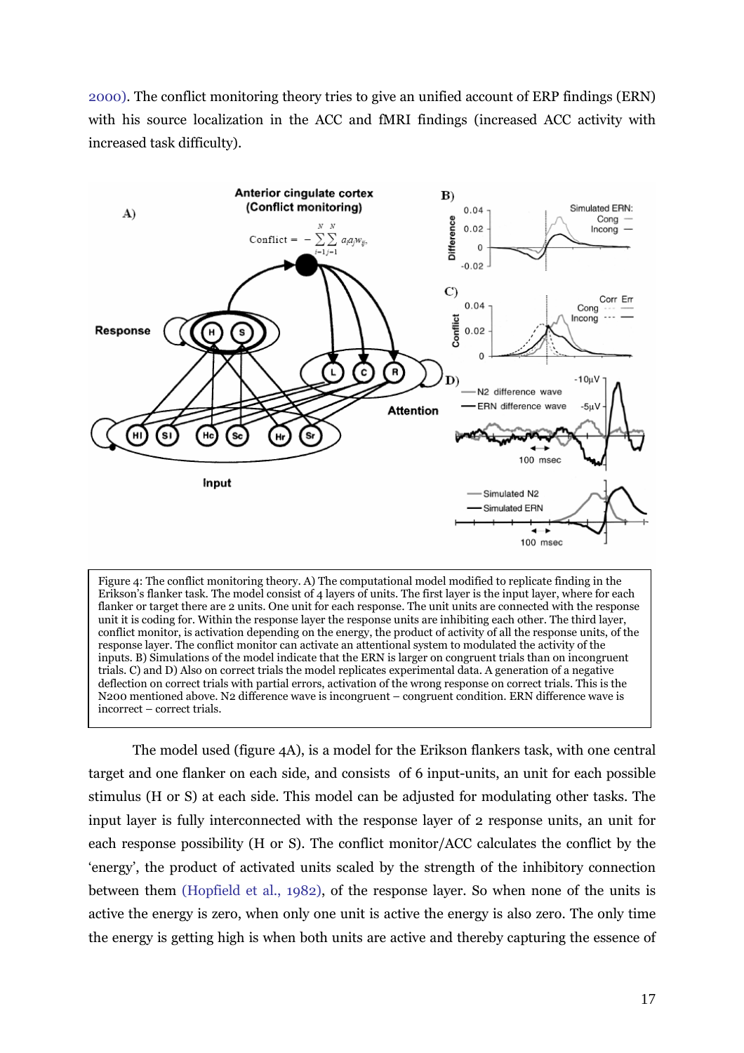2000). The conflict monitoring theory tries to give an unified account of ERP findings (ERN) with his source localization in the ACC and fMRI findings (increased ACC activity with increased task difficulty).

Figure 4: The conflict monitoring theory. A) The computational model modified to replicate finding in the Erikson's flanker task. The model consist of 4 layers of units. The first layer is the input layer, where for each flanker or target there are 2 units. One unit for each response. The unit units are connected with the response unit it is coding for. Within the response layer the response units are inhibiting each other. The third layer, conflict monitor, is activation depending on the energy, the product of activity of all the response units, of the response layer. The conflict monitor can activate an attentional system to modulated the activity of the inputs. B) Simulations of the model indicate that the ERN is larger on congruent trials than on incongruent trials. C) and D) Also on correct trials the model replicates experimental data. A generation of a negative deflection on correct trials with partial errors, activation of the wrong response on correct trials. This is the N200 mentioned above. N2 difference wave is incongruent – congruent condition. ERN difference wave is incorrect – correct trials.

The model used (figure 4A), is a model for the Erikson flankers task, with one central target and one flanker on each side, and consists of 6 input-units, an unit for each possible stimulus (H or S) at each side. This model can be adjusted for modulating other tasks. The input layer is fully interconnected with the response layer of 2 response units, an unit for each response possibility (H or S). The conflict monitor/ACC calculates the conflict by the 'energy', the product of activated units scaled by the strength of the inhibitory connection between them (Hopfield et al., 1982), of the response layer. So when none of the units is active the energy is zero, when only one unit is active the energy is also zero. The only time the energy is getting high is when both units are active and thereby capturing the essence of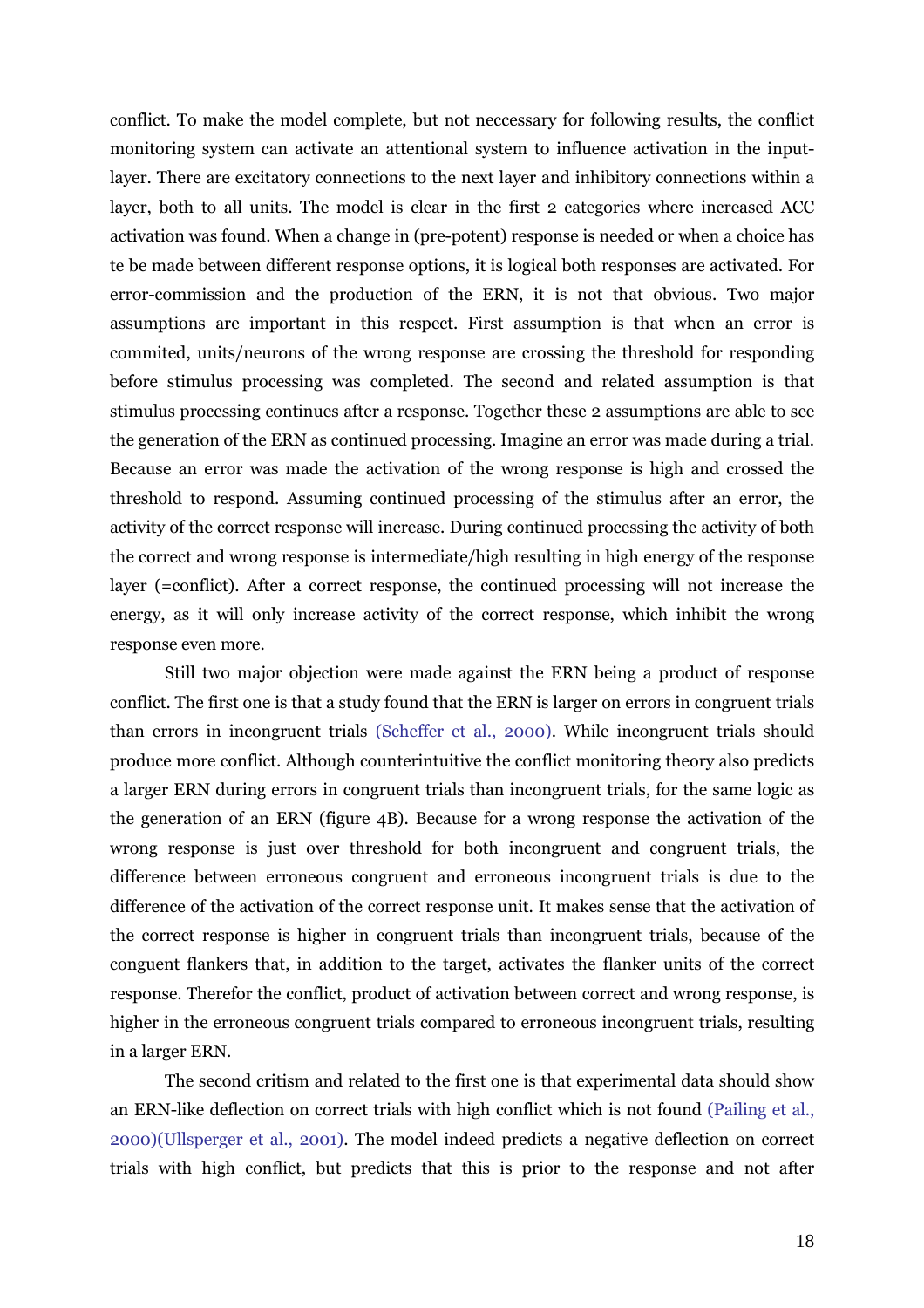conflict. To make the model complete, but not neccessary for following results, the conflict monitoring system can activate an attentional system to influence activation in the input-layer. There are excitatory connections to the next layer and inhibitory connections within a layer, both to all units. The model is clear in the first 2 categories where increased ACC activation was found. When a change in (pre-potent) response is needed or when a choice has te be made between different response options, it is logical both responses are activated. For error-commission and the production of the ERN, it is not that obvious. Two major assumptions are important in this respect. First assumption is that when an error is commited, units/neurons of the wrong response are crossing the threshold for responding before stimulus processing was completed. The second and related assumption is that stimulus processing continues after a response. Together these 2 assumptions are able to see the generation of the ERN as continued processing. Imagine an error was made during a trial. Because an error was made the activation of the wrong response is high and crossed the threshold to respond. Assuming continued processing of the stimulus after an error, the activity of the correct response will increase. During continued processing the activity of both the correct and wrong response is intermediate/high resulting in high energy of the response layer (=conflict). After a correct response, the continued processing will not increase the energy, as it will only increase activity of the correct response, which inhibit the wrong response even more.

Still two major objection were made against the ERN being a product of response conflict. The first one is that a study found that the ERN is larger on errors in congruent trials than errors in incongruent trials (Scheffer et al., 2000). While incongruent trials should produce more conflict. Although counterintuitive the conflict monitoring theory also predicts a larger ERN during errors in congruent trials than incongruent trials, for the same logic as the generation of an ERN (figure 4B). Because for a wrong response the activation of the wrong response is just over threshold for both incongruent and congruent trials, the difference between erroneous congruent and erroneous incongruent trials is due to the difference of the activation of the correct response unit. It makes sense that the activation of the correct response is higher in congruent trials than incongruent trials, because of the conguent flankers that, in addition to the target, activates the flanker units of the correct response. Therefor the conflict, product of activation between correct and wrong response, is higher in the erroneous congruent trials compared to erroneous incongruent trials, resulting in a larger ERN.

The second critism and related to the first one is that experimental data should show an ERN-like deflection on correct trials with high conflict which is not found (Pailing et al., 2000)(Ullsperger et al., 2001). The model indeed predicts a negative deflection on correct trials with high conflict, but predicts that this is prior to the response and not after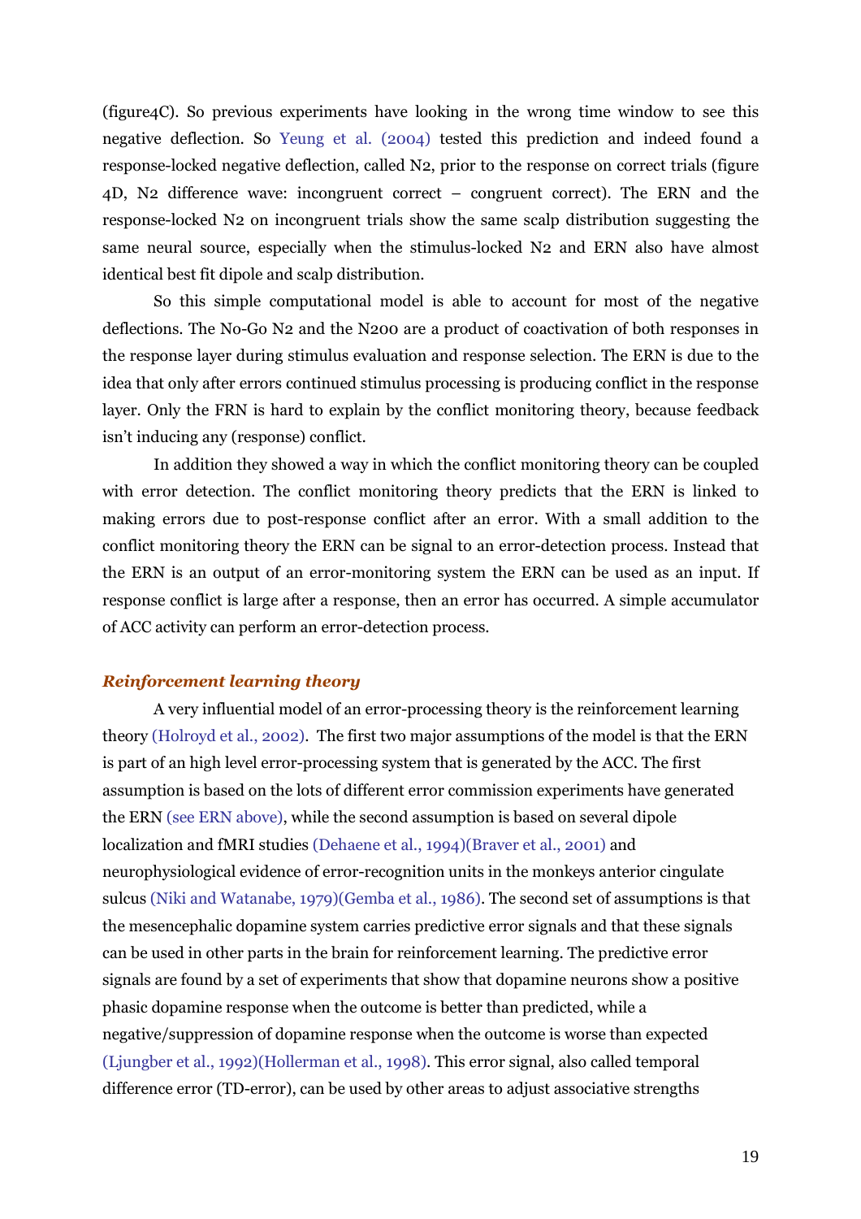(figure4C). So previous experiments have looking in the wrong time window to see this negative deflection. So Yeung et al. (2004) tested this prediction and indeed found a response-locked negative deflection, called N2, prior to the response on correct trials (figure 4D, N2 difference wave: incongruent correct – congruent correct). The ERN and the response-locked N2 on incongruent trials show the same scalp distribution suggesting the same neural source, especially when the stimulus-locked N2 and ERN also have almost identical best fit dipole and scalp distribution.

So this simple computational model is able to account for most of the negative deflections. The No-Go N2 and the N200 are a product of coactivation of both responses in the response layer during stimulus evaluation and response selection. The ERN is due to the idea that only after errors continued stimulus processing is producing conflict in the response layer. Only the FRN is hard to explain by the conflict monitoring theory, because feedback isn't inducing any (response) conflict.

In addition they showed a way in which the conflict monitoring theory can be coupled with error detection. The conflict monitoring theory predicts that the ERN is linked to making errors due to post-response conflict after an error. With a small addition to the conflict monitoring theory the ERN can be signal to an error-detection process. Instead that the ERN is an output of an error-monitoring system the ERN can be used as an input. If response conflict is large after a response, then an error has occurred. A simple accumulator of ACC activity can perform an error-detection process.

### *Reinforcement learning theory*

A very influential model of an error-processing theory is the reinforcement learning theory (Holroyd et al., 2002). The first two major assumptions of the model is that the ERN is part of an high level error-processing system that is generated by the ACC. The first assumption is based on the lots of different error commission experiments have generated the ERN (see ERN above), while the second assumption is based on several dipole localization and fMRI studies (Dehaene et al., 1994)(Braver et al., 2001) and neurophysiological evidence of error-recognition units in the monkeys anterior cingulate sulcus (Niki and Watanabe, 1979)(Gemba et al., 1986). The second set of assumptions is that the mesencephalic dopamine system carries predictive error signals and that these signals can be used in other parts in the brain for reinforcement learning. The predictive error signals are found by a set of experiments that show that dopamine neurons show a positive phasic dopamine response when the outcome is better than predicted, while a negative/suppression of dopamine response when the outcome is worse than expected (Ljungber et al., 1992)(Hollerman et al., 1998). This error signal, also called temporal difference error (TD-error), can be used by other areas to adjust associative strengths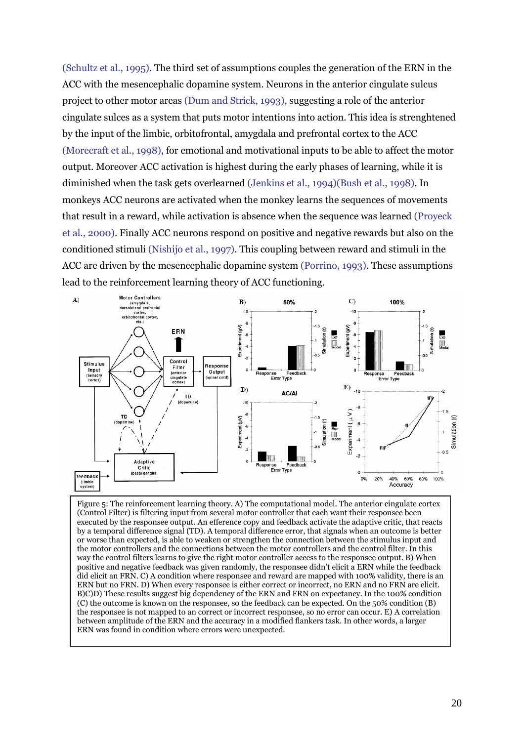(Schultz et al., 1995). The third set of assumptions couples the generation of the ERN in the ACC with the mesencephalic dopamine system. Neurons in the anterior cingulate sulcus project to other motor areas (Dum and Strick, 1993), suggesting a role of the anterior cingulate sulces as a system that puts motor intentions into action. This idea is strenghtened by the input of the limbic, orbitofrontal, amygdala and prefrontal cortex to the ACC (Morecraft et al., 1998), for emotional and motivational inputs to be able to affect the motor output. Moreover ACC activation is highest during the early phases of learning, while it is diminished when the task gets overlearned (Jenkins et al., 1994)(Bush et al., 1998). In monkeys ACC neurons are activated when the monkey learns the sequences of movements that result in a reward, while activation is absence when the sequence was learned (Proyeck et al., 2000). Finally ACC neurons respond on positive and negative rewards but also on the conditioned stimuli (Nishijo et al., 1997). This coupling between reward and stimuli in the ACC are driven by the mesencephalic dopamine system (Porrino, 1993). These assumptions lead to the reinforcement learning theory of ACC functioning.

Figure 5: The reinforcement learning theory. A) The computational model. The anterior cingulate cortex (Control Filter) is filtering input from several motor controller that each want their responsee been executed by the responsee output. An efference copy and feedback activate the adaptive critic, that reacts by a temporal difference signal (TD). A temporal difference error, that signals when an outcome is better or worse than expected, is able to weaken or strengthen the connection between the stimulus input and the motor controllers and the connections between the motor controllers and the control filter. In this way the control filters learns to give the right motor controller access to the responsee output. B) When positive and negative feedback was given randomly, the responsee didn't elicit a ERN while the feedback did elicit an FRN. C) A condition where responsee and reward are mapped with 100% validity, there is an ERN but no FRN. D) When every responsee is either correct or incorrect, no ERN and no FRN are elicit. B)C)D) These results suggest big dependency of the ERN and FRN on expectancy. In the 100% condition (C) the outcome is known on the responses, so the feedback can be expected. On the 50% condition (B) the responsee is not mapped to an correct or incorrect responsee, so no error can occur. E) A correlation between amplitude of the ERN and the accuracy in a modified flankers task. In other words, a larger ERN was found in condition where errors were unexpected.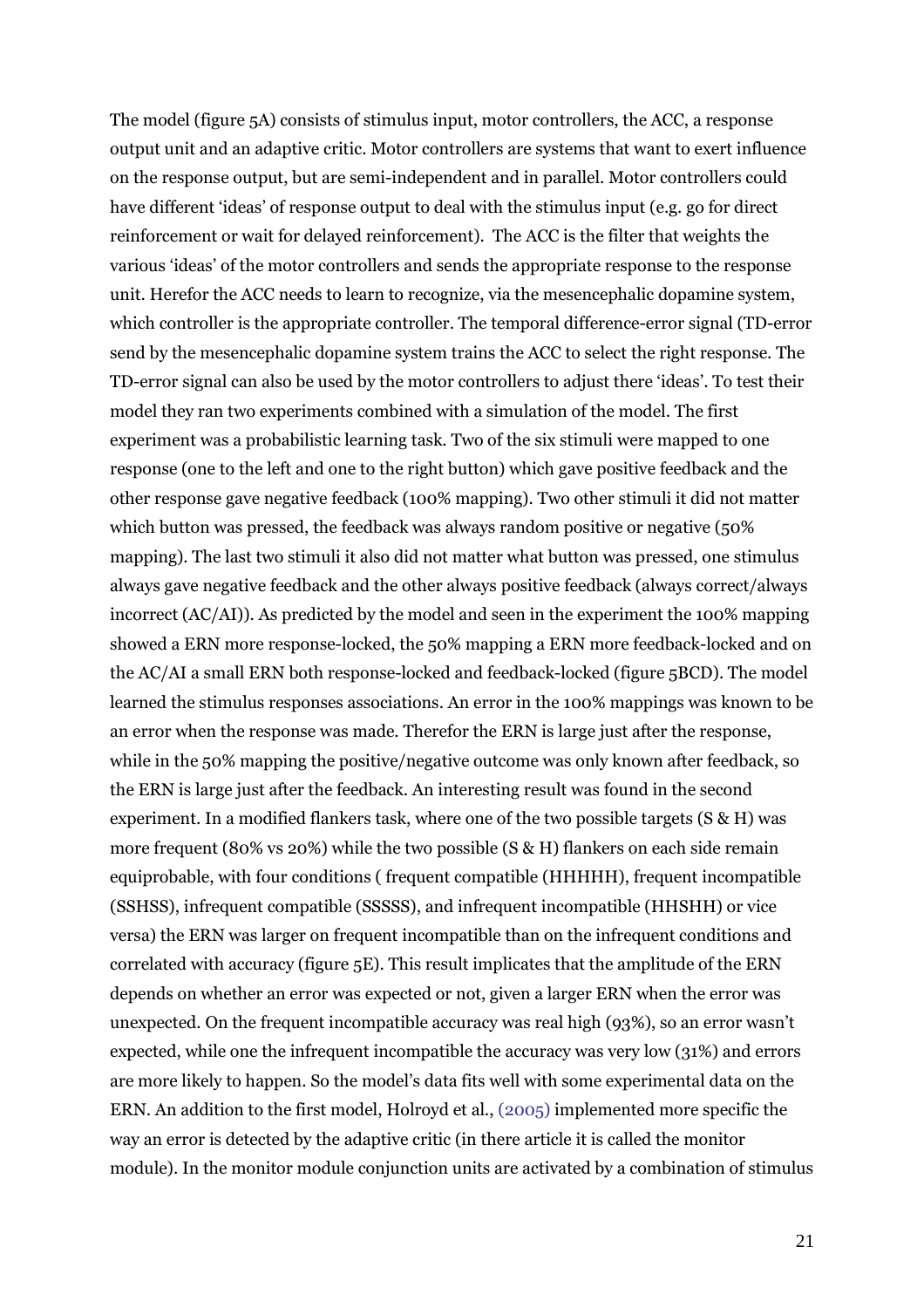The model (figure 5A) consists of stimulus input, motor controllers, the ACC, a response output unit and an adaptive critic. Motor controllers are systems that want to exert influence on the response output, but are semi-independent and in parallel. Motor controllers could have different 'ideas' of response output to deal with the stimulus input (e.g. go for direct reinforcement or wait for delayed reinforcement). The ACC is the filter that weights the various 'ideas' of the motor controllers and sends the appropriate response to the response unit. Herefor the ACC needs to learn to recognize, via the mesencephalic dopamine system, which controller is the appropriate controller. The temporal difference-error signal (TD-error send by the mesencephalic dopamine system trains the ACC to select the right response. The TD-error signal can also be used by the motor controllers to adjust there 'ideas'. To test their model they ran two experiments combined with a simulation of the model. The first experiment was a probabilistic learning task. Two of the six stimuli were mapped to one response (one to the left and one to the right button) which gave positive feedback and the other response gave negative feedback (100% mapping). Two other stimuli it did not matter which button was pressed, the feedback was always random positive or negative (50% mapping). The last two stimuli it also did not matter what button was pressed, one stimulus always gave negative feedback and the other always positive feedback (always correct/always incorrect (AC/AI)). As predicted by the model and seen in the experiment the 100% mapping showed a ERN more response-locked, the 50% mapping a ERN more feedback-locked and on the AC/AI a small ERN both response-locked and feedback-locked (figure 5BCD). The model learned the stimulus responses associations. An error in the 100% mappings was known to be an error when the response was made. Therefor the ERN is large just after the response, while in the 50% mapping the positive/negative outcome was only known after feedback, so the ERN is large just after the feedback. An interesting result was found in the second experiment. In a modified flankers task, where one of the two possible targets (S & H) was more frequent (80% vs 20%) while the two possible (S & H) flankers on each side remain equiprobable, with four conditions ( frequent compatible (HHHHH), frequent incompatible (SSHSS), infrequent compatible (SSSSS), and infrequent incompatible (HHSHH) or vice versa) the ERN was larger on frequent incompatible than on the infrequent conditions and correlated with accuracy (figure 5E). This result implicates that the amplitude of the ERN depends on whether an error was expected or not, given a larger ERN when the error was unexpected. On the frequent incompatible accuracy was real high (93%), so an error wasn't expected, while one the infrequent incompatible the accuracy was very low (31%) and errors are more likely to happen. So the model's data fits well with some experimental data on the ERN. An addition to the first model, Holroyd et al., (2005) implemented more specific the way an error is detected by the adaptive critic (in there article it is called the monitor module). In the monitor module conjunction units are activated by a combination of stimulus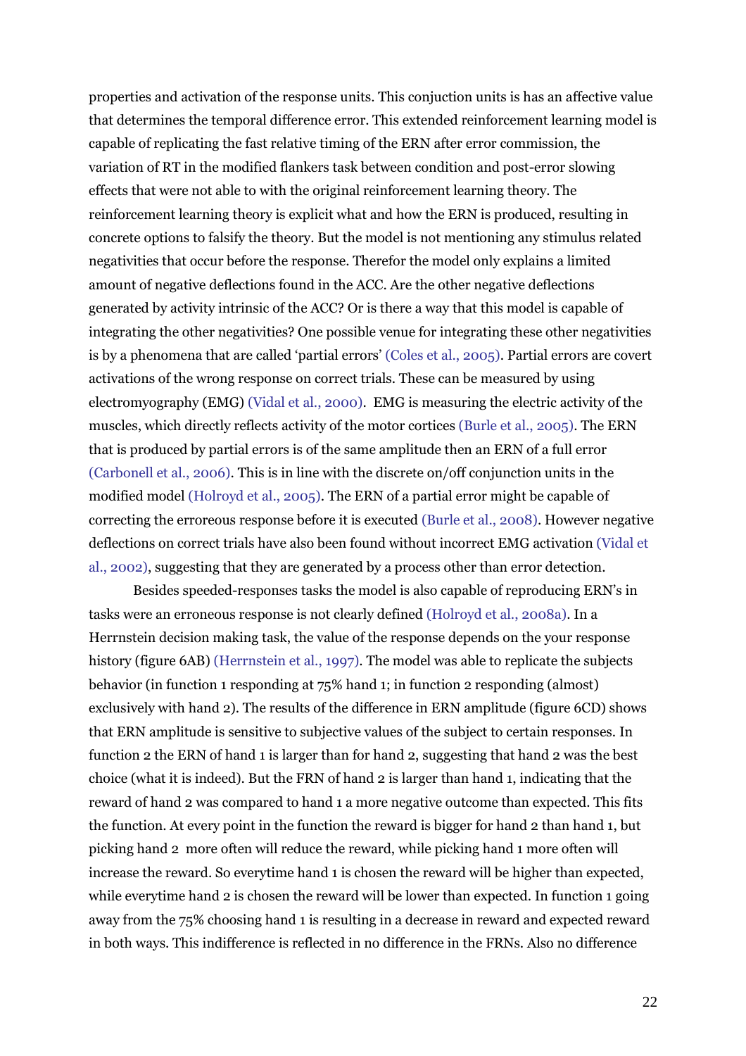properties and activation of the response units. This conjuction units is has an affective value that determines the temporal difference error. This extended reinforcement learning model is capable of replicating the fast relative timing of the ERN after error commission, the variation of RT in the modified flankers task between condition and post-error slowing effects that were not able to with the original reinforcement learning theory. The reinforcement learning theory is explicit what and how the ERN is produced, resulting in concrete options to falsify the theory. But the model is not mentioning any stimulus related negativities that occur before the response. Therefor the model only explains a limited amount of negative deflections found in the ACC. Are the other negative deflections generated by activity intrinsic of the ACC? Or is there a way that this model is capable of integrating the other negativities? One possible venue for integrating these other negativities is by a phenomena that are called 'partial errors' (Coles et al., 2005). Partial errors are covert activations of the wrong response on correct trials. These can be measured by using electromyography (EMG) (Vidal et al., 2000). EMG is measuring the electric activity of the muscles, which directly reflects activity of the motor cortices (Burle et al., 2005). The ERN that is produced by partial errors is of the same amplitude then an ERN of a full error (Carbonell et al., 2006). This is in line with the discrete on/off conjunction units in the modified model (Holroyd et al., 2005). The ERN of a partial error might be capable of correcting the erroreous response before it is executed (Burle et al., 2008). However negative deflections on correct trials have also been found without incorrect EMG activation (Vidal et al., 2002), suggesting that they are generated by a process other than error detection.

Besides speeded-responses tasks the model is also capable of reproducing ERN's in tasks were an erroneous response is not clearly defined (Holroyd et al., 2008a). In a Herrnstein decision making task, the value of the response depends on the your response history (figure 6AB) (Herrnstein et al., 1997). The model was able to replicate the subjects behavior (in function 1 responding at 75% hand 1; in function 2 responding (almost) exclusively with hand 2). The results of the difference in ERN amplitude (figure 6CD) shows that ERN amplitude is sensitive to subjective values of the subject to certain responses. In function 2 the ERN of hand 1 is larger than for hand 2, suggesting that hand 2 was the best choice (what it is indeed). But the FRN of hand 2 is larger than hand 1, indicating that the reward of hand 2 was compared to hand 1 a more negative outcome than expected. This fits the function. At every point in the function the reward is bigger for hand 2 than hand 1, but picking hand 2 more often will reduce the reward, while picking hand 1 more often will increase the reward. So everytime hand 1 is chosen the reward will be higher than expected, while everytime hand 2 is chosen the reward will be lower than expected. In function 1 going away from the 75% choosing hand 1 is resulting in a decrease in reward and expected reward in both ways. This indifference is reflected in no difference in the FRNs. Also no difference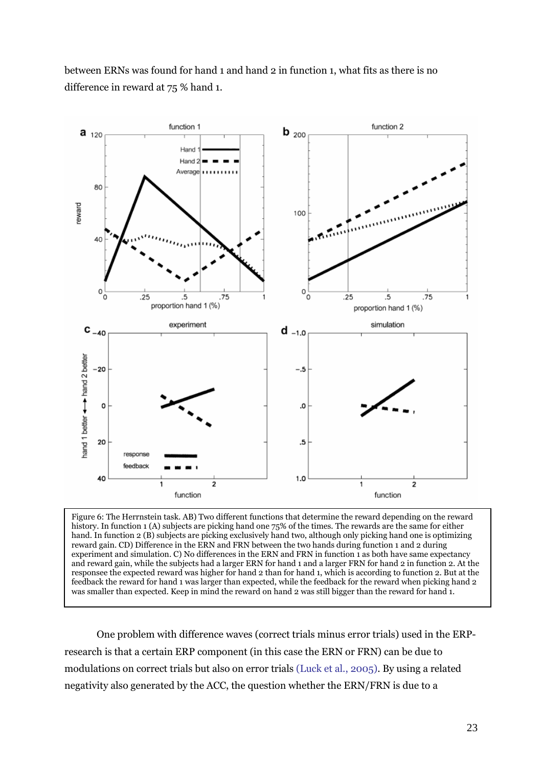between ERNs was found for hand 1 and hand 2 in function 1, what fits as there is no difference in reward at 75 % hand 1.

Figure 6: The Herrnstein task. AB) Two different functions that determine the reward depending on the reward history. In function 1 (A) subjects are picking hand one 75% of the times. The rewards are the same for either hand. In function 2 (B) subjects are picking exclusively hand two, although only picking hand one is optimizing reward gain. CD) Difference in the ERN and FRN between the two hands during function 1 and 2 during experiment and simulation. C) No differences in the ERN and FRN in function 1 as both have same expectancy and reward gain, while the subjects had a larger ERN for hand 1 and a larger FRN for hand 2 in function 2. At the responsee the expected reward was higher for hand 2 than for hand 1, which is according to function 2. But at the feedback the reward for hand 1 was larger than expected, while the feedback for the reward when picking hand 2 was smaller than expected. Keep in mind the reward on hand 2 was still bigger than the reward for hand 1.

One problem with difference waves (correct trials minus error trials) used in the ERP-research is that a certain ERP component (in this case the ERN or FRN) can be due to modulations on correct trials but also on error trials (Luck et al., 2005). By using a related negativity also generated by the ACC, the question whether the ERN/FRN is due to a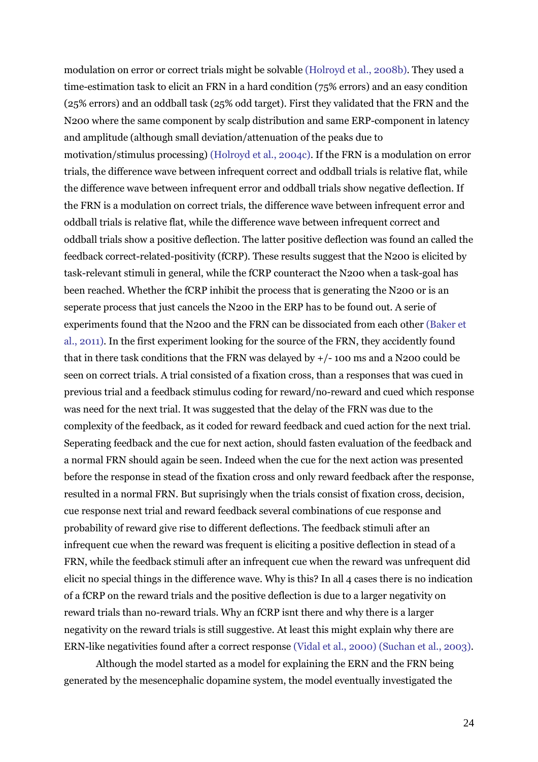modulation on error or correct trials might be solvable (Holroyd et al., 2008b). They used a time-estimation task to elicit an FRN in a hard condition (75% errors) and an easy condition (25% errors) and an oddball task (25% odd target). First they validated that the FRN and the N200 where the same component by scalp distribution and same ERP-component in latency and amplitude (although small deviation/attenuation of the peaks due to motivation/stimulus processing) (Holroyd et al., 2004c). If the FRN is a modulation on error trials, the difference wave between infrequent correct and oddball trials is relative flat, while the difference wave between infrequent error and oddball trials show negative deflection. If the FRN is a modulation on correct trials, the difference wave between infrequent error and oddball trials is relative flat, while the difference wave between infrequent correct and oddball trials show a positive deflection. The latter positive deflection was found an called the feedback correct-related-positivity (fCRP). These results suggest that the N200 is elicited by task-relevant stimuli in general, while the fCRP counteract the N200 when a task-goal has been reached. Whether the fCRP inhibit the process that is generating the N200 or is an seperate process that just cancels the N200 in the ERP has to be found out. A serie of experiments found that the N200 and the FRN can be dissociated from each other (Baker et al., 2011). In the first experiment looking for the source of the FRN, they accidently found that in there task conditions that the FRN was delayed by +/- 100 ms and a N200 could be seen on correct trials. A trial consisted of a fixation cross, than a responses that was cued in previous trial and a feedback stimulus coding for reward/no-reward and cued which response was need for the next trial. It was suggested that the delay of the FRN was due to the complexity of the feedback, as it coded for reward feedback and cued action for the next trial. Seperating feedback and the cue for next action, should fasten evaluation of the feedback and a normal FRN should again be seen. Indeed when the cue for the next action was presented before the response in stead of the fixation cross and only reward feedback after the response, resulted in a normal FRN. But suprisingly when the trials consist of fixation cross, decision, cue response next trial and reward feedback several combinations of cue response and probability of reward give rise to different deflections. The feedback stimuli after an infrequent cue when the reward was frequent is eliciting a positive deflection in stead of a FRN, while the feedback stimuli after an infrequent cue when the reward was unfrequent did elicit no special things in the difference wave. Why is this? In all 4 cases there is no indication of a fCRP on the reward trials and the positive deflection is due to a larger negativity on reward trials than no-reward trials. Why an fCRP isnt there and why there is a larger negativity on the reward trials is still suggestive. At least this might explain why there are ERN-like negativities found after a correct response (Vidal et al., 2000) (Suchan et al., 2003).

Although the model started as a model for explaining the ERN and the FRN being generated by the mesencephalic dopamine system, the model eventually investigated the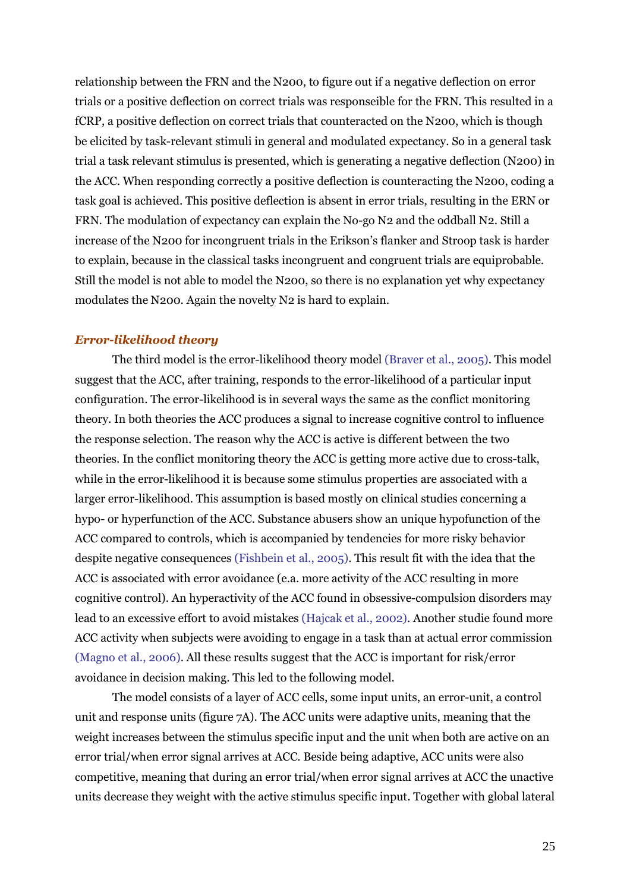relationship between the FRN and the N200, to figure out if a negative deflection on error trials or a positive deflection on correct trials was responseible for the FRN. This resulted in a fCRP, a positive deflection on correct trials that counteracted on the N200, which is though be elicited by task-relevant stimuli in general and modulated expectancy. So in a general task trial a task relevant stimulus is presented, which is generating a negative deflection (N200) in the ACC. When responding correctly a positive deflection is counteracting the N200, coding a task goal is achieved. This positive deflection is absent in error trials, resulting in the ERN or FRN. The modulation of expectancy can explain the No-go N2 and the oddball N2. Still a increase of the N200 for incongruent trials in the Erikson's flanker and Stroop task is harder to explain, because in the classical tasks incongruent and congruent trials are equiprobable. Still the model is not able to model the N200, so there is no explanation yet why expectancy modulates the N200. Again the novelty N2 is hard to explain.

### *Error-likelihood theory*

The third model is the error-likelihood theory model (Braver et al., 2005). This model suggest that the ACC, after training, responds to the error-likelihood of a particular input configuration. The error-likelihood is in several ways the same as the conflict monitoring theory. In both theories the ACC produces a signal to increase cognitive control to influence the response selection. The reason why the ACC is active is different between the two theories. In the conflict monitoring theory the ACC is getting more active due to cross-talk, while in the error-likelihood it is because some stimulus properties are associated with a larger error-likelihood. This assumption is based mostly on clinical studies concerning a hypo- or hyperfunction of the ACC. Substance abusers show an unique hypofunction of the ACC compared to controls, which is accompanied by tendencies for more risky behavior despite negative consequences (Fishbein et al., 2005). This result fit with the idea that the ACC is associated with error avoidance (e.a. more activity of the ACC resulting in more cognitive control). An hyperactivity of the ACC found in obsessive-compulsion disorders may lead to an excessive effort to avoid mistakes (Hajcak et al., 2002). Another studie found more ACC activity when subjects were avoiding to engage in a task than at actual error commission (Magno et al., 2006). All these results suggest that the ACC is important for risk/error avoidance in decision making. This led to the following model.

The model consists of a layer of ACC cells, some input units, an error-unit, a control unit and response units (figure 7A). The ACC units were adaptive units, meaning that the weight increases between the stimulus specific input and the unit when both are active on an error trial/when error signal arrives at ACC. Beside being adaptive, ACC units were also competitive, meaning that during an error trial/when error signal arrives at ACC the unactive units decrease they weight with the active stimulus specific input. Together with global lateral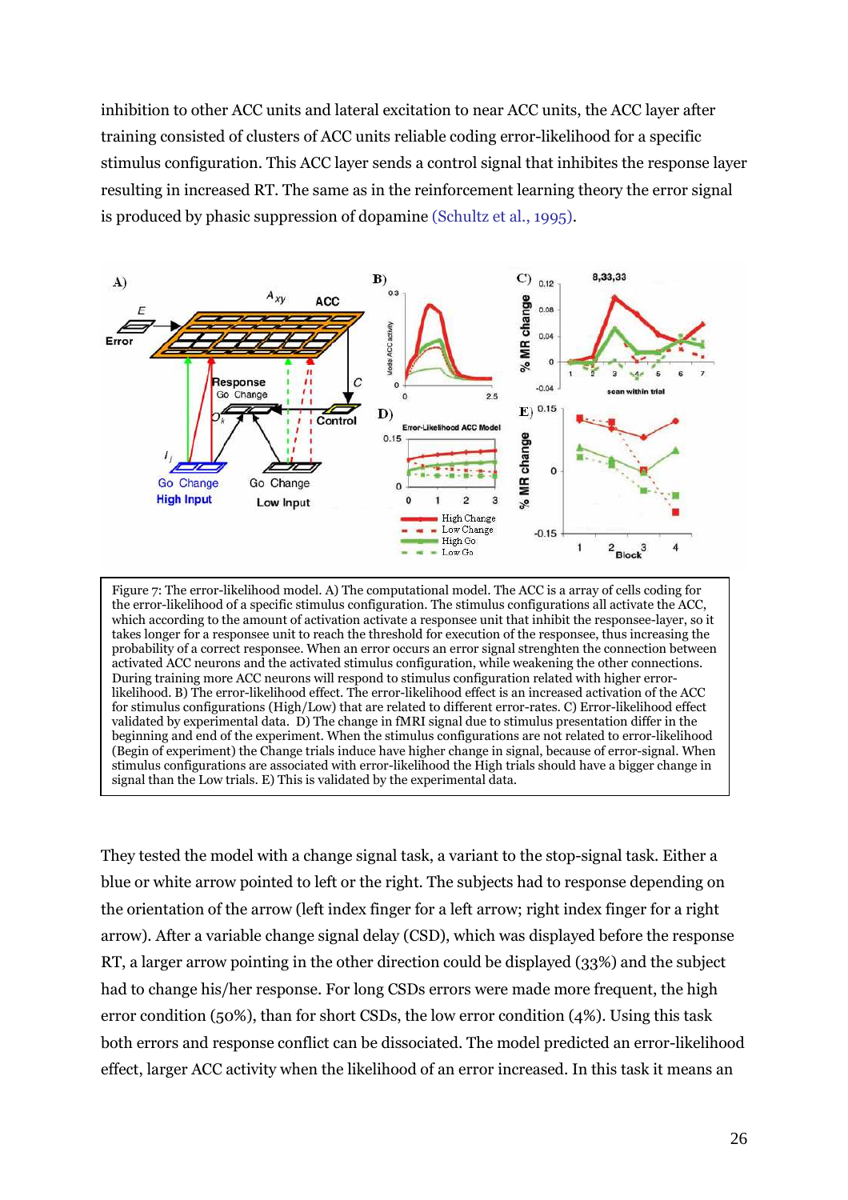inhibition to other ACC units and lateral excitation to near ACC units, the ACC layer after training consisted of clusters of ACC units reliable coding error-likelihood for a specific stimulus configuration. This ACC layer sends a control signal that inhibites the response layer resulting in increased RT. The same as in the reinforcement learning theory the error signal is produced by phasic suppression of dopamine (Schultz et al., 1995).

Figure 7: The error-likelihood model. A) The computational model. The ACC is a array of cells coding for the error-likelihood of a specific stimulus configuration. The stimulus configurations all activate the ACC, which according to the amount of activation activate a responsee unit that inhibit the responsee-layer, so it takes longer for a responsee unit to reach the threshold for execution of the responsee, thus increasing the probability of a correct responsee. When an error occurs an error signal strenghten the connection between activated ACC neurons and the activated stimulus configuration, while weakening the other connections. During training more ACC neurons will respond to stimulus configuration related with higher error-likelihood. B) The error-likelihood effect. The error-likelihood effect is an increased activation of the ACC for stimulus configurations (High/Low) that are related to different error-rates. C) Error-likelihood effect validated by experimental data. D) The change in fMRI signal due to stimulus presentation differ in the beginning and end of the experiment. When the stimulus configurations are not related to error-likelihood (Begin of experiment) the Change trials induce have higher change in signal, because of error-signal. When stimulus configurations are associated with error-likelihood the High trials should have a bigger change in signal than the Low trials. E) This is validated by the experimental data.

They tested the model with a change signal task, a variant to the stop-signal task. Either a blue or white arrow pointed to left or the right. The subjects had to response depending on the orientation of the arrow (left index finger for a left arrow; right index finger for a right arrow). After a variable change signal delay (CSD), which was displayed before the response RT, a larger arrow pointing in the other direction could be displayed (33%) and the subject had to change his/her response. For long CSDs errors were made more frequent, the high error condition (50%), than for short CSDs, the low error condition (4%). Using this task both errors and response conflict can be dissociated. The model predicted an error-likelihood effect, larger ACC activity when the likelihood of an error increased. In this task it means an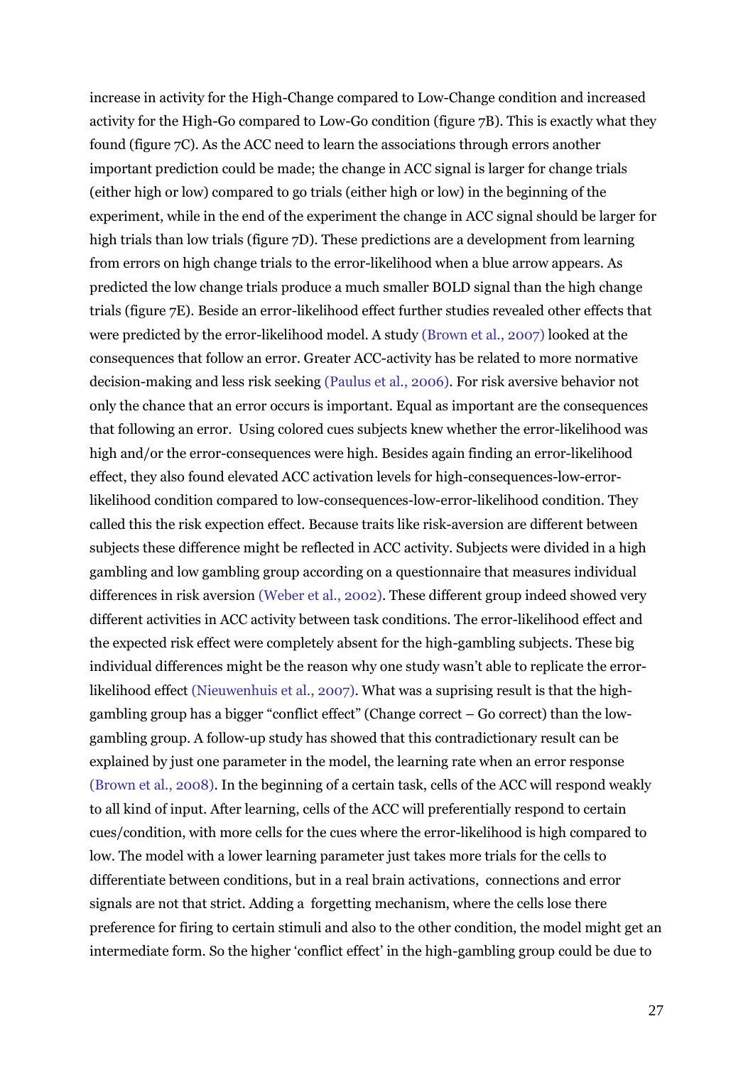increase in activity for the High-Change compared to Low-Change condition and increased activity for the High-Go compared to Low-Go condition (figure 7B). This is exactly what they found (figure 7C). As the ACC need to learn the associations through errors another important prediction could be made; the change in ACC signal is larger for change trials (either high or low) compared to go trials (either high or low) in the beginning of the experiment, while in the end of the experiment the change in ACC signal should be larger for high trials than low trials (figure 7D). These predictions are a development from learning from errors on high change trials to the error-likelihood when a blue arrow appears. As predicted the low change trials produce a much smaller BOLD signal than the high change trials (figure 7E). Beside an error-likelihood effect further studies revealed other effects that were predicted by the error-likelihood model. A study (Brown et al., 2007) looked at the consequences that follow an error. Greater ACC-activity has be related to more normative decision-making and less risk seeking (Paulus et al., 2006). For risk aversive behavior not only the chance that an error occurs is important. Equal as important are the consequences that following an error. Using colored cues subjects knew whether the error-likelihood was high and/or the error-consequences were high. Besides again finding an error-likelihood effect, they also found elevated ACC activation levels for high-consequences-low-error-likelihood condition compared to low-consequences-low-error-likelihood condition. They called this the risk expection effect. Because traits like risk-aversion are different between subjects these difference might be reflected in ACC activity. Subjects were divided in a high gambling and low gambling group according on a questionnaire that measures individual differences in risk aversion (Weber et al., 2002). These different group indeed showed very different activities in ACC activity between task conditions. The error-likelihood effect and the expected risk effect were completely absent for the high-gambling subjects. These big individual differences might be the reason why one study wasn't able to replicate the error-likelihood effect (Nieuwenhuis et al., 2007). What was a suprising result is that the high-gambling group has a bigger "conflict effect" (Change correct – Go correct) than the low-gambling group. A follow-up study has showed that this contradictionary result can be explained by just one parameter in the model, the learning rate when an error response (Brown et al., 2008). In the beginning of a certain task, cells of the ACC will respond weakly to all kind of input. After learning, cells of the ACC will preferentially respond to certain cues/condition, with more cells for the cues where the error-likelihood is high compared to low. The model with a lower learning parameter just takes more trials for the cells to differentiate between conditions, but in a real brain activations, connections and error signals are not that strict. Adding a forgetting mechanism, where the cells lose there preference for firing to certain stimuli and also to the other condition, the model might get an intermediate form. So the higher 'conflict effect' in the high-gambling group could be due to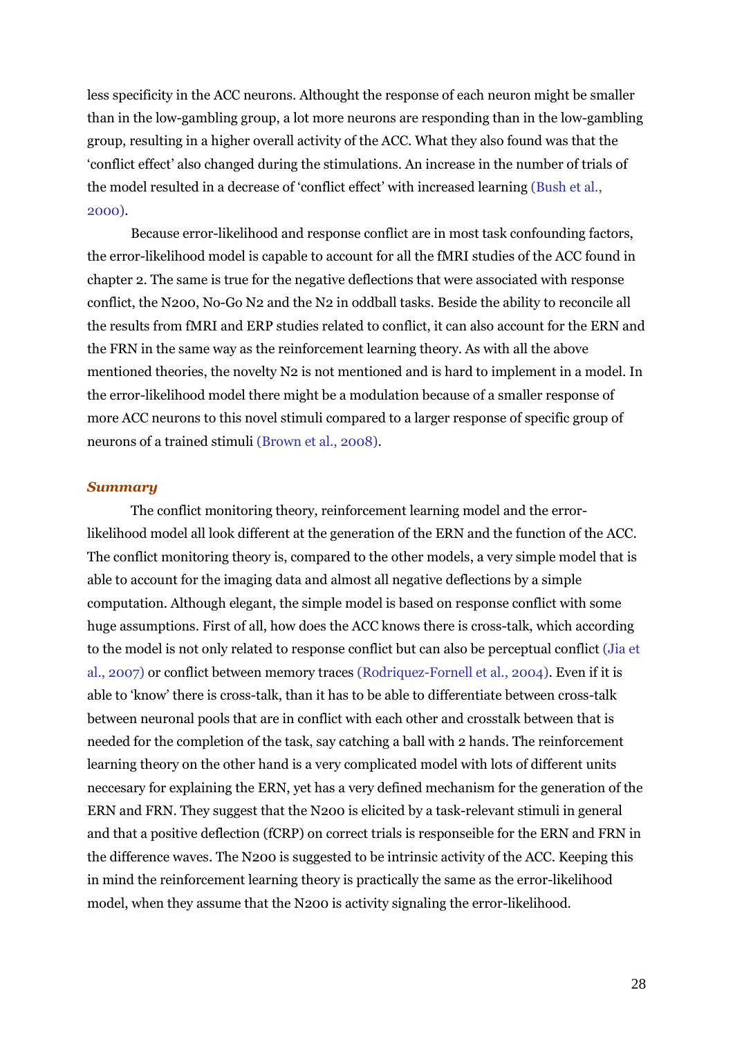less specificity in the ACC neurons. Althought the response of each neuron might be smaller than in the low-gambling group, a lot more neurons are responding than in the low-gambling group, resulting in a higher overall activity of the ACC. What they also found was that the 'conflict effect' also changed during the stimulations. An increase in the number of trials of the model resulted in a decrease of 'conflict effect' with increased learning (Bush et al., 2000).

Because error-likelihood and response conflict are in most task confounding factors, the error-likelihood model is capable to account for all the fMRI studies of the ACC found in chapter 2. The same is true for the negative deflections that were associated with response conflict, the N200, No-Go N2 and the N2 in oddball tasks. Beside the ability to reconcile all the results from fMRI and ERP studies related to conflict, it can also account for the ERN and the FRN in the same way as the reinforcement learning theory. As with all the above mentioned theories, the novelty N2 is not mentioned and is hard to implement in a model. In the error-likelihood model there might be a modulation because of a smaller response of more ACC neurons to this novel stimuli compared to a larger response of specific group of neurons of a trained stimuli (Brown et al., 2008).

***Summary***

The conflict monitoring theory, reinforcement learning model and the error-likelihood model all look different at the generation of the ERN and the function of the ACC. The conflict monitoring theory is, compared to the other models, a very simple model that is able to account for the imaging data and almost all negative deflections by a simple computation. Although elegant, the simple model is based on response conflict with some huge assumptions. First of all, how does the ACC knows there is cross-talk, which according to the model is not only related to response conflict but can also be perceptual conflict (Jia et al., 2007) or conflict between memory traces (Rodriquez-Fornell et al., 2004). Even if it is able to 'know' there is cross-talk, than it has to be able to differentiate between cross-talk between neuronal pools that are in conflict with each other and crosstalk between that is needed for the completion of the task, say catching a ball with 2 hands. The reinforcement learning theory on the other hand is a very complicated model with lots of different units neccesary for explaining the ERN, yet has a very defined mechanism for the generation of the ERN and FRN. They suggest that the N200 is elicited by a task-relevant stimuli in general and that a positive deflection (fCRP) on correct trials is responseible for the ERN and FRN in the difference waves. The N200 is suggested to be intrinsic activity of the ACC. Keeping this in mind the reinforcement learning theory is practically the same as the error-likelihood model, when they assume that the N200 is activity signaling the error-likelihood.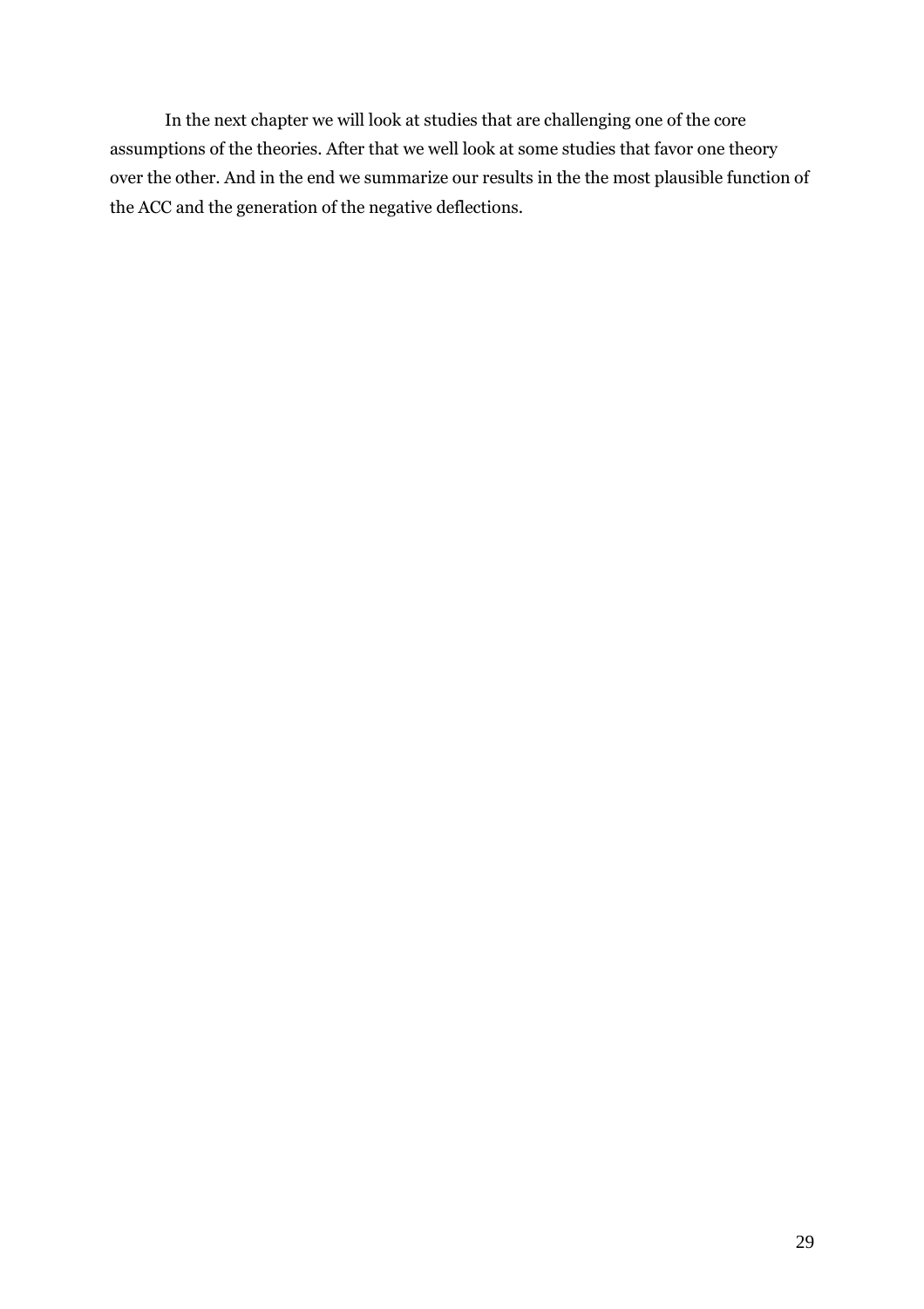In the next chapter we will look at studies that are challenging one of the core assumptions of the theories. After that we well look at some studies that favor one theory over the other. And in the end we summarize our results in the the most plausible function of the ACC and the generation of the negative deflections.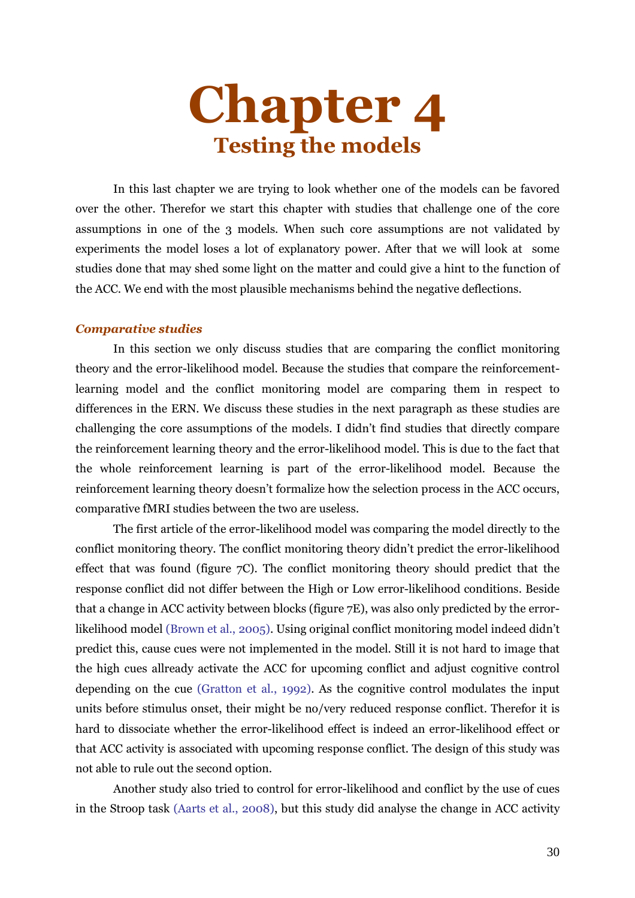# Chapter 4
## Testing the models

In this last chapter we are trying to look whether one of the models can be favored over the other. Therefor we start this chapter with studies that challenge one of the core assumptions in one of the 3 models. When such core assumptions are not validated by experiments the model loses a lot of explanatory power. After that we will look at some studies done that may shed some light on the matter and could give a hint to the function of the ACC. We end with the most plausible mechanisms behind the negative deflections.

### *Comparative studies*

In this section we only discuss studies that are comparing the conflict monitoring theory and the error-likelihood model. Because the studies that compare the reinforcement-learning model and the conflict monitoring model are comparing them in respect to differences in the ERN. We discuss these studies in the next paragraph as these studies are challenging the core assumptions of the models. I didn't find studies that directly compare the reinforcement learning theory and the error-likelihood model. This is due to the fact that the whole reinforcement learning is part of the error-likelihood model. Because the reinforcement learning theory doesn't formalize how the selection process in the ACC occurs, comparative fMRI studies between the two are useless.

The first article of the error-likelihood model was comparing the model directly to the conflict monitoring theory. The conflict monitoring theory didn't predict the error-likelihood effect that was found (figure 7C). The conflict monitoring theory should predict that the response conflict did not differ between the High or Low error-likelihood conditions. Beside that a change in ACC activity between blocks (figure 7E), was also only predicted by the error-likelihood model (Brown et al., 2005). Using original conflict monitoring model indeed didn't predict this, cause cues were not implemented in the model. Still it is not hard to image that the high cues allready activate the ACC for upcoming conflict and adjust cognitive control depending on the cue (Gratton et al., 1992). As the cognitive control modulates the input units before stimulus onset, their might be no/very reduced response conflict. Therefor it is hard to dissociate whether the error-likelihood effect is indeed an error-likelihood effect or that ACC activity is associated with upcoming response conflict. The design of this study was not able to rule out the second option.

Another study also tried to control for error-likelihood and conflict by the use of cues in the Stroop task (Aarts et al., 2008), but this study did analyse the change in ACC activity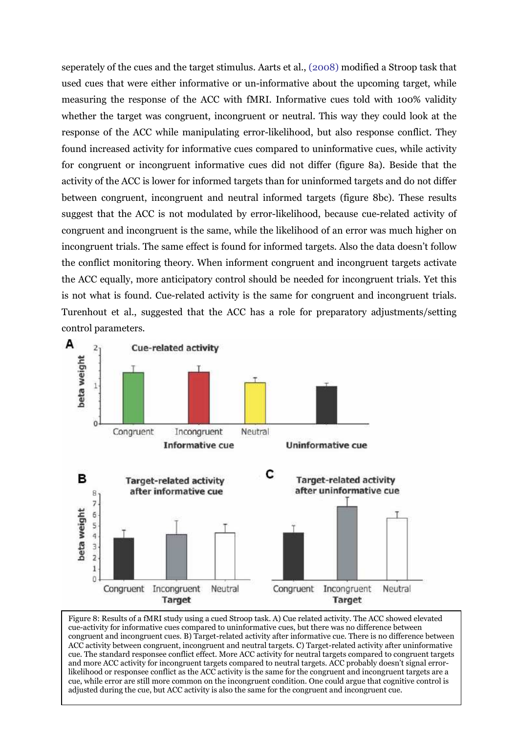seperately of the cues and the target stimulus. Aarts et al., (2008) modified a Stroop task that used cues that were either informative or un-informative about the upcoming target, while measuring the response of the ACC with fMRI. Informative cues told with 100% validity whether the target was congruent, incongruent or neutral. This way they could look at the response of the ACC while manipulating error-likelihood, but also response conflict. They found increased activity for informative cues compared to uninformative cues, while activity for congruent or incongruent informative cues did not differ (figure 8a). Beside that the activity of the ACC is lower for informed targets than for uninformed targets and do not differ between congruent, incongruent and neutral informed targets (figure 8bc). These results suggest that the ACC is not modulated by error-likelihood, because cue-related activity of congruent and incongruent is the same, while the likelihood of an error was much higher on incongruent trials. The same effect is found for informed targets. Also the data doesn't follow the conflict monitoring theory. When informent congruent and incongruent targets activate the ACC equally, more anticipatory control should be needed for incongruent trials. Yet this is not what is found. Cue-related activity is the same for congruent and incongruent trials. Turenhout et al., suggested that the ACC has a role for preparatory adjustments/setting control parameters.

Figure 8: Results of a fMRI study using a cued Stroop task. A) Cue related activity. The ACC showed elevated cue-activity for informative cues compared to uninformative cues, but there was no difference between congruent and incongruent cues. B) Target-related activity after informative cue. There is no difference between ACC activity between congruent, incongruent and neutral targets. C) Target-related activity after uninformative cue. The standard responsee conflict effect. More ACC activity for neutral targets compared to congruent targets and more ACC activity for incongruent targets compared to neutral targets. ACC probably doesn't signal error-likelihood or responsee conflict as the ACC activity is the same for the congruent and incongruent targets are a cue, while error are still more common on the incongruent condition. One could argue that cognitive control is adjusted during the cue, but ACC activity is also the same for the congruent and incongruent cue.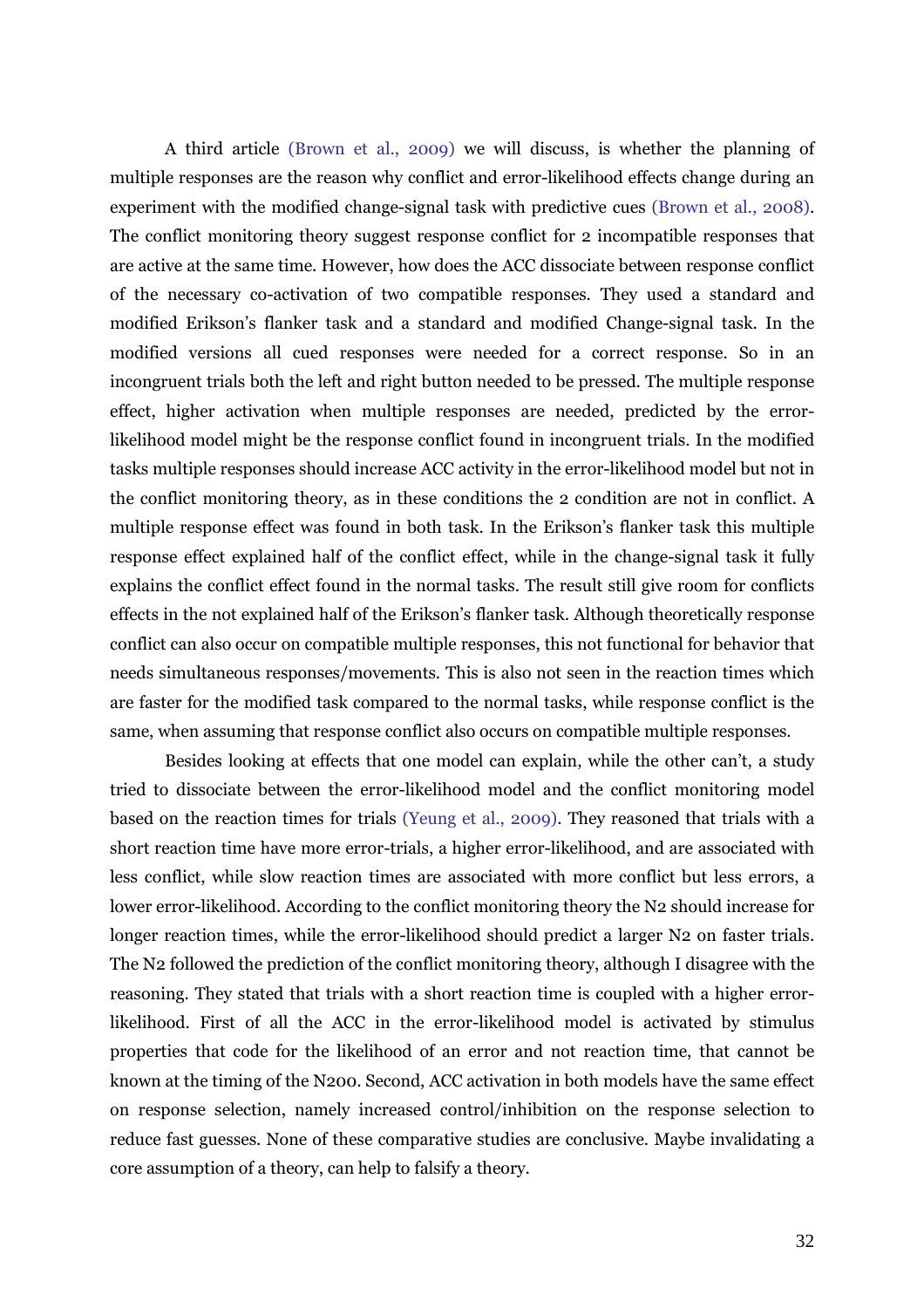A third article (Brown et al., 2009) we will discuss, is whether the planning of multiple responses are the reason why conflict and error-likelihood effects change during an experiment with the modified change-signal task with predictive cues (Brown et al., 2008). The conflict monitoring theory suggest response conflict for 2 incompatible responses that are active at the same time. However, how does the ACC dissociate between response conflict of the necessary co-activation of two compatible responses. They used a standard and modified Erikson's flanker task and a standard and modified Change-signal task. In the modified versions all cued responses were needed for a correct response. So in an incongruent trials both the left and right button needed to be pressed. The multiple response effect, higher activation when multiple responses are needed, predicted by the error-likelihood model might be the response conflict found in incongruent trials. In the modified tasks multiple responses should increase ACC activity in the error-likelihood model but not in the conflict monitoring theory, as in these conditions the 2 condition are not in conflict. A multiple response effect was found in both task. In the Erikson's flanker task this multiple response effect explained half of the conflict effect, while in the change-signal task it fully explains the conflict effect found in the normal tasks. The result still give room for conflicts effects in the not explained half of the Erikson's flanker task. Although theoretically response conflict can also occur on compatible multiple responses, this not functional for behavior that needs simultaneous responses/movements. This is also not seen in the reaction times which are faster for the modified task compared to the normal tasks, while response conflict is the same, when assuming that response conflict also occurs on compatible multiple responses.

Besides looking at effects that one model can explain, while the other can't, a study tried to dissociate between the error-likelihood model and the conflict monitoring model based on the reaction times for trials (Yeung et al., 2009). They reasoned that trials with a short reaction time have more error-trials, a higher error-likelihood, and are associated with less conflict, while slow reaction times are associated with more conflict but less errors, a lower error-likelihood. According to the conflict monitoring theory the N2 should increase for longer reaction times, while the error-likelihood should predict a larger N2 on faster trials. The N2 followed the prediction of the conflict monitoring theory, although I disagree with the reasoning. They stated that trials with a short reaction time is coupled with a higher error-likelihood. First of all the ACC in the error-likelihood model is activated by stimulus properties that code for the likelihood of an error and not reaction time, that cannot be known at the timing of the N200. Second, ACC activation in both models have the same effect on response selection, namely increased control/inhibition on the response selection to reduce fast guesses. None of these comparative studies are conclusive. Maybe invalidating a core assumption of a theory, can help to falsify a theory.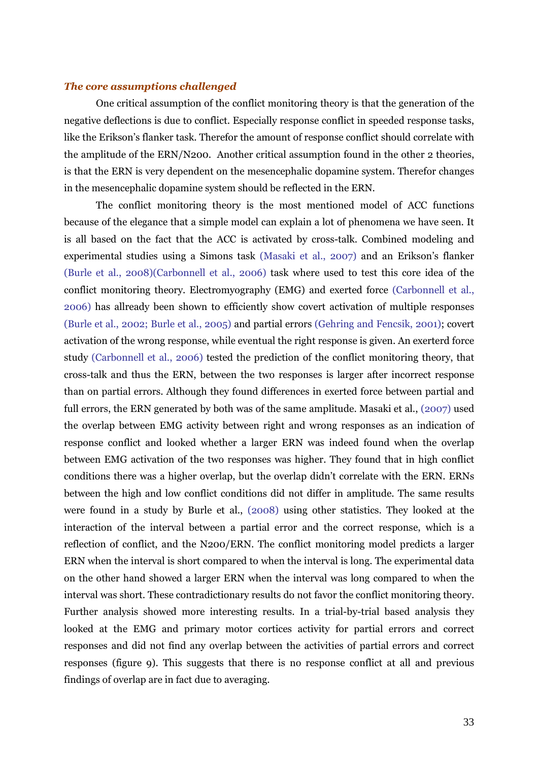### *The core assumptions challenged*

One critical assumption of the conflict monitoring theory is that the generation of the negative deflections is due to conflict. Especially response conflict in speeded response tasks, like the Erikson's flanker task. Therefor the amount of response conflict should correlate with the amplitude of the ERN/N200. Another critical assumption found in the other 2 theories, is that the ERN is very dependent on the mesencephalic dopamine system. Therefor changes in the mesencephalic dopamine system should be reflected in the ERN.

The conflict monitoring theory is the most mentioned model of ACC functions because of the elegance that a simple model can explain a lot of phenomena we have seen. It is all based on the fact that the ACC is activated by cross-talk. Combined modeling and experimental studies using a Simons task (Masaki et al., 2007) and an Erikson's flanker (Burle et al., 2008)(Carbonnell et al., 2006) task where used to test this core idea of the conflict monitoring theory. Electromyography (EMG) and exerted force (Carbonnell et al., 2006) has allready been shown to efficiently show covert activation of multiple responses (Burle et al., 2002; Burle et al., 2005) and partial errors (Gehring and Fencsik, 2001); covert activation of the wrong response, while eventual the right response is given. An exerterd force study (Carbonnell et al., 2006) tested the prediction of the conflict monitoring theory, that cross-talk and thus the ERN, between the two responses is larger after incorrect response than on partial errors. Although they found differences in exerted force between partial and full errors, the ERN generated by both was of the same amplitude. Masaki et al., (2007) used the overlap between EMG activity between right and wrong responses as an indication of response conflict and looked whether a larger ERN was indeed found when the overlap between EMG activation of the two responses was higher. They found that in high conflict conditions there was a higher overlap, but the overlap didn't correlate with the ERN. ERNs between the high and low conflict conditions did not differ in amplitude. The same results were found in a study by Burle et al., (2008) using other statistics. They looked at the interaction of the interval between a partial error and the correct response, which is a reflection of conflict, and the N200/ERN. The conflict monitoring model predicts a larger ERN when the interval is short compared to when the interval is long. The experimental data on the other hand showed a larger ERN when the interval was long compared to when the interval was short. These contradictionary results do not favor the conflict monitoring theory. Further analysis showed more interesting results. In a trial-by-trial based analysis they looked at the EMG and primary motor cortices activity for partial errors and correct responses and did not find any overlap between the activities of partial errors and correct responses (figure 9). This suggests that there is no response conflict at all and previous findings of overlap are in fact due to averaging.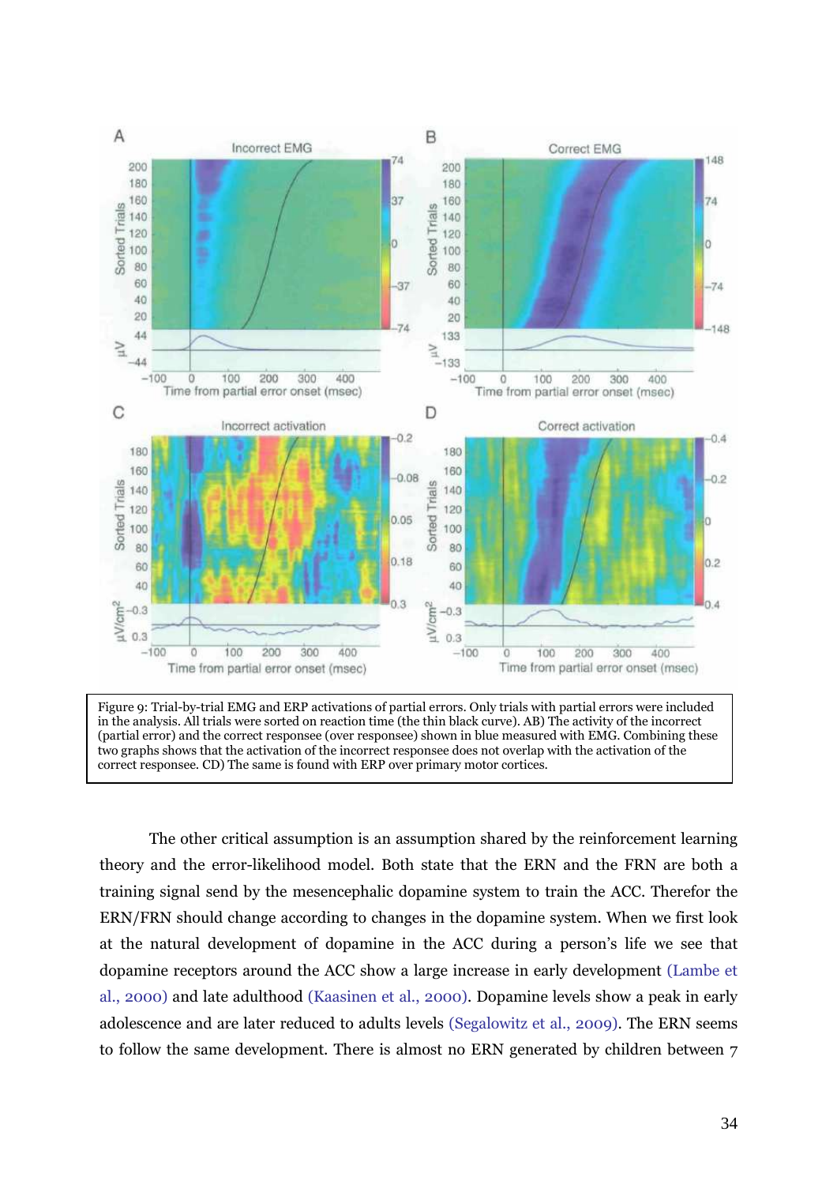Figure 9: Trial-by-trial EMG and ERP activations of partial errors. Only trials with partial errors were included in the analysis. All trials were sorted on reaction time (the thin black curve). AB) The activity of the incorrect (partial error) and the correct responsee (over responsee) shown in blue measured with EMG. Combining these two graphs shows that the activation of the incorrect responsee does not overlap with the activation of the correct responsee. CD) The same is found with ERP over primary motor cortices.

The other critical assumption is an assumption shared by the reinforcement learning theory and the error-likelihood model. Both state that the ERN and the FRN are both a training signal send by the mesencephalic dopamine system to train the ACC. Therefor the ERN/FRN should change according to changes in the dopamine system. When we first look at the natural development of dopamine in the ACC during a person's life we see that dopamine receptors around the ACC show a large increase in early development (Lambe et al., 2000) and late adulthood (Kaasinen et al., 2000). Dopamine levels show a peak in early adolescence and are later reduced to adults levels (Segalowitz et al., 2009). The ERN seems to follow the same development. There is almost no ERN generated by children between 7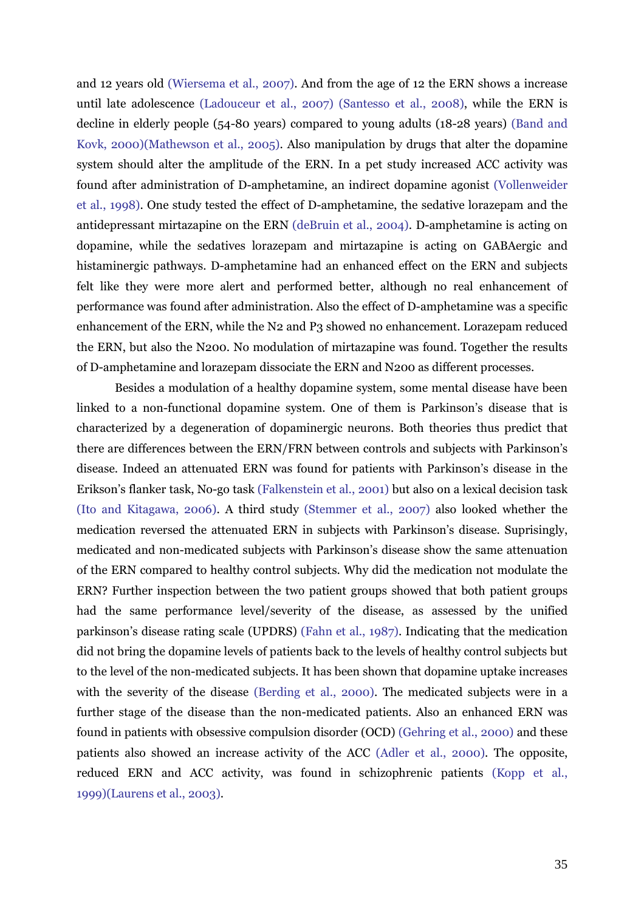and 12 years old (Wiersema et al., 2007). And from the age of 12 the ERN shows a increase until late adolescence (Ladouceur et al., 2007) (Santesso et al., 2008), while the ERN is decline in elderly people (54-80 years) compared to young adults (18-28 years) (Band and Kovk, 2000)(Mathewson et al., 2005). Also manipulation by drugs that alter the dopamine system should alter the amplitude of the ERN. In a pet study increased ACC activity was found after administration of D-amphetamine, an indirect dopamine agonist (Vollenweider et al., 1998). One study tested the effect of D-amphetamine, the sedative lorazepam and the antidepressant mirtazapine on the ERN (deBruin et al., 2004). D-amphetamine is acting on dopamine, while the sedatives lorazepam and mirtazapine is acting on GABAergic and histaminergic pathways. D-amphetamine had an enhanced effect on the ERN and subjects felt like they were more alert and performed better, although no real enhancement of performance was found after administration. Also the effect of D-amphetamine was a specific enhancement of the ERN, while the N2 and P3 showed no enhancement. Lorazepam reduced the ERN, but also the N200. No modulation of mirtazapine was found. Together the results of D-amphetamine and lorazepam dissociate the ERN and N200 as different processes.

Besides a modulation of a healthy dopamine system, some mental disease have been linked to a non-functional dopamine system. One of them is Parkinson's disease that is characterized by a degeneration of dopaminergic neurons. Both theories thus predict that there are differences between the ERN/FRN between controls and subjects with Parkinson's disease. Indeed an attenuated ERN was found for patients with Parkinson's disease in the Erikson's flanker task, No-go task (Falkenstein et al., 2001) but also on a lexical decision task (Ito and Kitagawa, 2006). A third study (Stemmer et al., 2007) also looked whether the medication reversed the attenuated ERN in subjects with Parkinson's disease. Suprisingly, medicated and non-medicated subjects with Parkinson's disease show the same attenuation of the ERN compared to healthy control subjects. Why did the medication not modulate the ERN? Further inspection between the two patient groups showed that both patient groups had the same performance level/severity of the disease, as assessed by the unified parkinson's disease rating scale (UPDRS) (Fahn et al., 1987). Indicating that the medication did not bring the dopamine levels of patients back to the levels of healthy control subjects but to the level of the non-medicated subjects. It has been shown that dopamine uptake increases with the severity of the disease (Berding et al., 2000). The medicated subjects were in a further stage of the disease than the non-medicated patients. Also an enhanced ERN was found in patients with obsessive compulsion disorder (OCD) (Gehring et al., 2000) and these patients also showed an increase activity of the ACC (Adler et al., 2000). The opposite, reduced ERN and ACC activity, was found in schizophrenic patients (Kopp et al., 1999)(Laurens et al., 2003).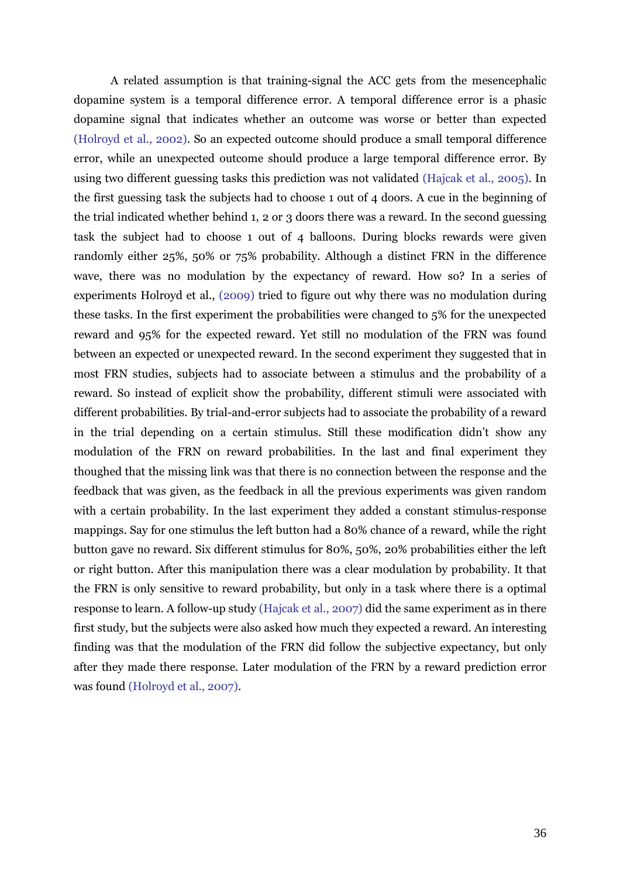A related assumption is that training-signal the ACC gets from the mesencephalic dopamine system is a temporal difference error. A temporal difference error is a phasic dopamine signal that indicates whether an outcome was worse or better than expected (Holroyd et al., 2002). So an expected outcome should produce a small temporal difference error, while an unexpected outcome should produce a large temporal difference error. By using two different guessing tasks this prediction was not validated (Hajcak et al., 2005). In the first guessing task the subjects had to choose 1 out of 4 doors. A cue in the beginning of the trial indicated whether behind 1, 2 or 3 doors there was a reward. In the second guessing task the subject had to choose 1 out of 4 balloons. During blocks rewards were given randomly either 25%, 50% or 75% probability. Although a distinct FRN in the difference wave, there was no modulation by the expectancy of reward. How so? In a series of experiments Holroyd et al., (2009) tried to figure out why there was no modulation during these tasks. In the first experiment the probabilities were changed to 5% for the unexpected reward and 95% for the expected reward. Yet still no modulation of the FRN was found between an expected or unexpected reward. In the second experiment they suggested that in most FRN studies, subjects had to associate between a stimulus and the probability of a reward. So instead of explicit show the probability, different stimuli were associated with different probabilities. By trial-and-error subjects had to associate the probability of a reward in the trial depending on a certain stimulus. Still these modification didn't show any modulation of the FRN on reward probabilities. In the last and final experiment they thoughed that the missing link was that there is no connection between the response and the feedback that was given, as the feedback in all the previous experiments was given random with a certain probability. In the last experiment they added a constant stimulus-response mappings. Say for one stimulus the left button had a 80% chance of a reward, while the right button gave no reward. Six different stimulus for 80%, 50%, 20% probabilities either the left or right button. After this manipulation there was a clear modulation by probability. It that the FRN is only sensitive to reward probability, but only in a task where there is a optimal response to learn. A follow-up study (Hajcak et al., 2007) did the same experiment as in there first study, but the subjects were also asked how much they expected a reward. An interesting finding was that the modulation of the FRN did follow the subjective expectancy, but only after they made there response. Later modulation of the FRN by a reward prediction error was found (Holroyd et al., 2007).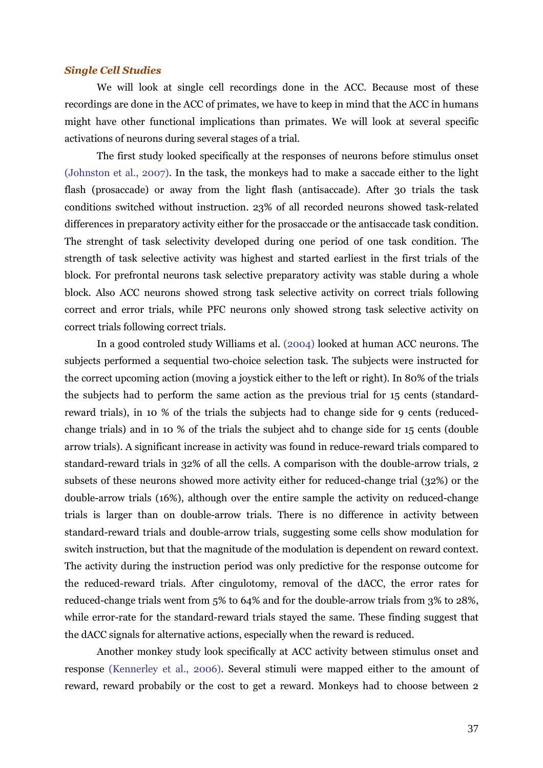### *Single Cell Studies*

We will look at single cell recordings done in the ACC. Because most of these recordings are done in the ACC of primates, we have to keep in mind that the ACC in humans might have other functional implications than primates. We will look at several specific activations of neurons during several stages of a trial.

The first study looked specifically at the responses of neurons before stimulus onset (Johnston et al., 2007). In the task, the monkeys had to make a saccade either to the light flash (prosaccade) or away from the light flash (antisaccade). After 30 trials the task conditions switched without instruction. 23% of all recorded neurons showed task-related differences in preparatory activity either for the prosaccade or the antisaccade task condition. The strenght of task selectivity developed during one period of one task condition. The strength of task selective activity was highest and started earliest in the first trials of the block. For prefrontal neurons task selective preparatory activity was stable during a whole block. Also ACC neurons showed strong task selective activity on correct trials following correct and error trials, while PFC neurons only showed strong task selective activity on correct trials following correct trials.

In a good controled study Williams et al. (2004) looked at human ACC neurons. The subjects performed a sequential two-choice selection task. The subjects were instructed for the correct upcoming action (moving a joystick either to the left or right). In 80% of the trials the subjects had to perform the same action as the previous trial for 15 cents (standard-reward trials), in 10 % of the trials the subjects had to change side for 9 cents (reduced-change trials) and in 10 % of the trials the subject ahd to change side for 15 cents (double arrow trials). A significant increase in activity was found in reduce-reward trials compared to standard-reward trials in 32% of all the cells. A comparison with the double-arrow trials, 2 subsets of these neurons showed more activity either for reduced-change trial (32%) or the double-arrow trials (16%), although over the entire sample the activity on reduced-change trials is larger than on double-arrow trials. There is no difference in activity between standard-reward trials and double-arrow trials, suggesting some cells show modulation for switch instruction, but that the magnitude of the modulation is dependent on reward context. The activity during the instruction period was only predictive for the response outcome for the reduced-reward trials. After cingulotomy, removal of the dACC, the error rates for reduced-change trials went from 5% to 64% and for the double-arrow trials from 3% to 28%, while error-rate for the standard-reward trials stayed the same. These finding suggest that the dACC signals for alternative actions, especially when the reward is reduced.

Another monkey study look specifically at ACC activity between stimulus onset and response (Kennerley et al., 2006). Several stimuli were mapped either to the amount of reward, reward probabily or the cost to get a reward. Monkeys had to choose between 2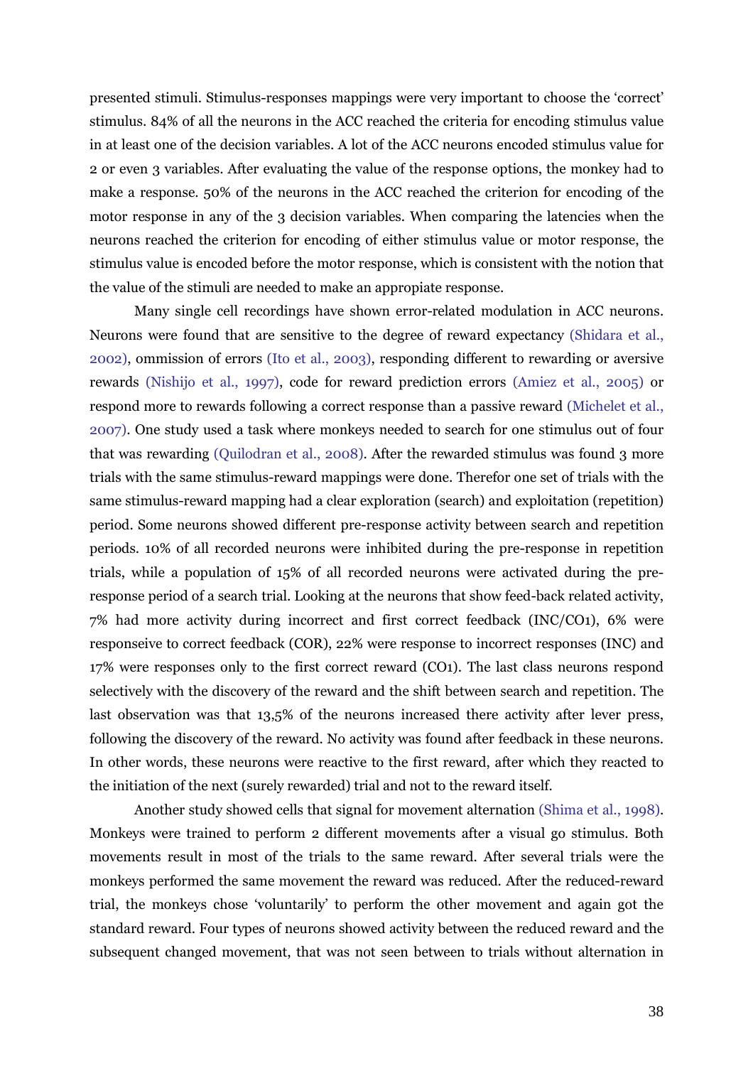presented stimuli. Stimulus-responses mappings were very important to choose the 'correct' stimulus. 84% of all the neurons in the ACC reached the criteria for encoding stimulus value in at least one of the decision variables. A lot of the ACC neurons encoded stimulus value for 2 or even 3 variables. After evaluating the value of the response options, the monkey had to make a response. 50% of the neurons in the ACC reached the criterion for encoding of the motor response in any of the 3 decision variables. When comparing the latencies when the neurons reached the criterion for encoding of either stimulus value or motor response, the stimulus value is encoded before the motor response, which is consistent with the notion that the value of the stimuli are needed to make an appropiate response.

Many single cell recordings have shown error-related modulation in ACC neurons. Neurons were found that are sensitive to the degree of reward expectancy (Shidara et al., 2002), ommission of errors (Ito et al., 2003), responding different to rewarding or aversive rewards (Nishijo et al., 1997), code for reward prediction errors (Amiez et al., 2005) or respond more to rewards following a correct response than a passive reward (Michelet et al., 2007). One study used a task where monkeys needed to search for one stimulus out of four that was rewarding (Quilodran et al., 2008). After the rewarded stimulus was found 3 more trials with the same stimulus-reward mappings were done. Therefor one set of trials with the same stimulus-reward mapping had a clear exploration (search) and exploitation (repetition) period. Some neurons showed different pre-response activity between search and repetition periods. 10% of all recorded neurons were inhibited during the pre-response in repetition trials, while a population of 15% of all recorded neurons were activated during the pre-response period of a search trial. Looking at the neurons that show feed-back related activity, 7% had more activity during incorrect and first correct feedback (INC/CO1), 6% were responseive to correct feedback (COR), 22% were response to incorrect responses (INC) and 17% were responses only to the first correct reward (CO1). The last class neurons respond selectively with the discovery of the reward and the shift between search and repetition. The last observation was that 13,5% of the neurons increased there activity after lever press, following the discovery of the reward. No activity was found after feedback in these neurons. In other words, these neurons were reactive to the first reward, after which they reacted to the initiation of the next (surely rewarded) trial and not to the reward itself.

Another study showed cells that signal for movement alternation (Shima et al., 1998). Monkeys were trained to perform 2 different movements after a visual go stimulus. Both movements result in most of the trials to the same reward. After several trials were the monkeys performed the same movement the reward was reduced. After the reduced-reward trial, the monkeys chose 'voluntarily' to perform the other movement and again got the standard reward. Four types of neurons showed activity between the reduced reward and the subsequent changed movement, that was not seen between to trials without alternation in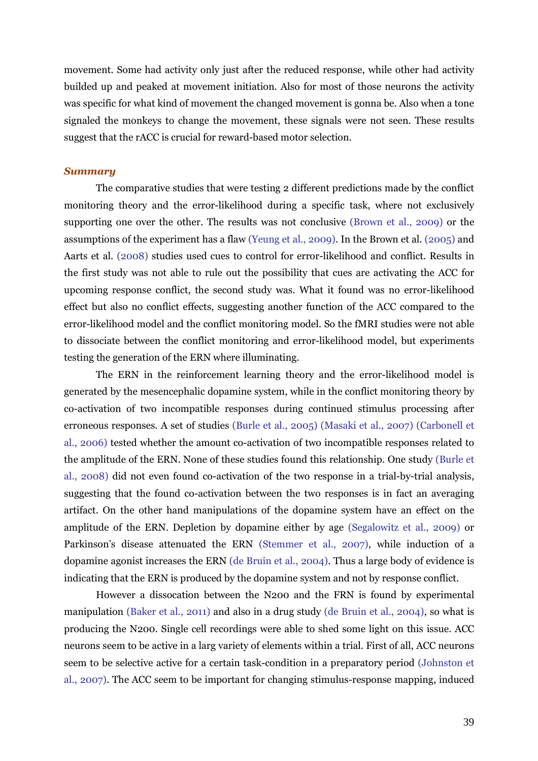movement. Some had activity only just after the reduced response, while other had activity builded up and peaked at movement initiation. Also for most of those neurons the activity was specific for what kind of movement the changed movement is gonna be. Also when a tone signaled the monkeys to change the movement, these signals were not seen. These results suggest that the rACC is crucial for reward-based motor selection.

### *Summary*

The comparative studies that were testing 2 different predictions made by the conflict monitoring theory and the error-likelihood during a specific task, where not exclusively supporting one over the other. The results was not conclusive (Brown et al., 2009) or the assumptions of the experiment has a flaw (Yeung et al., 2009). In the Brown et al. (2005) and Aarts et al. (2008) studies used cues to control for error-likelihood and conflict. Results in the first study was not able to rule out the possibility that cues are activating the ACC for upcoming response conflict, the second study was. What it found was no error-likelihood effect but also no conflict effects, suggesting another function of the ACC compared to the error-likelihood model and the conflict monitoring model. So the fMRI studies were not able to dissociate between the conflict monitoring and error-likelihood model, but experiments testing the generation of the ERN where illuminating.

The ERN in the reinforcement learning theory and the error-likelihood model is generated by the mesencephalic dopamine system, while in the conflict monitoring theory by co-activation of two incompatible responses during continued stimulus processing after erroneous responses. A set of studies (Burle et al., 2005) (Masaki et al., 2007) (Carbonell et al., 2006) tested whether the amount co-activation of two incompatible responses related to the amplitude of the ERN. None of these studies found this relationship. One study (Burle et al., 2008) did not even found co-activation of the two response in a trial-by-trial analysis, suggesting that the found co-activation between the two responses is in fact an averaging artifact. On the other hand manipulations of the dopamine system have an effect on the amplitude of the ERN. Depletion by dopamine either by age (Segalowitz et al., 2009) or Parkinson's disease attenuated the ERN (Stemmer et al., 2007), while induction of a dopamine agonist increases the ERN (de Bruin et al., 2004). Thus a large body of evidence is indicating that the ERN is produced by the dopamine system and not by response conflict.

However a dissocation between the N200 and the FRN is found by experimental manipulation (Baker et al., 2011) and also in a drug study (de Bruin et al., 2004), so what is producing the N200. Single cell recordings were able to shed some light on this issue. ACC neurons seem to be active in a larg variety of elements within a trial. First of all, ACC neurons seem to be selective active for a certain task-condition in a preparatory period (Johnston et al., 2007). The ACC seem to be important for changing stimulus-response mapping, induced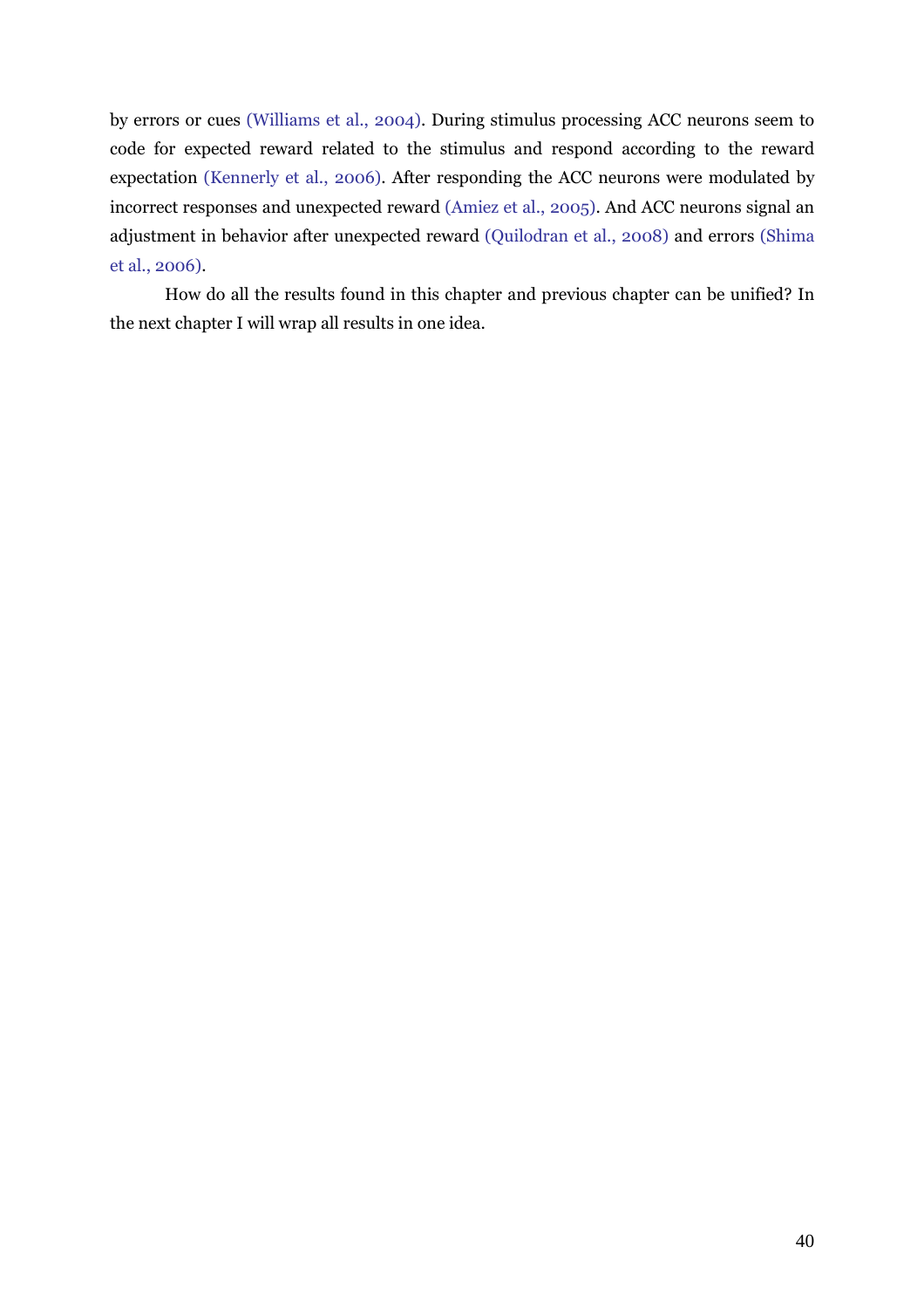by errors or cues (Williams et al., 2004). During stimulus processing ACC neurons seem to code for expected reward related to the stimulus and respond according to the reward expectation (Kennerly et al., 2006). After responding the ACC neurons were modulated by incorrect responses and unexpected reward (Amiez et al., 2005). And ACC neurons signal an adjustment in behavior after unexpected reward (Quilodran et al., 2008) and errors (Shima et al., 2006).

How do all the results found in this chapter and previous chapter can be unified? In the next chapter I will wrap all results in one idea.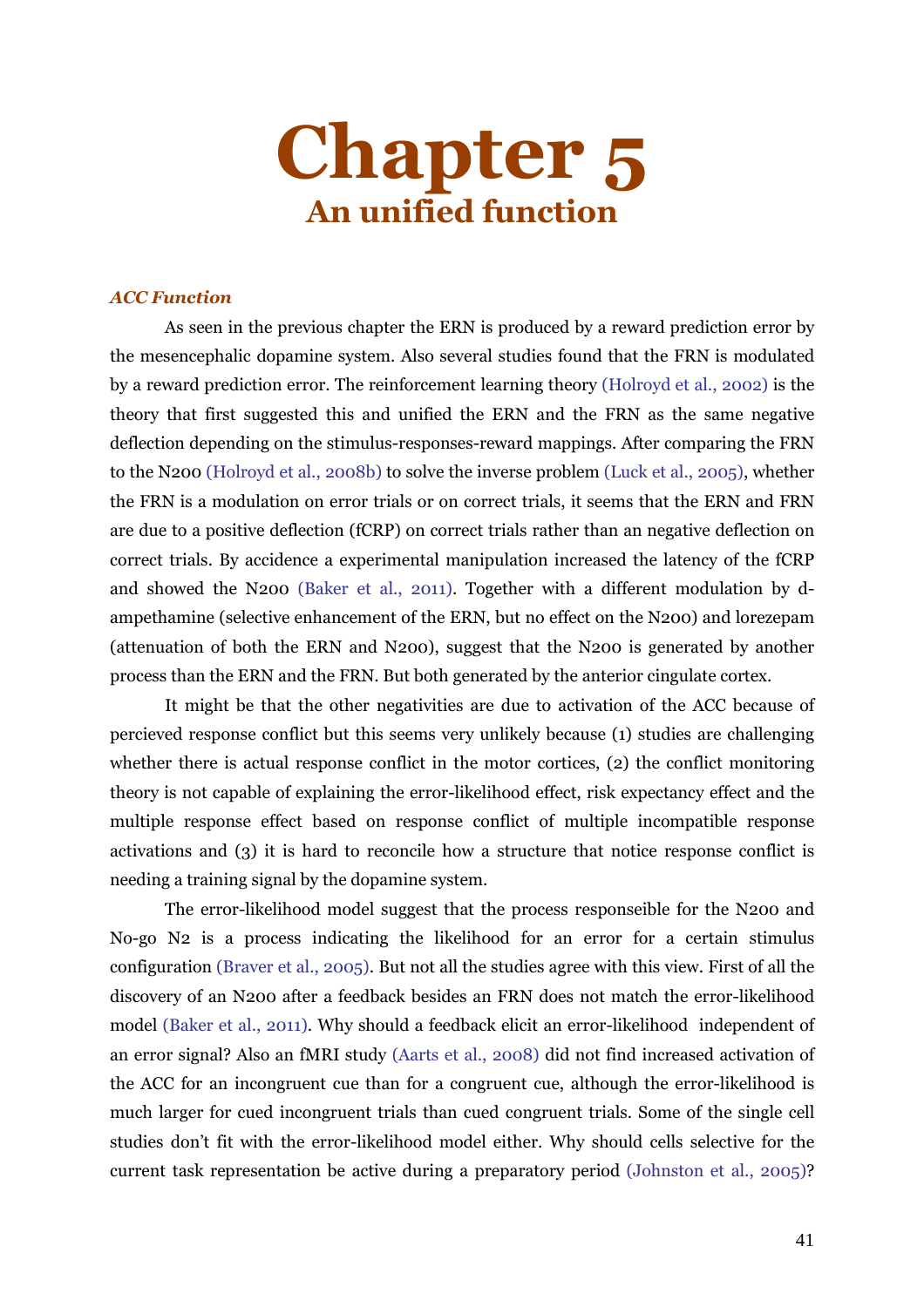# Chapter 5
## An unified function

### *ACC Function*

As seen in the previous chapter the ERN is produced by a reward prediction error by the mesencephalic dopamine system. Also several studies found that the FRN is modulated by a reward prediction error. The reinforcement learning theory (Holroyd et al., 2002) is the theory that first suggested this and unified the ERN and the FRN as the same negative deflection depending on the stimulus-responses-reward mappings. After comparing the FRN to the N200 (Holroyd et al., 2008b) to solve the inverse problem (Luck et al., 2005), whether the FRN is a modulation on error trials or on correct trials, it seems that the ERN and FRN are due to a positive deflection (fCRP) on correct trials rather than an negative deflection on correct trials. By accidence a experimental manipulation increased the latency of the fCRP and showed the N200 (Baker et al., 2011). Together with a different modulation by d-ampethamine (selective enhancement of the ERN, but no effect on the N200) and lorezepam (attenuation of both the ERN and N200), suggest that the N200 is generated by another process than the ERN and the FRN. But both generated by the anterior cingulate cortex.

It might be that the other negativities are due to activation of the ACC because of percieved response conflict but this seems very unlikely because (1) studies are challenging whether there is actual response conflict in the motor cortices, (2) the conflict monitoring theory is not capable of explaining the error-likelihood effect, risk expectancy effect and the multiple response effect based on response conflict of multiple incompatible response activations and (3) it is hard to reconcile how a structure that notice response conflict is needing a training signal by the dopamine system.

The error-likelihood model suggest that the process responseible for the N200 and No-go N2 is a process indicating the likelihood for an error for a certain stimulus configuration (Braver et al., 2005). But not all the studies agree with this view. First of all the discovery of an N200 after a feedback besides an FRN does not match the error-likelihood model (Baker et al., 2011). Why should a feedback elicit an error-likelihood independent of an error signal? Also an fMRI study (Aarts et al., 2008) did not find increased activation of the ACC for an incongruent cue than for a congruent cue, although the error-likelihood is much larger for cued incongruent trials than cued congruent trials. Some of the single cell studies don't fit with the error-likelihood model either. Why should cells selective for the current task representation be active during a preparatory period (Johnston et al., 2005)?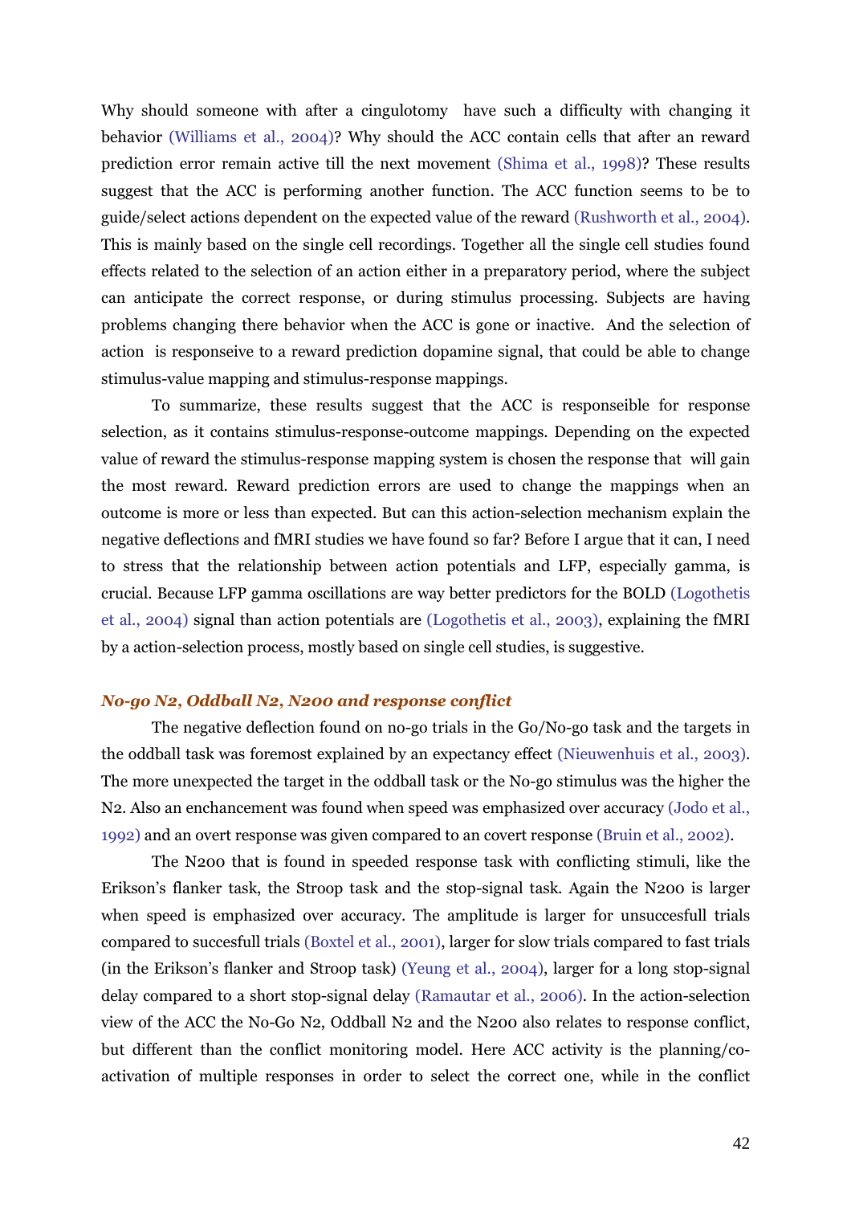Why should someone with after a cingulotomy  have such a difficulty with changing it behavior (Williams et al., 2004)? Why should the ACC contain cells that after an reward prediction error remain active till the next movement (Shima et al., 1998)? These results suggest that the ACC is performing another function. The ACC function seems to be to guide/select actions dependent on the expected value of the reward (Rushworth et al., 2004). This is mainly based on the single cell recordings. Together all the single cell studies found effects related to the selection of an action either in a preparatory period, where the subject can anticipate the correct response, or during stimulus processing. Subjects are having problems changing there behavior when the ACC is gone or inactive.  And the selection of action  is responseive to a reward prediction dopamine signal, that could be able to change stimulus-value mapping and stimulus-response mappings.

To summarize, these results suggest that the ACC is responseible for response selection, as it contains stimulus-response-outcome mappings. Depending on the expected value of reward the stimulus-response mapping system is chosen the response that  will gain the most reward. Reward prediction errors are used to change the mappings when an outcome is more or less than expected. But can this action-selection mechanism explain the negative deflections and fMRI studies we have found so far? Before I argue that it can, I need to stress that the relationship between action potentials and LFP, especially gamma, is crucial. Because LFP gamma oscillations are way better predictors for the BOLD (Logothetis et al., 2004) signal than action potentials are (Logothetis et al., 2003), explaining the fMRI by a action-selection process, mostly based on single cell studies, is suggestive.

### *No-go N2, Oddball N2, N200 and response conflict*

The negative deflection found on no-go trials in the Go/No-go task and the targets in the oddball task was foremost explained by an expectancy effect (Nieuwenhuis et al., 2003). The more unexpected the target in the oddball task or the No-go stimulus was the higher the N2. Also an enchancement was found when speed was emphasized over accuracy (Jodo et al., 1992) and an overt response was given compared to an covert response (Bruin et al., 2002).

The N200 that is found in speeded response task with conflicting stimuli, like the Erikson's flanker task, the Stroop task and the stop-signal task. Again the N200 is larger when speed is emphasized over accuracy. The amplitude is larger for unsuccesfull trials compared to succesfull trials (Boxtel et al., 2001), larger for slow trials compared to fast trials (in the Erikson's flanker and Stroop task) (Yeung et al., 2004), larger for a long stop-signal delay compared to a short stop-signal delay (Ramautar et al., 2006). In the action-selection view of the ACC the No-Go N2, Oddball N2 and the N200 also relates to response conflict, but different than the conflict monitoring model. Here ACC activity is the planning/co-activation of multiple responses in order to select the correct one, while in the conflict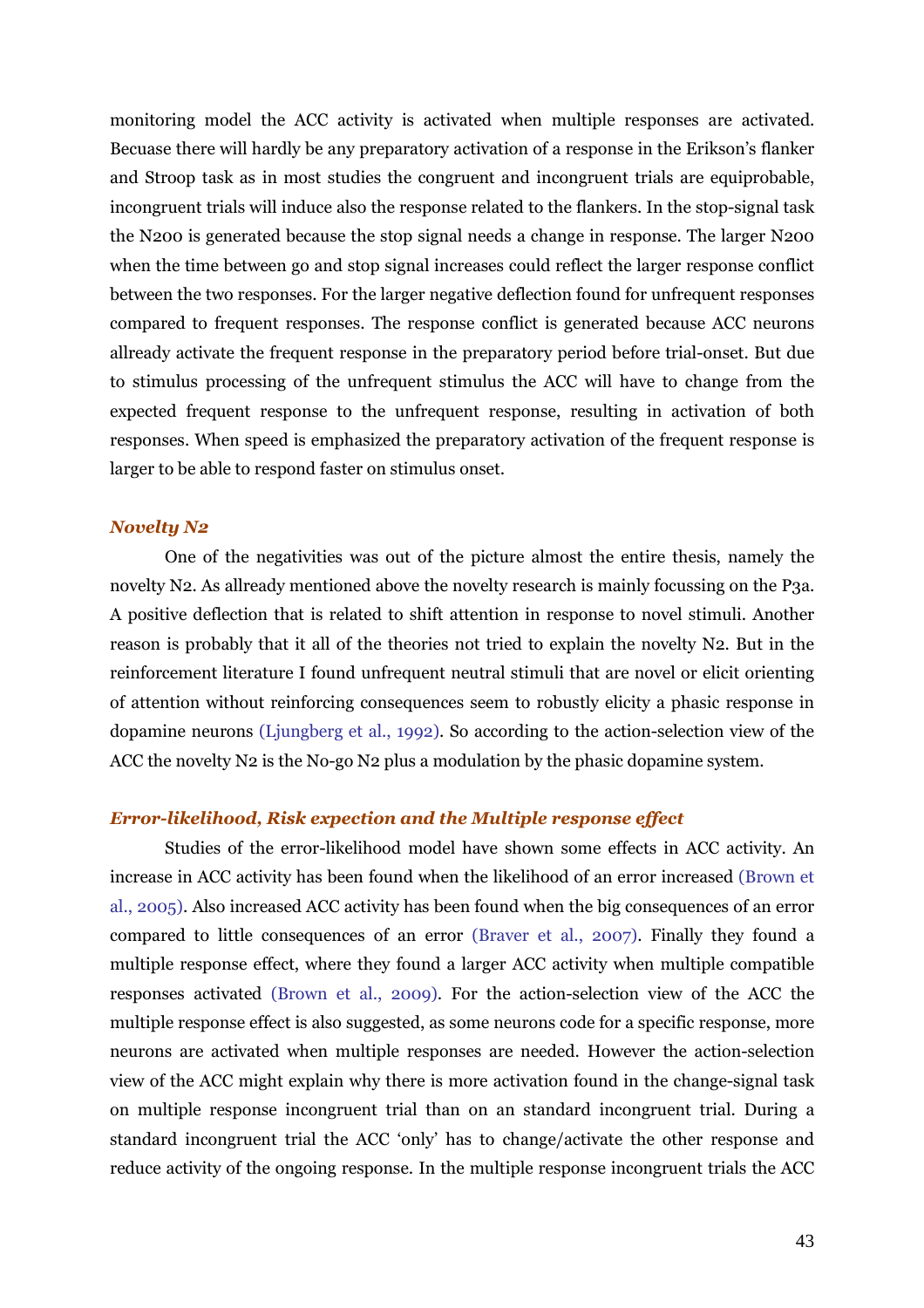monitoring model the ACC activity is activated when multiple responses are activated. Becuase there will hardly be any preparatory activation of a response in the Erikson's flanker and Stroop task as in most studies the congruent and incongruent trials are equiprobable, incongruent trials will induce also the response related to the flankers. In the stop-signal task the N200 is generated because the stop signal needs a change in response. The larger N200 when the time between go and stop signal increases could reflect the larger response conflict between the two responses. For the larger negative deflection found for unfrequent responses compared to frequent responses. The response conflict is generated because ACC neurons allready activate the frequent response in the preparatory period before trial-onset. But due to stimulus processing of the unfrequent stimulus the ACC will have to change from the expected frequent response to the unfrequent response, resulting in activation of both responses. When speed is emphasized the preparatory activation of the frequent response is larger to be able to respond faster on stimulus onset.

### *Novelty N2*

One of the negativities was out of the picture almost the entire thesis, namely the novelty N2. As allready mentioned above the novelty research is mainly focussing on the P3a. A positive deflection that is related to shift attention in response to novel stimuli. Another reason is probably that it all of the theories not tried to explain the novelty N2. But in the reinforcement literature I found unfrequent neutral stimuli that are novel or elicit orienting of attention without reinforcing consequences seem to robustly elicity a phasic response in dopamine neurons (Ljungberg et al., 1992). So according to the action-selection view of the ACC the novelty N2 is the No-go N2 plus a modulation by the phasic dopamine system.

### *Error-likelihood, Risk expection and the Multiple response effect*

Studies of the error-likelihood model have shown some effects in ACC activity. An increase in ACC activity has been found when the likelihood of an error increased (Brown et al., 2005). Also increased ACC activity has been found when the big consequences of an error compared to little consequences of an error (Braver et al., 2007). Finally they found a multiple response effect, where they found a larger ACC activity when multiple compatible responses activated (Brown et al., 2009). For the action-selection view of the ACC the multiple response effect is also suggested, as some neurons code for a specific response, more neurons are activated when multiple responses are needed. However the action-selection view of the ACC might explain why there is more activation found in the change-signal task on multiple response incongruent trial than on an standard incongruent trial. During a standard incongruent trial the ACC 'only' has to change/activate the other response and reduce activity of the ongoing response. In the multiple response incongruent trials the ACC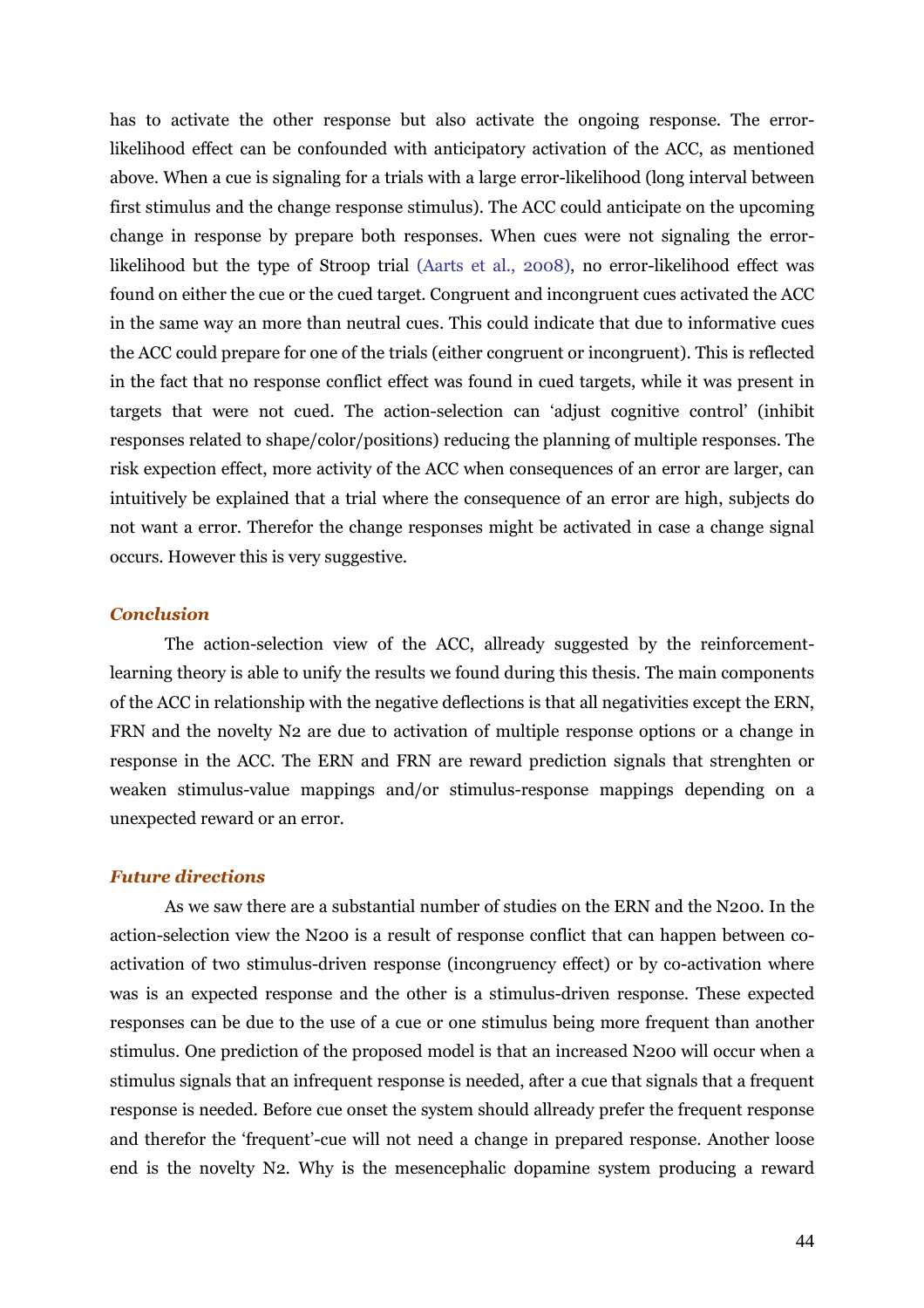has to activate the other response but also activate the ongoing response. The error-likelihood effect can be confounded with anticipatory activation of the ACC, as mentioned above. When a cue is signaling for a trials with a large error-likelihood (long interval between first stimulus and the change response stimulus). The ACC could anticipate on the upcoming change in response by prepare both responses. When cues were not signaling the error-likelihood but the type of Stroop trial (Aarts et al., 2008), no error-likelihood effect was found on either the cue or the cued target. Congruent and incongruent cues activated the ACC in the same way an more than neutral cues. This could indicate that due to informative cues the ACC could prepare for one of the trials (either congruent or incongruent). This is reflected in the fact that no response conflict effect was found in cued targets, while it was present in targets that were not cued. The action-selection can 'adjust cognitive control' (inhibit responses related to shape/color/positions) reducing the planning of multiple responses. The risk expection effect, more activity of the ACC when consequences of an error are larger, can intuitively be explained that a trial where the consequence of an error are high, subjects do not want a error. Therefor the change responses might be activated in case a change signal occurs. However this is very suggestive.

### *Conclusion*

The action-selection view of the ACC, allready suggested by the reinforcement-learning theory is able to unify the results we found during this thesis. The main components of the ACC in relationship with the negative deflections is that all negativities except the ERN, FRN and the novelty N2 are due to activation of multiple response options or a change in response in the ACC. The ERN and FRN are reward prediction signals that strenghten or weaken stimulus-value mappings and/or stimulus-response mappings depending on a unexpected reward or an error.

### *Future directions*

As we saw there are a substantial number of studies on the ERN and the N200. In the action-selection view the N200 is a result of response conflict that can happen between co-activation of two stimulus-driven response (incongruency effect) or by co-activation where was is an expected response and the other is a stimulus-driven response. These expected responses can be due to the use of a cue or one stimulus being more frequent than another stimulus. One prediction of the proposed model is that an increased N200 will occur when a stimulus signals that an infrequent response is needed, after a cue that signals that a frequent response is needed. Before cue onset the system should allready prefer the frequent response and therefor the 'frequent'-cue will not need a change in prepared response. Another loose end is the novelty N2. Why is the mesencephalic dopamine system producing a reward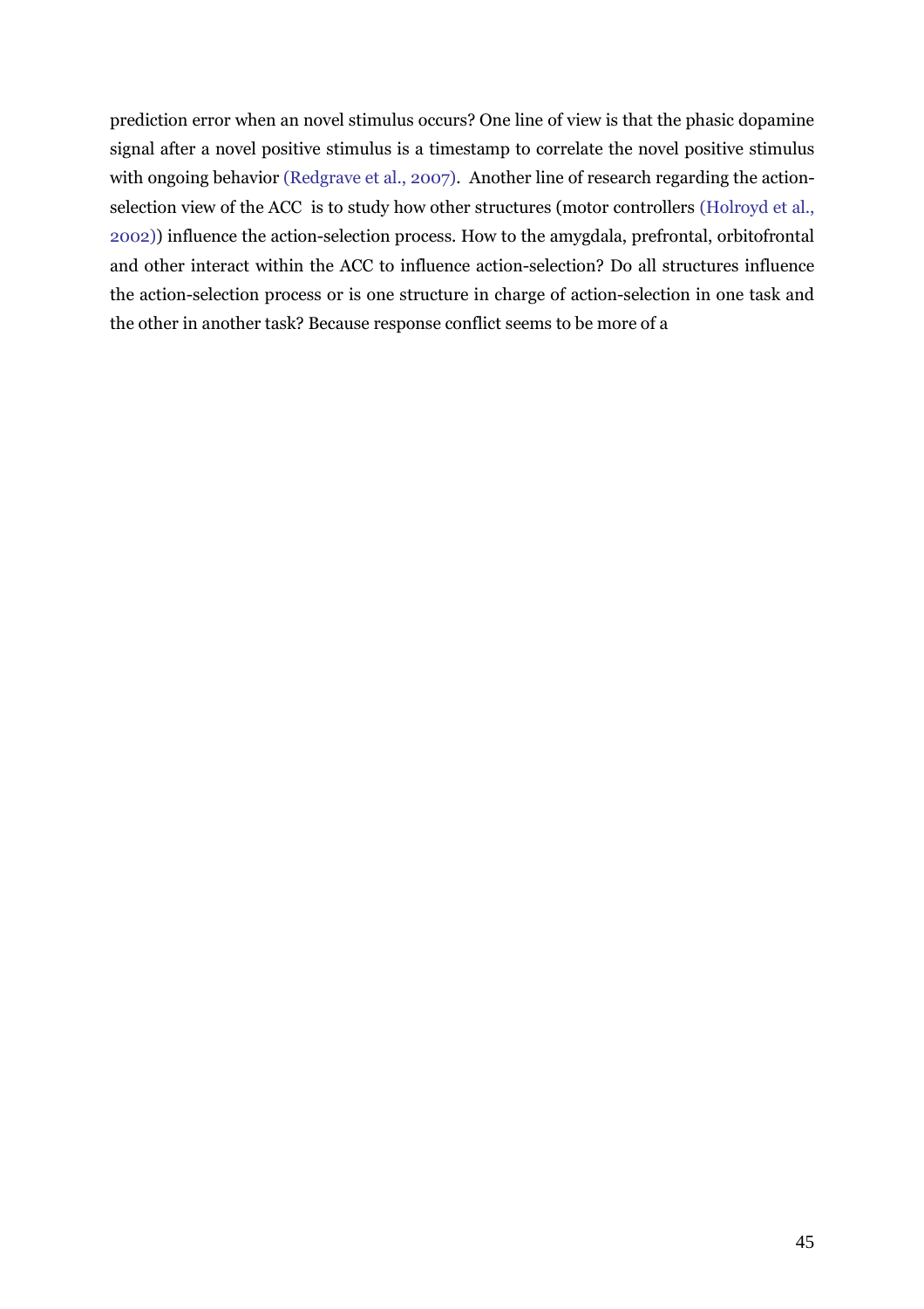prediction error when an novel stimulus occurs? One line of view is that the phasic dopamine signal after a novel positive stimulus is a timestamp to correlate the novel positive stimulus with ongoing behavior (Redgrave et al., 2007). Another line of research regarding the action-selection view of the ACC is to study how other structures (motor controllers (Holroyd et al., 2002)) influence the action-selection process. How to the amygdala, prefrontal, orbitofrontal and other interact within the ACC to influence action-selection? Do all structures influence the action-selection process or is one structure in charge of action-selection in one task and the other in another task? Because response conflict seems to be more of a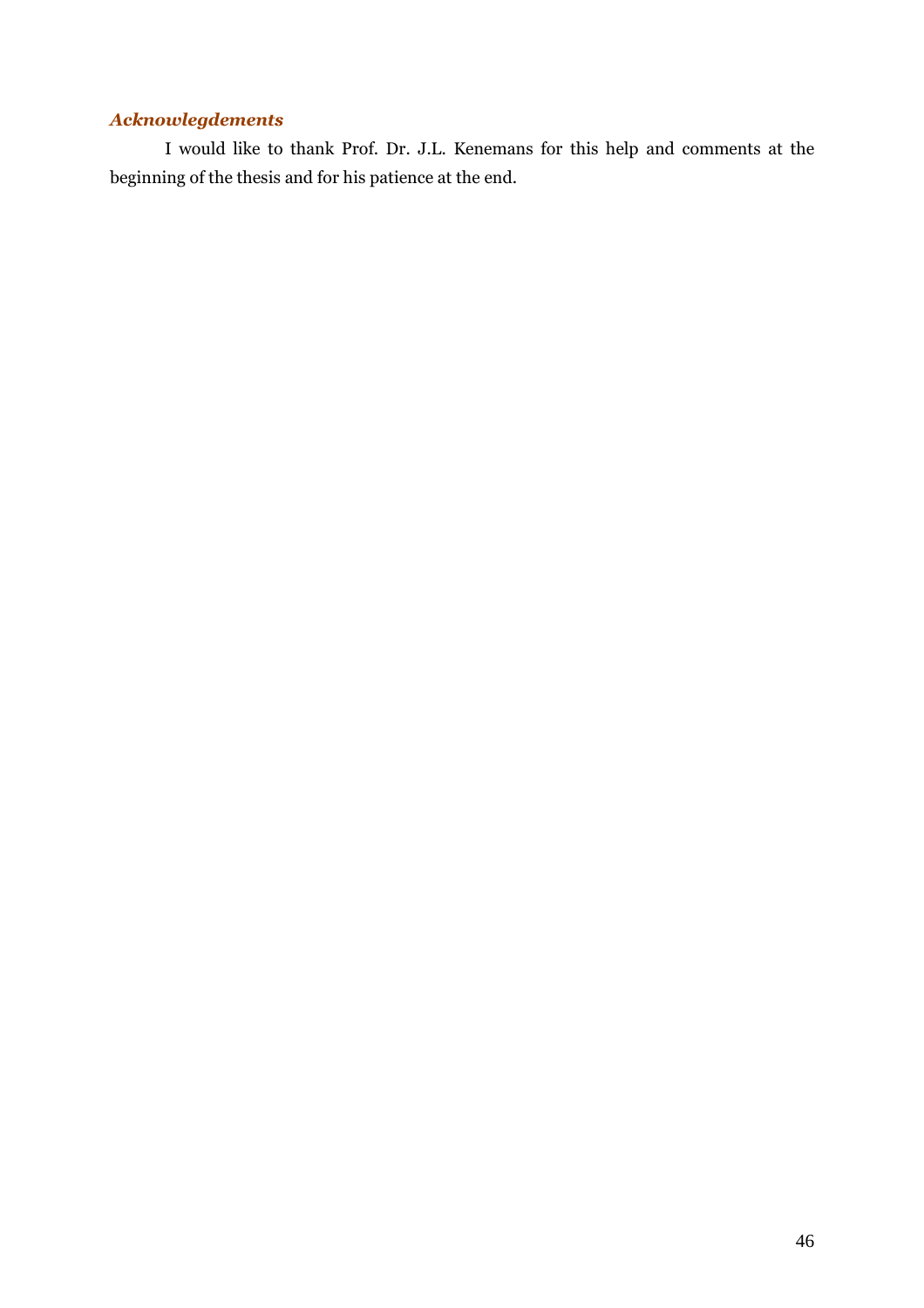### *Acknowlegdements*

I would like to thank Prof. Dr. J.L. Kenemans for this help and comments at the beginning of the thesis and for his patience at the end.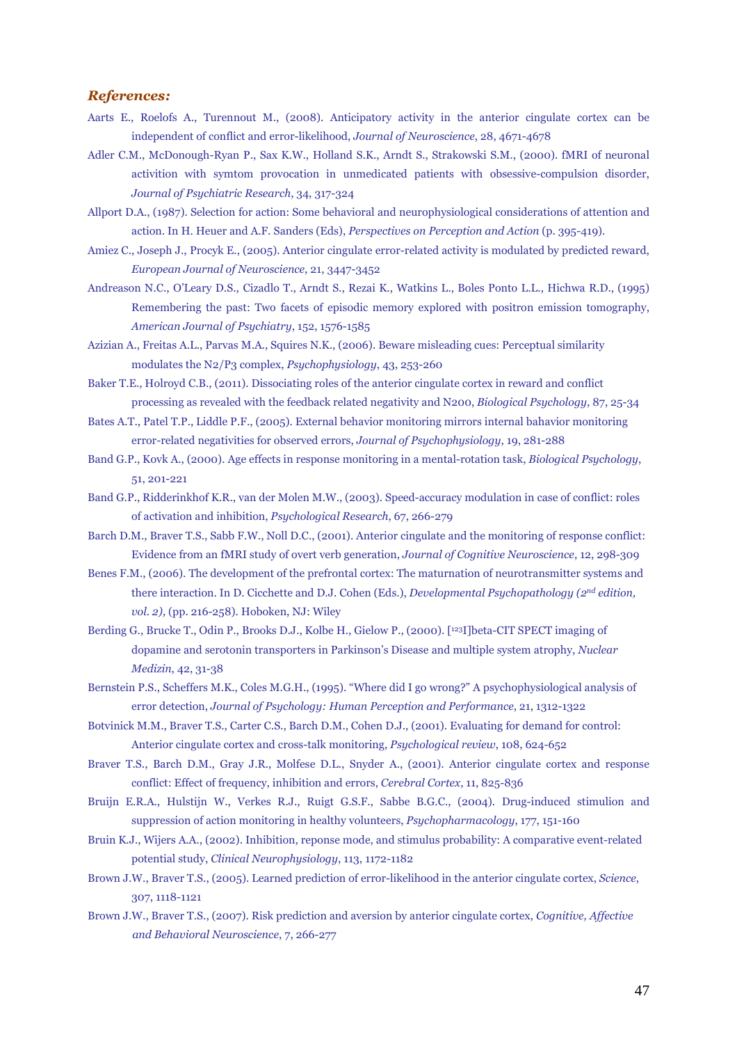***References:***

Aarts E., Roelofs A., Turennout M., (2008). Anticipatory activity in the anterior cingulate cortex can be independent of conflict and error-likelihood, *Journal of Neuroscience*, 28, 4671-4678

Adler C.M., McDonough-Ryan P., Sax K.W., Holland S.K., Arndt S., Strakowski S.M., (2000). fMRI of neuronal activition with symtom provocation in unmedicated patients with obsessive-compulsion disorder, *Journal of Psychiatric Research*, 34, 317-324

Allport D.A., (1987). Selection for action: Some behavioral and neurophysiological considerations of attention and action. In H. Heuer and A.F. Sanders (Eds), *Perspectives on Perception and Action* (p. 395-419).

Amiez C., Joseph J., Procyk E., (2005). Anterior cingulate error-related activity is modulated by predicted reward, *European Journal of Neuroscience*, 21, 3447-3452

Andreason N.C., O'Leary D.S., Cizadlo T., Arndt S., Rezai K., Watkins L., Boles Ponto L.L., Hichwa R.D., (1995) Remembering the past: Two facets of episodic memory explored with positron emission tomography, *American Journal of Psychiatry*, 152, 1576-1585

Azizian A., Freitas A.L., Parvas M.A., Squires N.K., (2006). Beware misleading cues: Perceptual similarity modulates the N2/P3 complex, *Psychophysiology*, 43, 253-260

Baker T.E., Holroyd C.B., (2011). Dissociating roles of the anterior cingulate cortex in reward and conflict processing as revealed with the feedback related negativity and N200, *Biological Psychology*, 87, 25-34

Bates A.T., Patel T.P., Liddle P.F., (2005). External behavior monitoring mirrors internal bahavior monitoring error-related negativities for observed errors, *Journal of Psychophysiology*, 19, 281-288

Band G.P., Kovk A., (2000). Age effects in response monitoring in a mental-rotation task, *Biological Psychology*, 51, 201-221

Band G.P., Ridderinkhof K.R., van der Molen M.W., (2003). Speed-accuracy modulation in case of conflict: roles of activation and inhibition, *Psychological Research*, 67, 266-279

Barch D.M., Braver T.S., Sabb F.W., Noll D.C., (2001). Anterior cingulate and the monitoring of response conflict: Evidence from an fMRI study of overt verb generation, *Journal of Cognitive Neuroscience*, 12, 298-309

Benes F.M., (2006). The development of the prefrontal cortex: The maturnation of neurotransmitter systems and there interaction. In D. Cicchette and D.J. Cohen (Eds.), *Developmental Psychopathology (2nd edition, vol. 2),* (pp. 216-258). Hoboken, NJ: Wiley

Berding G., Brucke T., Odin P., Brooks D.J., Kolbe H., Gielow P., (2000). [123I]beta-CIT SPECT imaging of dopamine and serotonin transporters in Parkinson's Disease and multiple system atrophy, *Nuclear Medizin*, 42, 31-38

Bernstein P.S., Scheffers M.K., Coles M.G.H., (1995). "Where did I go wrong?" A psychophysiological analysis of error detection, *Journal of Psychology: Human Perception and Performance*, 21, 1312-1322

Botvinick M.M., Braver T.S., Carter C.S., Barch D.M., Cohen D.J., (2001). Evaluating for demand for control: Anterior cingulate cortex and cross-talk monitoring, *Psychological review*, 108, 624-652

Braver T.S., Barch D.M., Gray J.R., Molfese D.L., Snyder A., (2001). Anterior cingulate cortex and response conflict: Effect of frequency, inhibition and errors, *Cerebral Cortex*, 11, 825-836

Bruijn E.R.A., Hulstijn W., Verkes R.J., Ruigt G.S.F., Sabbe B.G.C., (2004). Drug-induced stimulion and suppression of action monitoring in healthy volunteers, *Psychopharmacology*, 177, 151-160

Bruin K.J., Wijers A.A., (2002). Inhibition, reponse mode, and stimulus probability: A comparative event-related potential study, *Clinical Neurophysiology*, 113, 1172-1182

Brown J.W., Braver T.S., (2005). Learned prediction of error-likelihood in the anterior cingulate cortex, *Science*, 307, 1118-1121

Brown J.W., Braver T.S., (2007). Risk prediction and aversion by anterior cingulate cortex, *Cognitive, Affective and Behavioral Neuroscience*, 7, 266-277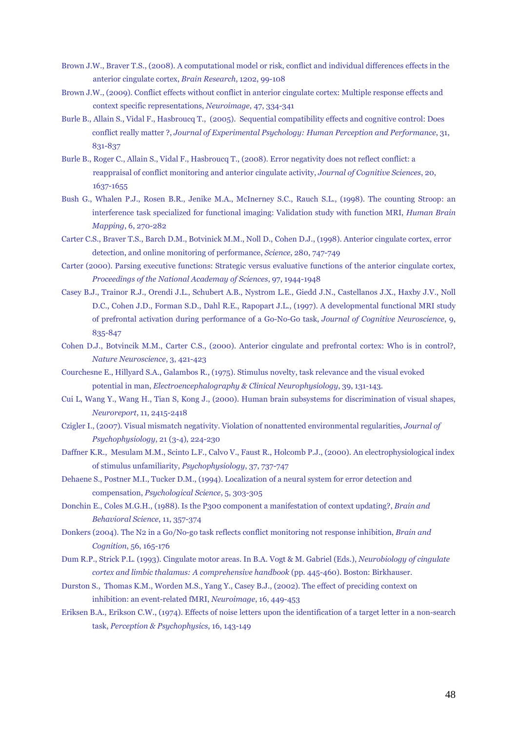Brown J.W., Braver T.S., (2008). A computational model or risk, conflict and individual differences effects in the anterior cingulate cortex, *Brain Research*, 1202, 99-108

Brown J.W., (2009). Conflict effects without conflict in anterior cingulate cortex: Multiple response effects and context specific representations, *Neuroimage*, 47, 334-341

Burle B., Allain S., Vidal F., Hasbroucq T., (2005). Sequential compatibility effects and cognitive control: Does conflict really matter ?, *Journal of Experimental Psychology: Human Perception and Performance*, 31, 831-837

Burle B., Roger C., Allain S., Vidal F., Hasbroucq T., (2008). Error negativity does not reflect conflict: a reappraisal of conflict monitoring and anterior cingulate activity, *Journal of Cognitive Sciences*, 20, 1637-1655

Bush G., Whalen P.J., Rosen B.R., Jenike M.A., McInerney S.C., Rauch S.L., (1998). The counting Stroop: an interference task specialized for functional imaging: Validation study with function MRI, *Human Brain Mapping*, 6, 270-282

Carter C.S., Braver T.S., Barch D.M., Botvinick M.M., Noll D., Cohen D.J., (1998). Anterior cingulate cortex, error detection, and online monitoring of performance, *Science*, 280, 747-749

Carter (2000). Parsing executive functions: Strategic versus evaluative functions of the anterior cingulate cortex, *Proceedings of the National Academay of Sciences*, 97, 1944-1948

Casey B.J., Trainor R.J., Orendi J.L., Schubert A.B., Nystrom L.E., Giedd J.N., Castellanos J.X., Haxby J.V., Noll D.C., Cohen J.D., Forman S.D., Dahl R.E., Rapopart J.L., (1997). A developmental functional MRI study of prefrontal activation during performance of a Go-No-Go task, *Journal of Cognitive Neuroscience*, 9, 835-847

Cohen D.J., Botvincik M.M., Carter C.S., (2000). Anterior cingulate and prefrontal cortex: Who is in control?, *Nature Neuroscience*, 3, 421-423

Courchesne E., Hillyard S.A., Galambos R., (1975). Stimulus novelty, task relevance and the visual evoked potential in man, *Electroencephalography & Clinical Neurophysiology*, 39, 131-143.

Cui L, Wang Y., Wang H., Tian S, Kong J., (2000). Human brain subsystems for discrimination of visual shapes, *Neuroreport*, 11, 2415-2418

Czigler I., (2007). Visual mismatch negativity. Violation of nonattented environmental regularities, *Journal of Psychophysiology*, 21 (3-4), 224-230

Daffner K.R., Mesulam M.M., Scinto L.F., Calvo V., Faust R., Holcomb P.J., (2000). An electrophysiological index of stimulus unfamiliarity, *Psychophysiology*, 37, 737-747

Dehaene S., Postner M.I., Tucker D.M., (1994). Localization of a neural system for error detection and compensation, *Psychological Science*, 5, 303-305

Donchin E., Coles M.G.H., (1988). Is the P300 component a manifestation of context updating?, *Brain and Behavioral Science*, 11, 357-374

Donkers (2004). The N2 in a Go/No-go task reflects conflict monitoring not response inhibition, *Brain and Cognition*, 56, 165-176

Dum R.P., Strick P.L. (1993). Cingulate motor areas. In B.A. Vogt & M. Gabriel (Eds.), *Neurobiology of cingulate cortex and limbic thalamus: A comprehensive handbook* (pp. 445-460). Boston: Birkhauser.

Durston S., Thomas K.M., Worden M.S., Yang Y., Casey B.J., (2002). The effect of preciding context on inhibition: an event-related fMRI, *Neuroimage*, 16, 449-453

Eriksen B.A., Erikson C.W., (1974). Effects of noise letters upon the identification of a target letter in a non-search task, *Perception & Psychophysics*, 16, 143-149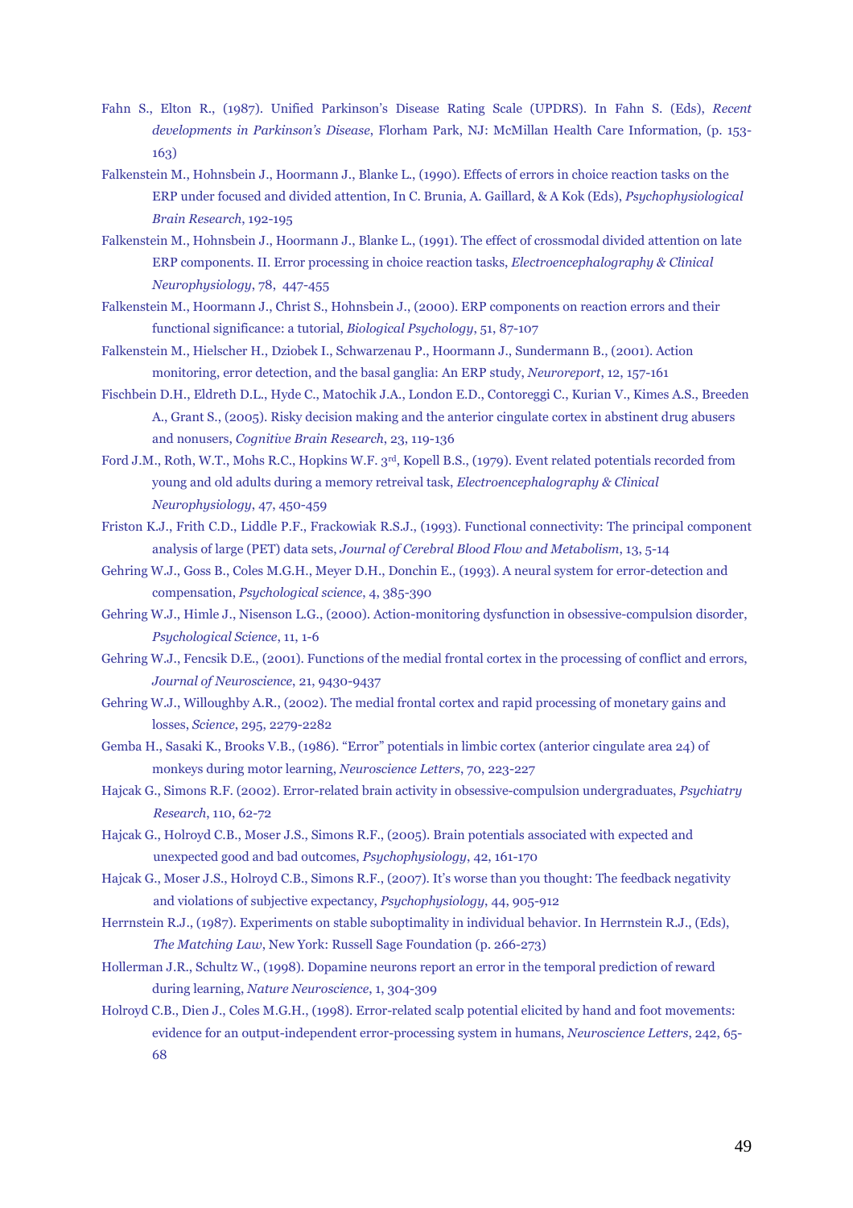Fahn S., Elton R., (1987). Unified Parkinson's Disease Rating Scale (UPDRS). In Fahn S. (Eds), *Recent developments in Parkinson's Disease*, Florham Park, NJ: McMillan Health Care Information, (p. 153-163)

Falkenstein M., Hohnsbein J., Hoormann J., Blanke L., (1990). Effects of errors in choice reaction tasks on the ERP under focused and divided attention, In C. Brunia, A. Gaillard, & A Kok (Eds), *Psychophysiological Brain Research*, 192-195

Falkenstein M., Hohnsbein J., Hoormann J., Blanke L., (1991). The effect of crossmodal divided attention on late ERP components. II. Error processing in choice reaction tasks, *Electroencephalography & Clinical Neurophysiology*, 78, 447-455

Falkenstein M., Hoormann J., Christ S., Hohnsbein J., (2000). ERP components on reaction errors and their functional significance: a tutorial, *Biological Psychology*, 51, 87-107

Falkenstein M., Hielscher H., Dziobek I., Schwarzenau P., Hoormann J., Sundermann B., (2001). Action monitoring, error detection, and the basal ganglia: An ERP study, *Neuroreport*, 12, 157-161

Fischbein D.H., Eldreth D.L., Hyde C., Matochik J.A., London E.D., Contoreggi C., Kurian V., Kimes A.S., Breeden A., Grant S., (2005). Risky decision making and the anterior cingulate cortex in abstinent drug abusers and nonusers, *Cognitive Brain Research*, 23, 119-136

Ford J.M., Roth, W.T., Mohs R.C., Hopkins W.F. 3rd, Kopell B.S., (1979). Event related potentials recorded from young and old adults during a memory retreival task, *Electroencephalography & Clinical Neurophysiology*, 47, 450-459

Friston K.J., Frith C.D., Liddle P.F., Frackowiak R.S.J., (1993). Functional connectivity: The principal component analysis of large (PET) data sets, *Journal of Cerebral Blood Flow and Metabolism*, 13, 5-14

Gehring W.J., Goss B., Coles M.G.H., Meyer D.H., Donchin E., (1993). A neural system for error-detection and compensation, *Psychological science*, 4, 385-390

Gehring W.J., Himle J., Nisenson L.G., (2000). Action-monitoring dysfunction in obsessive-compulsion disorder, *Psychological Science*, 11, 1-6

Gehring W.J., Fencsik D.E., (2001). Functions of the medial frontal cortex in the processing of conflict and errors, *Journal of Neuroscience*, 21, 9430-9437

Gehring W.J., Willoughby A.R., (2002). The medial frontal cortex and rapid processing of monetary gains and losses, *Science*, 295, 2279-2282

Gemba H., Sasaki K., Brooks V.B., (1986). "Error" potentials in limbic cortex (anterior cingulate area 24) of monkeys during motor learning, *Neuroscience Letters*, 70, 223-227

Hajcak G., Simons R.F. (2002). Error-related brain activity in obsessive-compulsion undergraduates, *Psychiatry Research*, 110, 62-72

Hajcak G., Holroyd C.B., Moser J.S., Simons R.F., (2005). Brain potentials associated with expected and unexpected good and bad outcomes, *Psychophysiology*, 42, 161-170

Hajcak G., Moser J.S., Holroyd C.B., Simons R.F., (2007). It's worse than you thought: The feedback negativity and violations of subjective expectancy, *Psychophysiology*, 44, 905-912

Herrnstein R.J., (1987). Experiments on stable suboptimality in individual behavior. In Herrnstein R.J., (Eds), *The Matching Law*, New York: Russell Sage Foundation (p. 266-273)

Hollerman J.R., Schultz W., (1998). Dopamine neurons report an error in the temporal prediction of reward during learning, *Nature Neuroscience*, 1, 304-309

Holroyd C.B., Dien J., Coles M.G.H., (1998). Error-related scalp potential elicited by hand and foot movements: evidence for an output-independent error-processing system in humans, *Neuroscience Letters*, 242, 65-68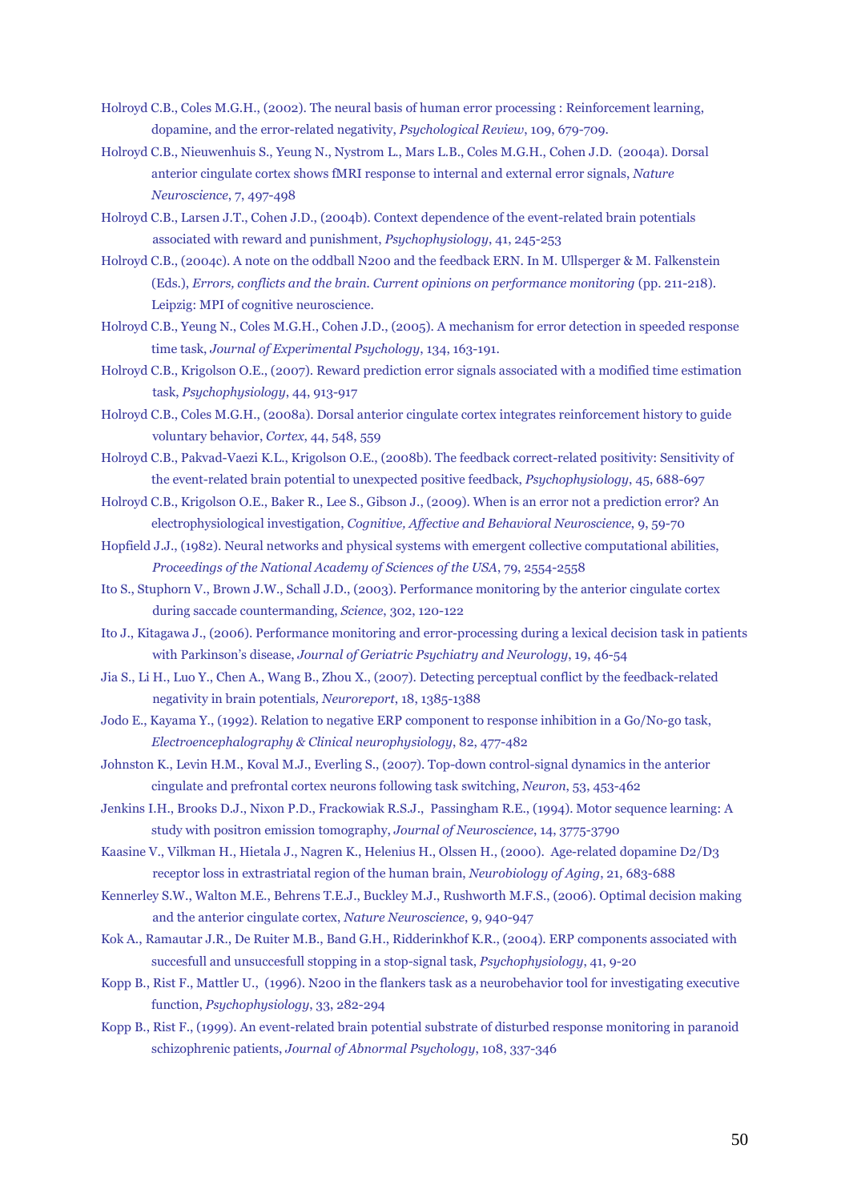Holroyd C.B., Coles M.G.H., (2002). The neural basis of human error processing : Reinforcement learning, dopamine, and the error-related negativity, *Psychological Review*, 109, 679-709.

Holroyd C.B., Nieuwenhuis S., Yeung N., Nystrom L., Mars L.B., Coles M.G.H., Cohen J.D. (2004a). Dorsal anterior cingulate cortex shows fMRI response to internal and external error signals, *Nature Neuroscience*, 7, 497-498

Holroyd C.B., Larsen J.T., Cohen J.D., (2004b). Context dependence of the event-related brain potentials associated with reward and punishment, *Psychophysiology*, 41, 245-253

Holroyd C.B., (2004c). A note on the oddball N200 and the feedback ERN. In M. Ullsperger & M. Falkenstein (Eds.), *Errors, conflicts and the brain. Current opinions on performance monitoring* (pp. 211-218). Leipzig: MPI of cognitive neuroscience.

Holroyd C.B., Yeung N., Coles M.G.H., Cohen J.D., (2005). A mechanism for error detection in speeded response time task, *Journal of Experimental Psychology*, 134, 163-191.

Holroyd C.B., Krigolson O.E., (2007). Reward prediction error signals associated with a modified time estimation task, *Psychophysiology*, 44, 913-917

Holroyd C.B., Coles M.G.H., (2008a). Dorsal anterior cingulate cortex integrates reinforcement history to guide voluntary behavior, *Cortex*, 44, 548, 559

Holroyd C.B., Pakvad-Vaezi K.L., Krigolson O.E., (2008b). The feedback correct-related positivity: Sensitivity of the event-related brain potential to unexpected positive feedback, *Psychophysiology*, 45, 688-697

Holroyd C.B., Krigolson O.E., Baker R., Lee S., Gibson J., (2009). When is an error not a prediction error? An electrophysiological investigation, *Cognitive, Affective and Behavioral Neuroscience*, 9, 59-70

Hopfield J.J., (1982). Neural networks and physical systems with emergent collective computational abilities, *Proceedings of the National Academy of Sciences of the USA*, 79, 2554-2558

Ito S., Stuphorn V., Brown J.W., Schall J.D., (2003). Performance monitoring by the anterior cingulate cortex during saccade countermanding, *Science*, 302, 120-122

Ito J., Kitagawa J., (2006). Performance monitoring and error-processing during a lexical decision task in patients with Parkinson's disease, *Journal of Geriatric Psychiatry and Neurology*, 19, 46-54

Jia S., Li H., Luo Y., Chen A., Wang B., Zhou X., (2007). Detecting perceptual conflict by the feedback-related negativity in brain potentials*, Neuroreport*, 18, 1385-1388

Jodo E., Kayama Y., (1992). Relation to negative ERP component to response inhibition in a Go/No-go task, *Electroencephalography & Clinical neurophysiology*, 82, 477-482

Johnston K., Levin H.M., Koval M.J., Everling S., (2007). Top-down control-signal dynamics in the anterior cingulate and prefrontal cortex neurons following task switching, *Neuron*, 53, 453-462

Jenkins I.H., Brooks D.J., Nixon P.D., Frackowiak R.S.J., Passingham R.E., (1994). Motor sequence learning: A study with positron emission tomography, *Journal of Neuroscience*, 14, 3775-3790

Kaasine V., Vilkman H., Hietala J., Nagren K., Helenius H., Olssen H., (2000). Age-related dopamine D2/D3 receptor loss in extrastriatal region of the human brain, *Neurobiology of Aging*, 21, 683-688

Kennerley S.W., Walton M.E., Behrens T.E.J., Buckley M.J., Rushworth M.F.S., (2006). Optimal decision making and the anterior cingulate cortex, *Nature Neuroscience*, 9, 940-947

Kok A., Ramautar J.R., De Ruiter M.B., Band G.H., Ridderinkhof K.R., (2004). ERP components associated with succesfull and unsuccesfull stopping in a stop-signal task, *Psychophysiology*, 41, 9-20

Kopp B., Rist F., Mattler U., (1996). N200 in the flankers task as a neurobehavior tool for investigating executive function, *Psychophysiology*, 33, 282-294

Kopp B., Rist F., (1999). An event-related brain potential substrate of disturbed response monitoring in paranoid schizophrenic patients, *Journal of Abnormal Psychology*, 108, 337-346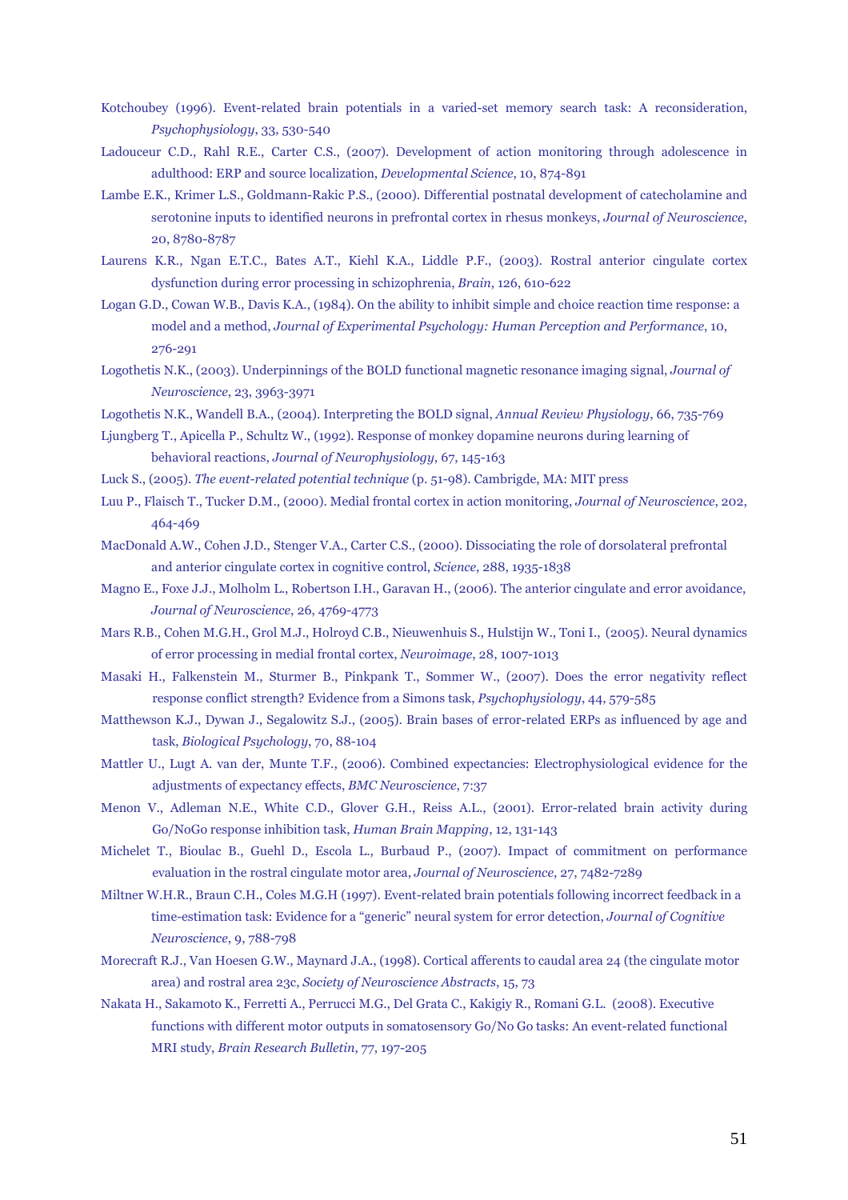Kotchoubey (1996). Event-related brain potentials in a varied-set memory search task: A reconsideration, *Psychophysiology*, 33, 530-540

Ladouceur C.D., Rahl R.E., Carter C.S., (2007). Development of action monitoring through adolescence in adulthood: ERP and source localization, *Developmental Science*, 10, 874-891

Lambe E.K., Krimer L.S., Goldmann-Rakic P.S., (2000). Differential postnatal development of catecholamine and serotonine inputs to identified neurons in prefrontal cortex in rhesus monkeys, *Journal of Neuroscience*, 20, 8780-8787

Laurens K.R., Ngan E.T.C., Bates A.T., Kiehl K.A., Liddle P.F., (2003). Rostral anterior cingulate cortex dysfunction during error processing in schizophrenia, *Brain*, 126, 610-622

Logan G.D., Cowan W.B., Davis K.A., (1984). On the ability to inhibit simple and choice reaction time response: a model and a method, *Journal of Experimental Psychology: Human Perception and Performance*, 10, 276-291

Logothetis N.K., (2003). Underpinnings of the BOLD functional magnetic resonance imaging signal, *Journal of Neuroscience*, 23, 3963-3971

Logothetis N.K., Wandell B.A., (2004). Interpreting the BOLD signal, *Annual Review Physiology*, 66, 735-769

Ljungberg T., Apicella P., Schultz W., (1992). Response of monkey dopamine neurons during learning of behavioral reactions, *Journal of Neurophysiology*, 67, 145-163

Luck S., (2005). *The event-related potential technique* (p. 51-98). Cambrigde, MA: MIT press

Luu P., Flaisch T., Tucker D.M., (2000). Medial frontal cortex in action monitoring, *Journal of Neuroscience*, 202, 464-469

MacDonald A.W., Cohen J.D., Stenger V.A., Carter C.S., (2000). Dissociating the role of dorsolateral prefrontal and anterior cingulate cortex in cognitive control, *Science*, 288, 1935-1838

Magno E., Foxe J.J., Molholm L., Robertson I.H., Garavan H., (2006). The anterior cingulate and error avoidance, *Journal of Neuroscience*, 26, 4769-4773

Mars R.B., Cohen M.G.H., Grol M.J., Holroyd C.B., Nieuwenhuis S., Hulstijn W., Toni I., (2005). Neural dynamics of error processing in medial frontal cortex, *Neuroimage*, 28, 1007-1013

Masaki H., Falkenstein M., Sturmer B., Pinkpank T., Sommer W., (2007). Does the error negativity reflect response conflict strength? Evidence from a Simons task, *Psychophysiology*, 44, 579-585

Matthewson K.J., Dywan J., Segalowitz S.J., (2005). Brain bases of error-related ERPs as influenced by age and task, *Biological Psychology*, 70, 88-104

Mattler U., Lugt A. van der, Munte T.F., (2006). Combined expectancies: Electrophysiological evidence for the adjustments of expectancy effects, *BMC Neuroscience*, 7:37

Menon V., Adleman N.E., White C.D., Glover G.H., Reiss A.L., (2001). Error-related brain activity during Go/NoGo response inhibition task, *Human Brain Mapping*, 12, 131-143

Michelet T., Bioulac B., Guehl D., Escola L., Burbaud P., (2007). Impact of commitment on performance evaluation in the rostral cingulate motor area, *Journal of Neuroscience*, 27, 7482-7289

Miltner W.H.R., Braun C.H., Coles M.G.H (1997). Event-related brain potentials following incorrect feedback in a time-estimation task: Evidence for a "generic" neural system for error detection, *Journal of Cognitive Neuroscience*, 9, 788-798

Morecraft R.J., Van Hoesen G.W., Maynard J.A., (1998). Cortical afferents to caudal area 24 (the cingulate motor area) and rostral area 23c, *Society of Neuroscience Abstracts*, 15, 73

Nakata H., Sakamoto K., Ferretti A., Perrucci M.G., Del Grata C., Kakigiy R., Romani G.L. (2008). Executive functions with different motor outputs in somatosensory Go/No Go tasks: An event-related functional MRI study, *Brain Research Bulletin*, 77, 197-205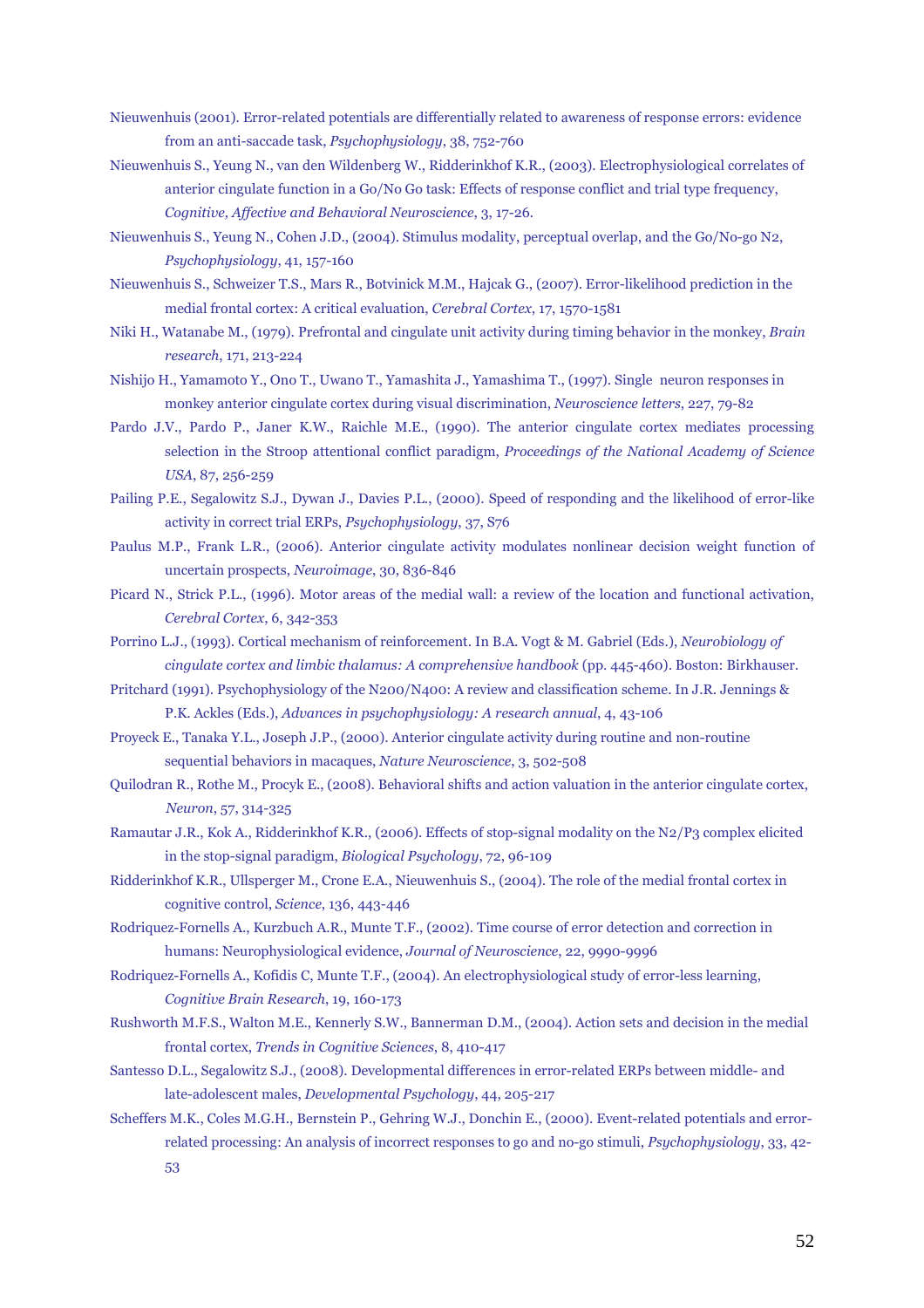Nieuwenhuis (2001). Error-related potentials are differentially related to awareness of response errors: evidence from an anti-saccade task, *Psychophysiology*, 38, 752-760

Nieuwenhuis S., Yeung N., van den Wildenberg W., Ridderinkhof K.R., (2003). Electrophysiological correlates of anterior cingulate function in a Go/No Go task: Effects of response conflict and trial type frequency, *Cognitive, Affective and Behavioral Neuroscience*, 3, 17-26.

Nieuwenhuis S., Yeung N., Cohen J.D., (2004). Stimulus modality, perceptual overlap, and the Go/No-go N2, *Psychophysiology*, 41, 157-160

Nieuwenhuis S., Schweizer T.S., Mars R., Botvinick M.M., Hajcak G., (2007). Error-likelihood prediction in the medial frontal cortex: A critical evaluation, *Cerebral Cortex*, 17, 1570-1581

Niki H., Watanabe M., (1979). Prefrontal and cingulate unit activity during timing behavior in the monkey, *Brain research*, 171, 213-224

Nishijo H., Yamamoto Y., Ono T., Uwano T., Yamashita J., Yamashima T., (1997). Single neuron responses in monkey anterior cingulate cortex during visual discrimination, *Neuroscience letters*, 227, 79-82

Pardo J.V., Pardo P., Janer K.W., Raichle M.E., (1990). The anterior cingulate cortex mediates processing selection in the Stroop attentional conflict paradigm, *Proceedings of the National Academy of Science USA*, 87, 256-259

Pailing P.E., Segalowitz S.J., Dywan J., Davies P.L., (2000). Speed of responding and the likelihood of error-like activity in correct trial ERPs, *Psychophysiology*, 37, S76

Paulus M.P., Frank L.R., (2006). Anterior cingulate activity modulates nonlinear decision weight function of uncertain prospects, *Neuroimage*, 30, 836-846

Picard N., Strick P.L., (1996). Motor areas of the medial wall: a review of the location and functional activation, *Cerebral Cortex*, 6, 342-353

Porrino L.J., (1993). Cortical mechanism of reinforcement. In B.A. Vogt & M. Gabriel (Eds.), *Neurobiology of cingulate cortex and limbic thalamus: A comprehensive handbook* (pp. 445-460). Boston: Birkhauser.

Pritchard (1991). Psychophysiology of the N200/N400: A review and classification scheme. In J.R. Jennings & P.K. Ackles (Eds.), *Advances in psychophysiology: A research annual*, 4, 43-106

Proyeck E., Tanaka Y.L., Joseph J.P., (2000). Anterior cingulate activity during routine and non-routine sequential behaviors in macaques, *Nature Neuroscience*, 3, 502-508

Quilodran R., Rothe M., Procyk E., (2008). Behavioral shifts and action valuation in the anterior cingulate cortex, *Neuron*, 57, 314-325

Ramautar J.R., Kok A., Ridderinkhof K.R., (2006). Effects of stop-signal modality on the N2/P3 complex elicited in the stop-signal paradigm, *Biological Psychology*, 72, 96-109

Ridderinkhof K.R., Ullsperger M., Crone E.A., Nieuwenhuis S., (2004). The role of the medial frontal cortex in cognitive control, *Science*, 136, 443-446

Rodriquez-Fornells A., Kurzbuch A.R., Munte T.F., (2002). Time course of error detection and correction in humans: Neurophysiological evidence, *Journal of Neuroscience*, 22, 9990-9996

Rodriquez-Fornells A., Kofidis C, Munte T.F., (2004). An electrophysiological study of error-less learning, *Cognitive Brain Research*, 19, 160-173

Rushworth M.F.S., Walton M.E., Kennerly S.W., Bannerman D.M., (2004). Action sets and decision in the medial frontal cortex, *Trends in Cognitive Sciences*, 8, 410-417

Santesso D.L., Segalowitz S.J., (2008). Developmental differences in error-related ERPs between middle- and late-adolescent males, *Developmental Psychology*, 44, 205-217

Scheffers M.K., Coles M.G.H., Bernstein P., Gehring W.J., Donchin E., (2000). Event-related potentials and error-related processing: An analysis of incorrect responses to go and no-go stimuli, *Psychophysiology*, 33, 42-53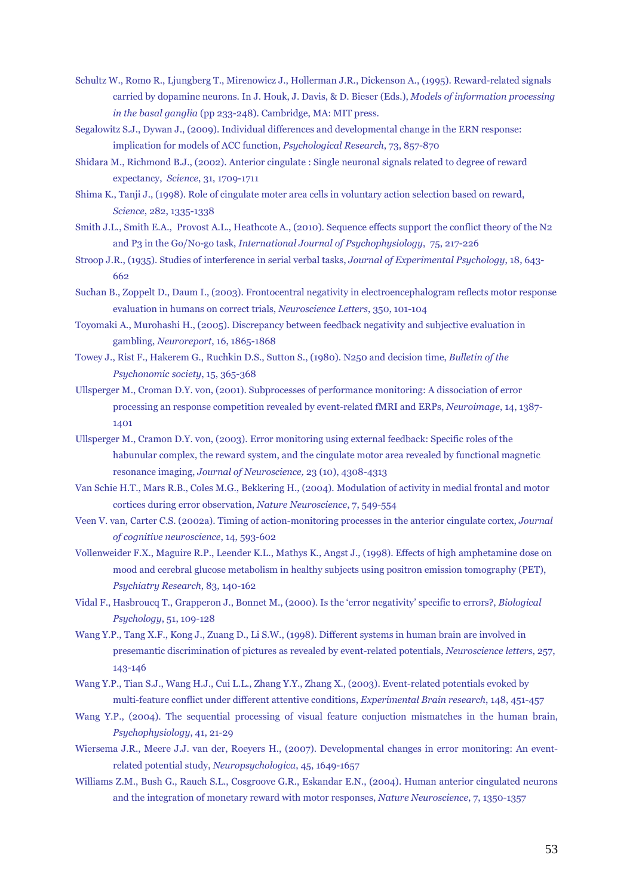Schultz W., Romo R., Ljungberg T., Mirenowicz J., Hollerman J.R., Dickenson A., (1995). Reward-related signals carried by dopamine neurons. In J. Houk, J. Davis, & D. Bieser (Eds.), *Models of information processing in the basal ganglia* (pp 233-248). Cambridge, MA: MIT press.

Segalowitz S.J., Dywan J., (2009). Individual differences and developmental change in the ERN response: implication for models of ACC function, *Psychological Research*, 73, 857-870

Shidara M., Richmond B.J., (2002). Anterior cingulate : Single neuronal signals related to degree of reward expectancy, *Science*, 31, 1709-1711

Shima K., Tanji J., (1998). Role of cingulate moter area cells in voluntary action selection based on reward, *Science*, 282, 1335-1338

Smith J.L., Smith E.A., Provost A.L., Heathcote A., (2010). Sequence effects support the conflict theory of the N2 and P3 in the Go/No-go task, *International Journal of Psychophysiology*, 75, 217-226

Stroop J.R., (1935). Studies of interference in serial verbal tasks, *Journal of Experimental Psychology*, 18, 643-662

Suchan B., Zoppelt D., Daum I., (2003). Frontocentral negativity in electroencephalogram reflects motor response evaluation in humans on correct trials, *Neuroscience Letters*, 350, 101-104

Toyomaki A., Murohashi H., (2005). Discrepancy between feedback negativity and subjective evaluation in gambling, *Neuroreport*, 16, 1865-1868

Towey J., Rist F., Hakerem G., Ruchkin D.S., Sutton S., (1980). N250 and decision time, *Bulletin of the Psychonomic society*, 15, 365-368

Ullsperger M., Croman D.Y. von, (2001). Subprocesses of performance monitoring: A dissociation of error processing an response competition revealed by event-related fMRI and ERPs, *Neuroimage*, 14, 1387-1401

Ullsperger M., Cramon D.Y. von, (2003). Error monitoring using external feedback: Specific roles of the habunular complex, the reward system, and the cingulate motor area revealed by functional magnetic resonance imaging, *Journal of Neuroscience,* 23 (10), 4308-4313

Van Schie H.T., Mars R.B., Coles M.G., Bekkering H., (2004). Modulation of activity in medial frontal and motor cortices during error observation, *Nature Neuroscience*, 7, 549-554

Veen V. van, Carter C.S. (2002a). Timing of action-monitoring processes in the anterior cingulate cortex, *Journal of cognitive neuroscience*, 14, 593-602

Vollenweider F.X., Maguire R.P., Leender K.L., Mathys K., Angst J., (1998). Effects of high amphetamine dose on mood and cerebral glucose metabolism in healthy subjects using positron emission tomography (PET), *Psychiatry Research*, 83, 140-162

Vidal F., Hasbroucq T., Grapperon J., Bonnet M., (2000). Is the 'error negativity' specific to errors?, *Biological Psychology*, 51, 109-128

Wang Y.P., Tang X.F., Kong J., Zuang D., Li S.W., (1998). Different systems in human brain are involved in presemantic discrimination of pictures as revealed by event-related potentials, *Neuroscience letters*, 257, 143-146

Wang Y.P., Tian S.J., Wang H.J., Cui L.L., Zhang Y.Y., Zhang X., (2003). Event-related potentials evoked by multi-feature conflict under different attentive conditions, *Experimental Brain research*, 148, 451-457

Wang Y.P., (2004). The sequential processing of visual feature conjuction mismatches in the human brain, *Psychophysiology*, 41, 21-29

Wiersema J.R., Meere J.J. van der, Roeyers H., (2007). Developmental changes in error monitoring: An event-related potential study, *Neuropsychologica*, 45, 1649-1657

Williams Z.M., Bush G., Rauch S.L., Cosgroove G.R., Eskandar E.N., (2004). Human anterior cingulated neurons and the integration of monetary reward with motor responses, *Nature Neuroscience*, 7, 1350-1357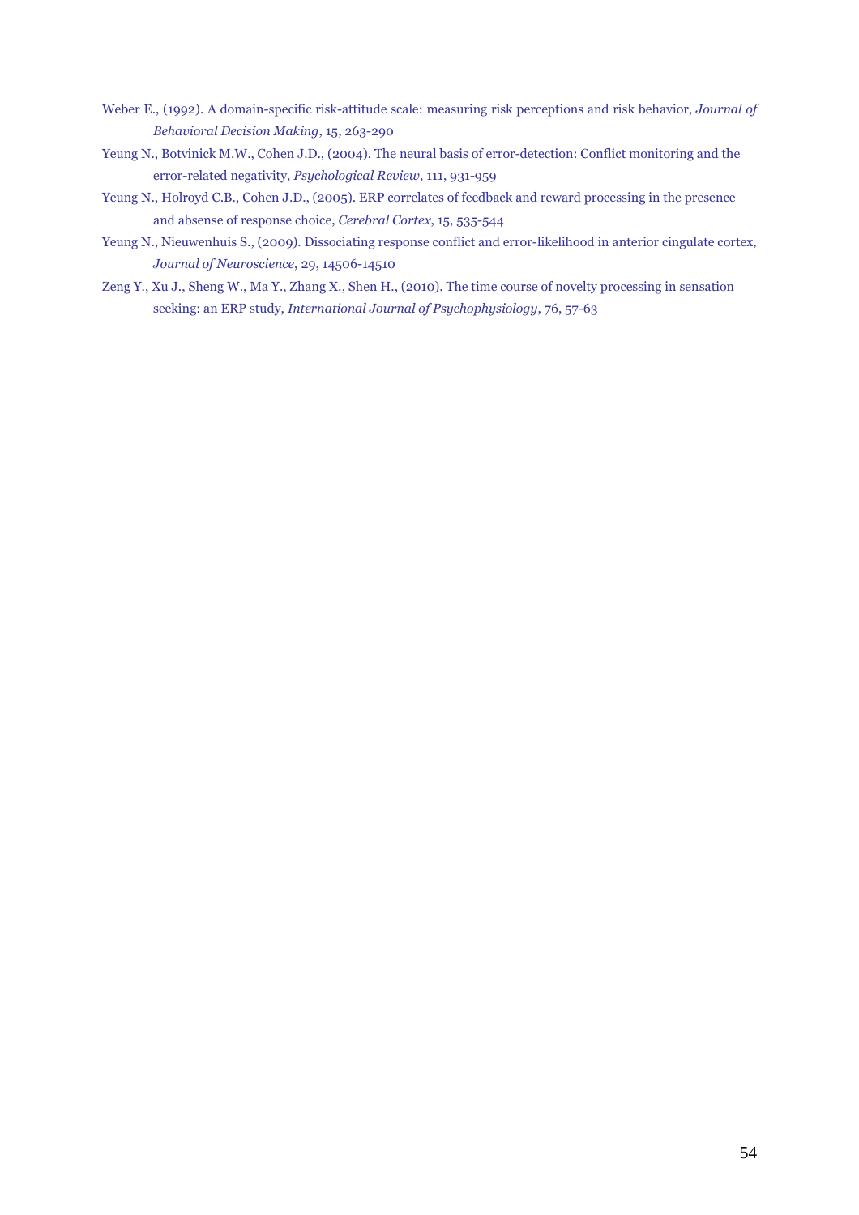Weber E., (1992). A domain-specific risk-attitude scale: measuring risk perceptions and risk behavior, *Journal of Behavioral Decision Making*, 15, 263-290

Yeung N., Botvinick M.W., Cohen J.D., (2004). The neural basis of error-detection: Conflict monitoring and the error-related negativity, *Psychological Review*, 111, 931-959

Yeung N., Holroyd C.B., Cohen J.D., (2005). ERP correlates of feedback and reward processing in the presence and absense of response choice, *Cerebral Cortex*, 15, 535-544

Yeung N., Nieuwenhuis S., (2009). Dissociating response conflict and error-likelihood in anterior cingulate cortex, *Journal of Neuroscience*, 29, 14506-14510

Zeng Y., Xu J., Sheng W., Ma Y., Zhang X., Shen H., (2010). The time course of novelty processing in sensation seeking: an ERP study, *International Journal of Psychophysiology*, 76, 57-63